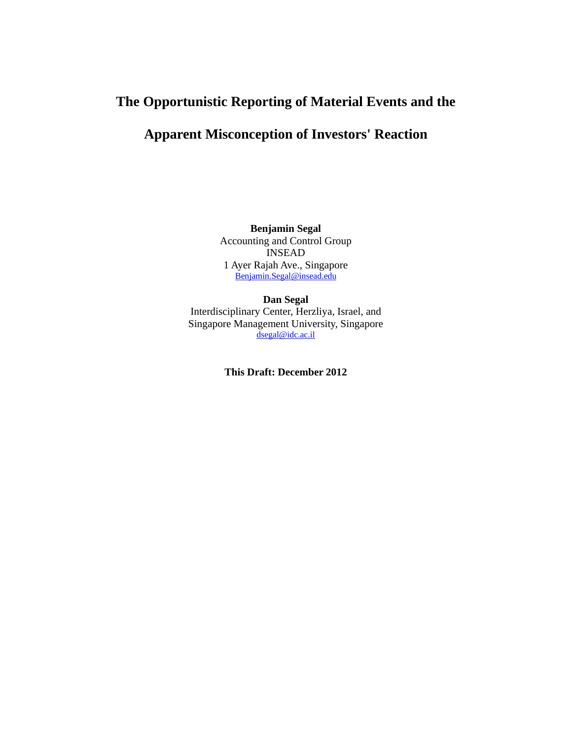# The Opportunistic Reporting of Material Events and the Apparent Misconception of Investors' Reaction

**Benjamin Segal**
Accounting and Control Group
INSEAD
1 Ayer Rajah Ave., Singapore
Benjamin.Segal@insead.edu

**Dan Segal**
Interdisciplinary Center, Herzliya, Israel, and
Singapore Management University, Singapore
dsegal@idc.ac.il

**This Draft: December 2012**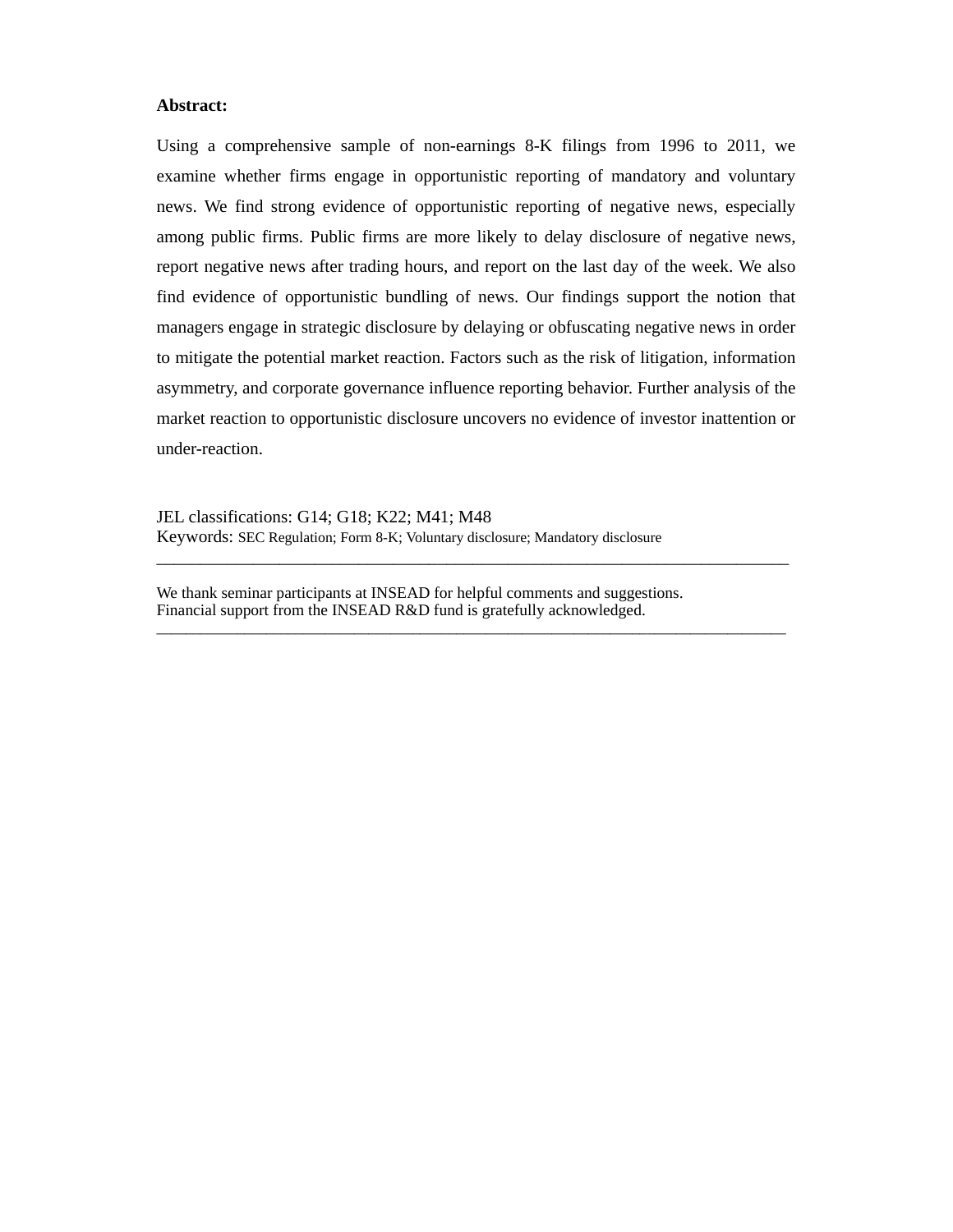**Abstract:**

Using a comprehensive sample of non-earnings 8-K filings from 1996 to 2011, we examine whether firms engage in opportunistic reporting of mandatory and voluntary news. We find strong evidence of opportunistic reporting of negative news, especially among public firms. Public firms are more likely to delay disclosure of negative news, report negative news after trading hours, and report on the last day of the week. We also find evidence of opportunistic bundling of news. Our findings support the notion that managers engage in strategic disclosure by delaying or obfuscating negative news in order to mitigate the potential market reaction. Factors such as the risk of litigation, information asymmetry, and corporate governance influence reporting behavior. Further analysis of the market reaction to opportunistic disclosure uncovers no evidence of investor inattention or under-reaction.

JEL classifications: G14; G18; K22; M41; M48
Keywords: SEC Regulation; Form 8-K; Voluntary disclosure; Mandatory disclosure

---

We thank seminar participants at INSEAD for helpful comments and suggestions.
Financial support from the INSEAD R&D fund is gratefully acknowledged.

---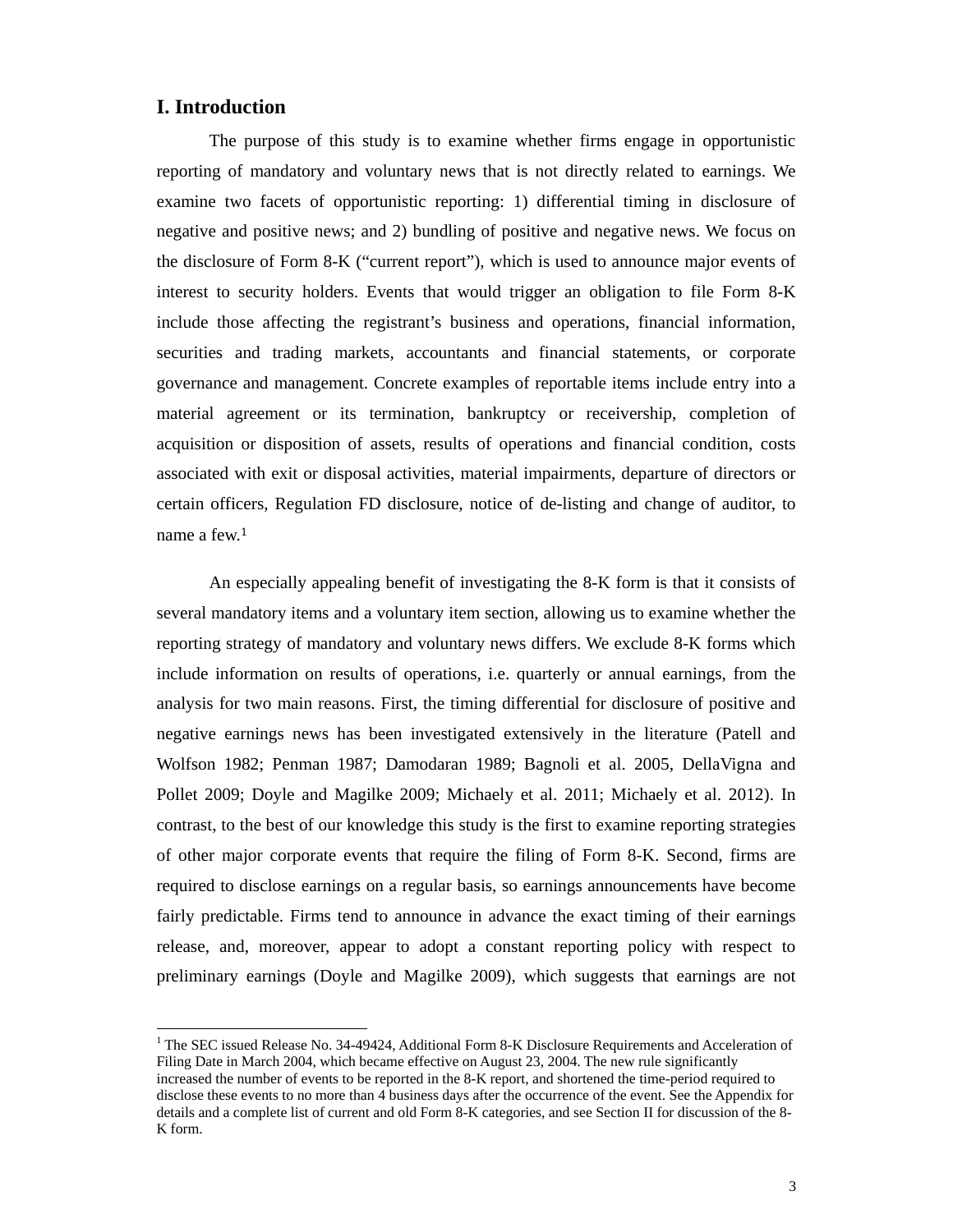# I. Introduction

The purpose of this study is to examine whether firms engage in opportunistic reporting of mandatory and voluntary news that is not directly related to earnings. We examine two facets of opportunistic reporting: 1) differential timing in disclosure of negative and positive news; and 2) bundling of positive and negative news. We focus on the disclosure of Form 8-K ("current report"), which is used to announce major events of interest to security holders. Events that would trigger an obligation to file Form 8-K include those affecting the registrant's business and operations, financial information, securities and trading markets, accountants and financial statements, or corporate governance and management. Concrete examples of reportable items include entry into a material agreement or its termination, bankruptcy or receivership, completion of acquisition or disposition of assets, results of operations and financial condition, costs associated with exit or disposal activities, material impairments, departure of directors or certain officers, Regulation FD disclosure, notice of de-listing and change of auditor, to name a few.[1]

An especially appealing benefit of investigating the 8-K form is that it consists of several mandatory items and a voluntary item section, allowing us to examine whether the reporting strategy of mandatory and voluntary news differs. We exclude 8-K forms which include information on results of operations, i.e. quarterly or annual earnings, from the analysis for two main reasons. First, the timing differential for disclosure of positive and negative earnings news has been investigated extensively in the literature (Patell and Wolfson 1982; Penman 1987; Damodaran 1989; Bagnoli et al. 2005, DellaVigna and Pollet 2009; Doyle and Magilke 2009; Michaely et al. 2011; Michaely et al. 2012). In contrast, to the best of our knowledge this study is the first to examine reporting strategies of other major corporate events that require the filing of Form 8-K. Second, firms are required to disclose earnings on a regular basis, so earnings announcements have become fairly predictable. Firms tend to announce in advance the exact timing of their earnings release, and, moreover, appear to adopt a constant reporting policy with respect to preliminary earnings (Doyle and Magilke 2009), which suggests that earnings are not

[1] The SEC issued Release No. 34-49424, Additional Form 8-K Disclosure Requirements and Acceleration of Filing Date in March 2004, which became effective on August 23, 2004. The new rule significantly increased the number of events to be reported in the 8-K report, and shortened the time-period required to disclose these events to no more than 4 business days after the occurrence of the event. See the Appendix for details and a complete list of current and old Form 8-K categories, and see Section II for discussion of the 8-K form.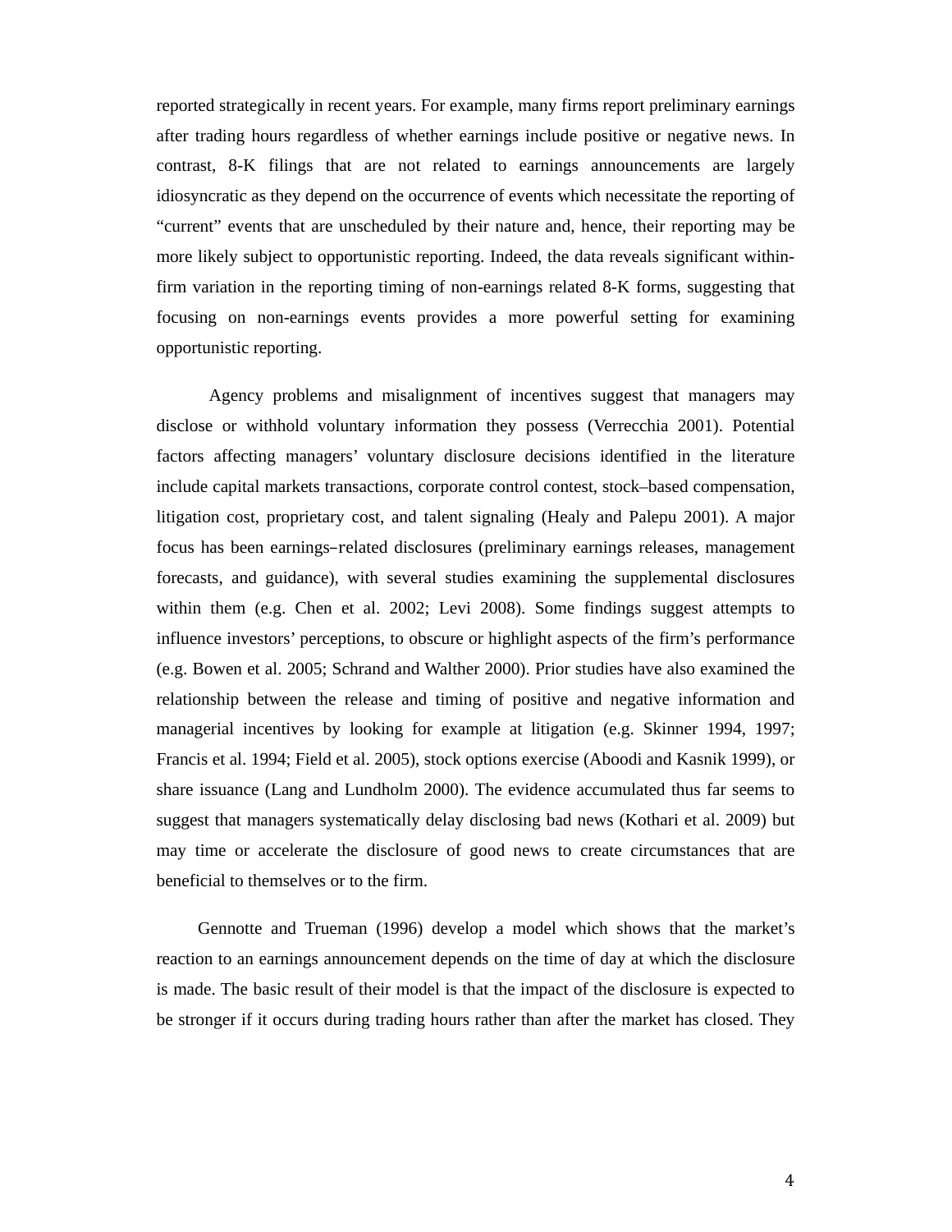reported strategically in recent years. For example, many firms report preliminary earnings after trading hours regardless of whether earnings include positive or negative news. In contrast, 8-K filings that are not related to earnings announcements are largely idiosyncratic as they depend on the occurrence of events which necessitate the reporting of "current" events that are unscheduled by their nature and, hence, their reporting may be more likely subject to opportunistic reporting. Indeed, the data reveals significant within-firm variation in the reporting timing of non-earnings related 8-K forms, suggesting that focusing on non-earnings events provides a more powerful setting for examining opportunistic reporting.

Agency problems and misalignment of incentives suggest that managers may disclose or withhold voluntary information they possess (Verrecchia 2001). Potential factors affecting managers' voluntary disclosure decisions identified in the literature include capital markets transactions, corporate control contest, stock–based compensation, litigation cost, proprietary cost, and talent signaling (Healy and Palepu 2001). A major focus has been earnings–related disclosures (preliminary earnings releases, management forecasts, and guidance), with several studies examining the supplemental disclosures within them (e.g. Chen et al. 2002; Levi 2008). Some findings suggest attempts to influence investors' perceptions, to obscure or highlight aspects of the firm's performance (e.g. Bowen et al. 2005; Schrand and Walther 2000). Prior studies have also examined the relationship between the release and timing of positive and negative information and managerial incentives by looking for example at litigation (e.g. Skinner 1994, 1997; Francis et al. 1994; Field et al. 2005), stock options exercise (Aboodi and Kasnik 1999), or share issuance (Lang and Lundholm 2000). The evidence accumulated thus far seems to suggest that managers systematically delay disclosing bad news (Kothari et al. 2009) but may time or accelerate the disclosure of good news to create circumstances that are beneficial to themselves or to the firm.

Gennotte and Trueman (1996) develop a model which shows that the market's reaction to an earnings announcement depends on the time of day at which the disclosure is made. The basic result of their model is that the impact of the disclosure is expected to be stronger if it occurs during trading hours rather than after the market has closed. They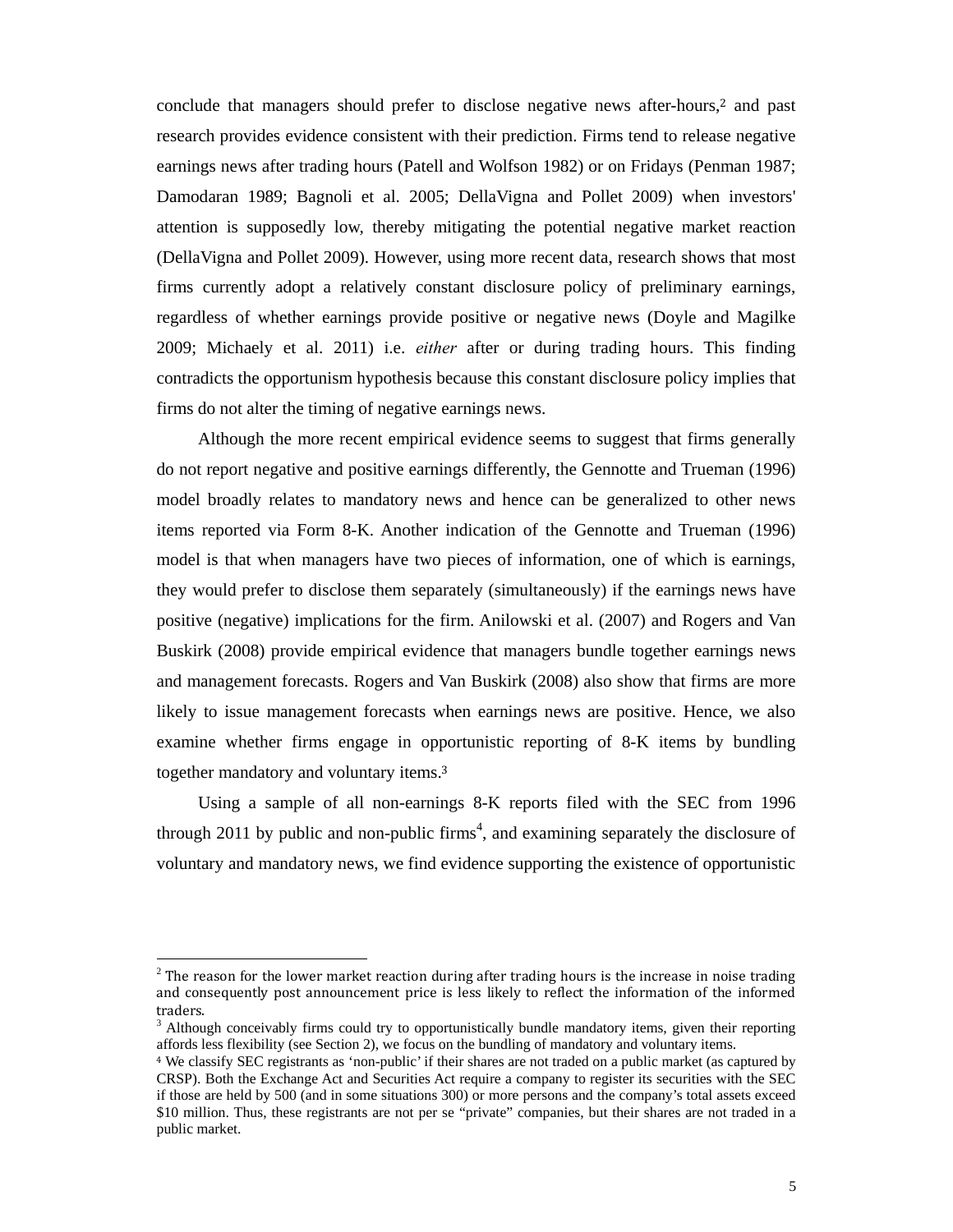conclude that managers should prefer to disclose negative news after-hours,[2] and past research provides evidence consistent with their prediction. Firms tend to release negative earnings news after trading hours (Patell and Wolfson 1982) or on Fridays (Penman 1987; Damodaran 1989; Bagnoli et al. 2005; DellaVigna and Pollet 2009) when investors' attention is supposedly low, thereby mitigating the potential negative market reaction (DellaVigna and Pollet 2009). However, using more recent data, research shows that most firms currently adopt a relatively constant disclosure policy of preliminary earnings, regardless of whether earnings provide positive or negative news (Doyle and Magilke 2009; Michaely et al. 2011) i.e. *either* after or during trading hours. This finding contradicts the opportunism hypothesis because this constant disclosure policy implies that firms do not alter the timing of negative earnings news.

Although the more recent empirical evidence seems to suggest that firms generally do not report negative and positive earnings differently, the Gennotte and Trueman (1996) model broadly relates to mandatory news and hence can be generalized to other news items reported via Form 8-K. Another indication of the Gennotte and Trueman (1996) model is that when managers have two pieces of information, one of which is earnings, they would prefer to disclose them separately (simultaneously) if the earnings news have positive (negative) implications for the firm. Anilowski et al. (2007) and Rogers and Van Buskirk (2008) provide empirical evidence that managers bundle together earnings news and management forecasts. Rogers and Van Buskirk (2008) also show that firms are more likely to issue management forecasts when earnings news are positive. Hence, we also examine whether firms engage in opportunistic reporting of 8-K items by bundling together mandatory and voluntary items.[3]

Using a sample of all non-earnings 8-K reports filed with the SEC from 1996 through 2011 by public and non-public firms[4], and examining separately the disclosure of voluntary and mandatory news, we find evidence supporting the existence of opportunistic

---

[2] The reason for the lower market reaction during after trading hours is the increase in noise trading and consequently post announcement price is less likely to reflect the information of the informed traders.

[3] Although conceivably firms could try to opportunistically bundle mandatory items, given their reporting affords less flexibility (see Section 2), we focus on the bundling of mandatory and voluntary items.

[4] We classify SEC registrants as 'non-public' if their shares are not traded on a public market (as captured by CRSP). Both the Exchange Act and Securities Act require a company to register its securities with the SEC if those are held by 500 (and in some situations 300) or more persons and the company's total assets exceed $10 million. Thus, these registrants are not per se "private" companies, but their shares are not traded in a public market.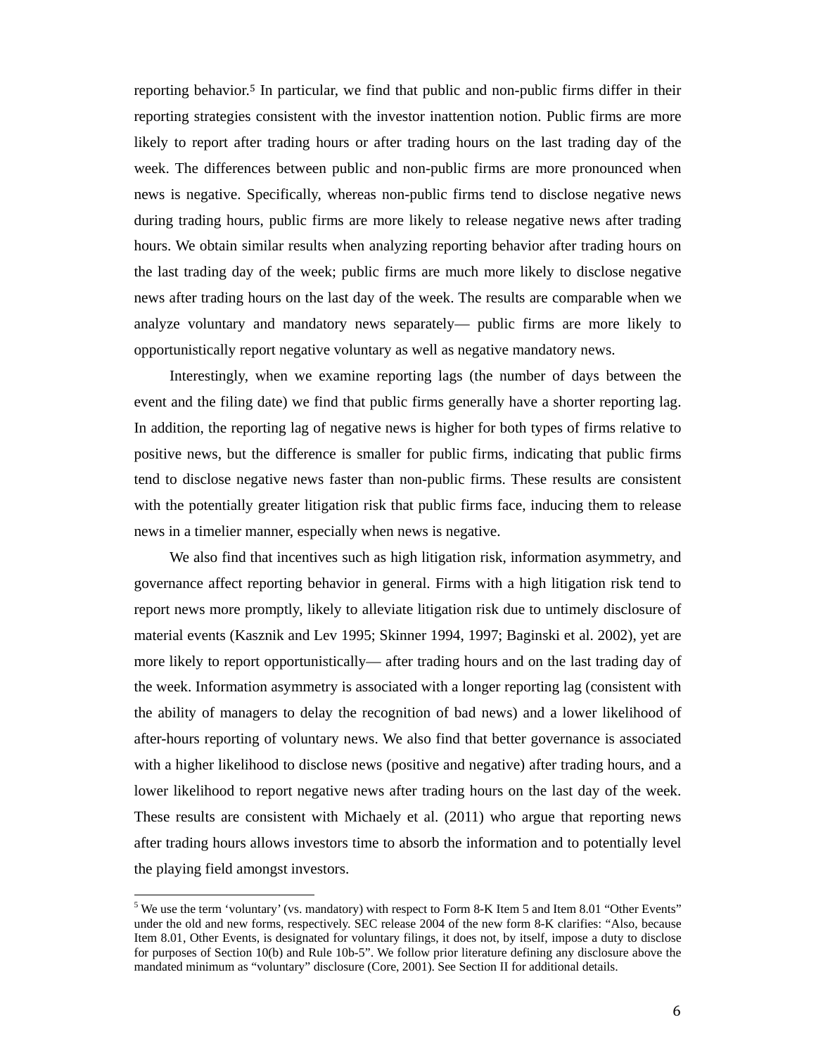reporting behavior.[5] In particular, we find that public and non-public firms differ in their reporting strategies consistent with the investor inattention notion. Public firms are more likely to report after trading hours or after trading hours on the last trading day of the week. The differences between public and non-public firms are more pronounced when news is negative. Specifically, whereas non-public firms tend to disclose negative news during trading hours, public firms are more likely to release negative news after trading hours. We obtain similar results when analyzing reporting behavior after trading hours on the last trading day of the week; public firms are much more likely to disclose negative news after trading hours on the last day of the week. The results are comparable when we analyze voluntary and mandatory news separately— public firms are more likely to opportunistically report negative voluntary as well as negative mandatory news.

Interestingly, when we examine reporting lags (the number of days between the event and the filing date) we find that public firms generally have a shorter reporting lag. In addition, the reporting lag of negative news is higher for both types of firms relative to positive news, but the difference is smaller for public firms, indicating that public firms tend to disclose negative news faster than non-public firms. These results are consistent with the potentially greater litigation risk that public firms face, inducing them to release news in a timelier manner, especially when news is negative.

We also find that incentives such as high litigation risk, information asymmetry, and governance affect reporting behavior in general. Firms with a high litigation risk tend to report news more promptly, likely to alleviate litigation risk due to untimely disclosure of material events (Kasznik and Lev 1995; Skinner 1994, 1997; Baginski et al. 2002), yet are more likely to report opportunistically— after trading hours and on the last trading day of the week. Information asymmetry is associated with a longer reporting lag (consistent with the ability of managers to delay the recognition of bad news) and a lower likelihood of after-hours reporting of voluntary news. We also find that better governance is associated with a higher likelihood to disclose news (positive and negative) after trading hours, and a lower likelihood to report negative news after trading hours on the last day of the week. These results are consistent with Michaely et al. (2011) who argue that reporting news after trading hours allows investors time to absorb the information and to potentially level the playing field amongst investors.

[5] We use the term 'voluntary' (vs. mandatory) with respect to Form 8-K Item 5 and Item 8.01 "Other Events" under the old and new forms, respectively. SEC release 2004 of the new form 8-K clarifies: "Also, because Item 8.01, Other Events, is designated for voluntary filings, it does not, by itself, impose a duty to disclose for purposes of Section 10(b) and Rule 10b-5". We follow prior literature defining any disclosure above the mandated minimum as "voluntary" disclosure (Core, 2001). See Section II for additional details.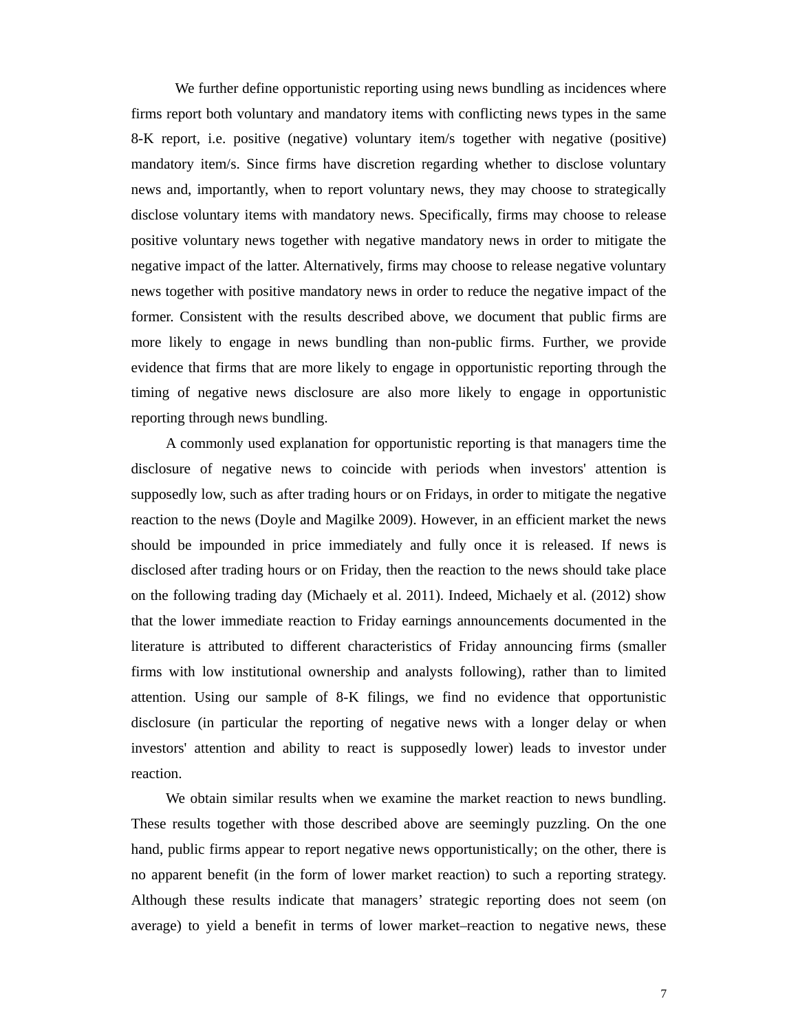We further define opportunistic reporting using news bundling as incidences where firms report both voluntary and mandatory items with conflicting news types in the same 8-K report, i.e. positive (negative) voluntary item/s together with negative (positive) mandatory item/s. Since firms have discretion regarding whether to disclose voluntary news and, importantly, when to report voluntary news, they may choose to strategically disclose voluntary items with mandatory news. Specifically, firms may choose to release positive voluntary news together with negative mandatory news in order to mitigate the negative impact of the latter. Alternatively, firms may choose to release negative voluntary news together with positive mandatory news in order to reduce the negative impact of the former. Consistent with the results described above, we document that public firms are more likely to engage in news bundling than non-public firms. Further, we provide evidence that firms that are more likely to engage in opportunistic reporting through the timing of negative news disclosure are also more likely to engage in opportunistic reporting through news bundling.

A commonly used explanation for opportunistic reporting is that managers time the disclosure of negative news to coincide with periods when investors' attention is supposedly low, such as after trading hours or on Fridays, in order to mitigate the negative reaction to the news (Doyle and Magilke 2009). However, in an efficient market the news should be impounded in price immediately and fully once it is released. If news is disclosed after trading hours or on Friday, then the reaction to the news should take place on the following trading day (Michaely et al. 2011). Indeed, Michaely et al. (2012) show that the lower immediate reaction to Friday earnings announcements documented in the literature is attributed to different characteristics of Friday announcing firms (smaller firms with low institutional ownership and analysts following), rather than to limited attention. Using our sample of 8-K filings, we find no evidence that opportunistic disclosure (in particular the reporting of negative news with a longer delay or when investors' attention and ability to react is supposedly lower) leads to investor under reaction.

We obtain similar results when we examine the market reaction to news bundling. These results together with those described above are seemingly puzzling. On the one hand, public firms appear to report negative news opportunistically; on the other, there is no apparent benefit (in the form of lower market reaction) to such a reporting strategy. Although these results indicate that managers' strategic reporting does not seem (on average) to yield a benefit in terms of lower market–reaction to negative news, these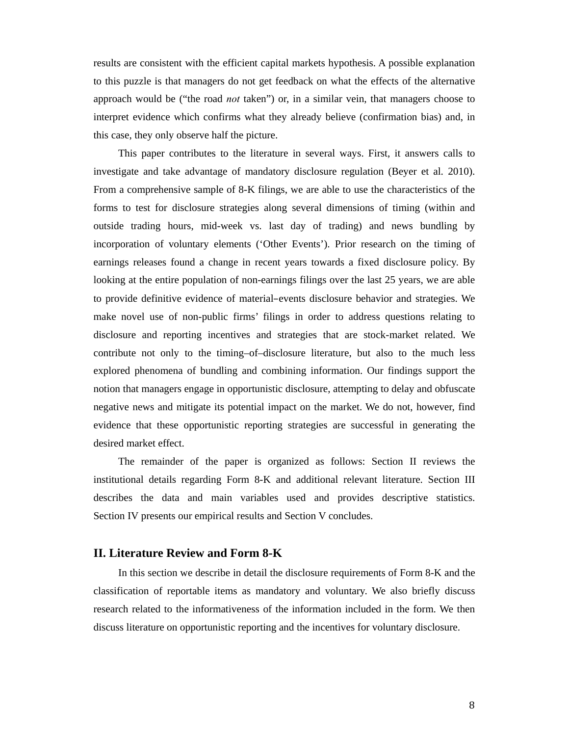results are consistent with the efficient capital markets hypothesis. A possible explanation to this puzzle is that managers do not get feedback on what the effects of the alternative approach would be (“the road *not* taken”) or, in a similar vein, that managers choose to interpret evidence which confirms what they already believe (confirmation bias) and, in this case, they only observe half the picture.

This paper contributes to the literature in several ways. First, it answers calls to investigate and take advantage of mandatory disclosure regulation (Beyer et al. 2010). From a comprehensive sample of 8-K filings, we are able to use the characteristics of the forms to test for disclosure strategies along several dimensions of timing (within and outside trading hours, mid-week vs. last day of trading) and news bundling by incorporation of voluntary elements (‘Other Events’). Prior research on the timing of earnings releases found a change in recent years towards a fixed disclosure policy. By looking at the entire population of non-earnings filings over the last 25 years, we are able to provide definitive evidence of material–events disclosure behavior and strategies. We make novel use of non-public firms’ filings in order to address questions relating to disclosure and reporting incentives and strategies that are stock-market related. We contribute not only to the timing–of–disclosure literature, but also to the much less explored phenomena of bundling and combining information. Our findings support the notion that managers engage in opportunistic disclosure, attempting to delay and obfuscate negative news and mitigate its potential impact on the market. We do not, however, find evidence that these opportunistic reporting strategies are successful in generating the desired market effect.

The remainder of the paper is organized as follows: Section II reviews the institutional details regarding Form 8-K and additional relevant literature. Section III describes the data and main variables used and provides descriptive statistics. Section IV presents our empirical results and Section V concludes.

## II. Literature Review and Form 8-K

In this section we describe in detail the disclosure requirements of Form 8-K and the classification of reportable items as mandatory and voluntary. We also briefly discuss research related to the informativeness of the information included in the form. We then discuss literature on opportunistic reporting and the incentives for voluntary disclosure.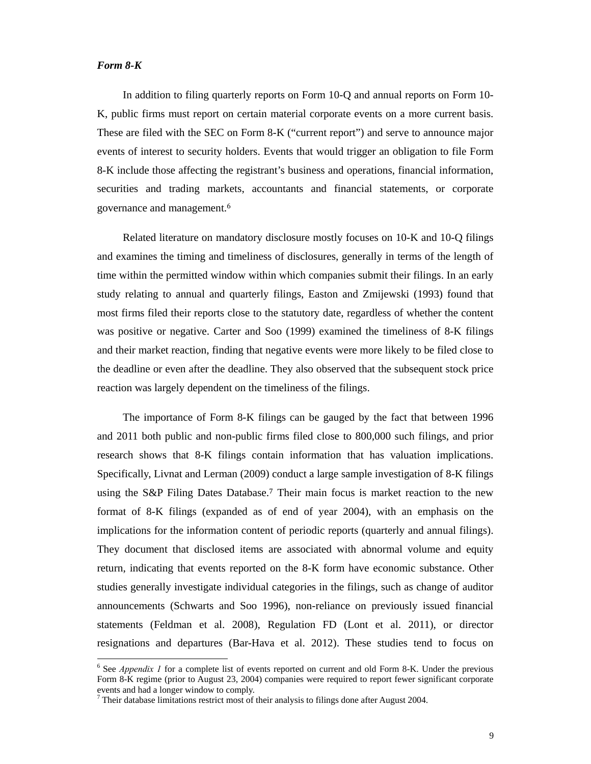### *Form 8-K*

In addition to filing quarterly reports on Form 10-Q and annual reports on Form 10-K, public firms must report on certain material corporate events on a more current basis. These are filed with the SEC on Form 8-K ("current report") and serve to announce major events of interest to security holders. Events that would trigger an obligation to file Form 8-K include those affecting the registrant's business and operations, financial information, securities and trading markets, accountants and financial statements, or corporate governance and management.[6]

Related literature on mandatory disclosure mostly focuses on 10-K and 10-Q filings and examines the timing and timeliness of disclosures, generally in terms of the length of time within the permitted window within which companies submit their filings. In an early study relating to annual and quarterly filings, Easton and Zmijewski (1993) found that most firms filed their reports close to the statutory date, regardless of whether the content was positive or negative. Carter and Soo (1999) examined the timeliness of 8-K filings and their market reaction, finding that negative events were more likely to be filed close to the deadline or even after the deadline. They also observed that the subsequent stock price reaction was largely dependent on the timeliness of the filings.

The importance of Form 8-K filings can be gauged by the fact that between 1996 and 2011 both public and non-public firms filed close to 800,000 such filings, and prior research shows that 8-K filings contain information that has valuation implications. Specifically, Livnat and Lerman (2009) conduct a large sample investigation of 8-K filings using the S&P Filing Dates Database.[7] Their main focus is market reaction to the new format of 8-K filings (expanded as of end of year 2004), with an emphasis on the implications for the information content of periodic reports (quarterly and annual filings). They document that disclosed items are associated with abnormal volume and equity return, indicating that events reported on the 8-K form have economic substance. Other studies generally investigate individual categories in the filings, such as change of auditor announcements (Schwarts and Soo 1996), non-reliance on previously issued financial statements (Feldman et al. 2008), Regulation FD (Lont et al. 2011), or director resignations and departures (Bar-Hava et al. 2012). These studies tend to focus on

---

[6] See *Appendix 1* for a complete list of events reported on current and old Form 8-K. Under the previous Form 8-K regime (prior to August 23, 2004) companies were required to report fewer significant corporate events and had a longer window to comply.

[7] Their database limitations restrict most of their analysis to filings done after August 2004.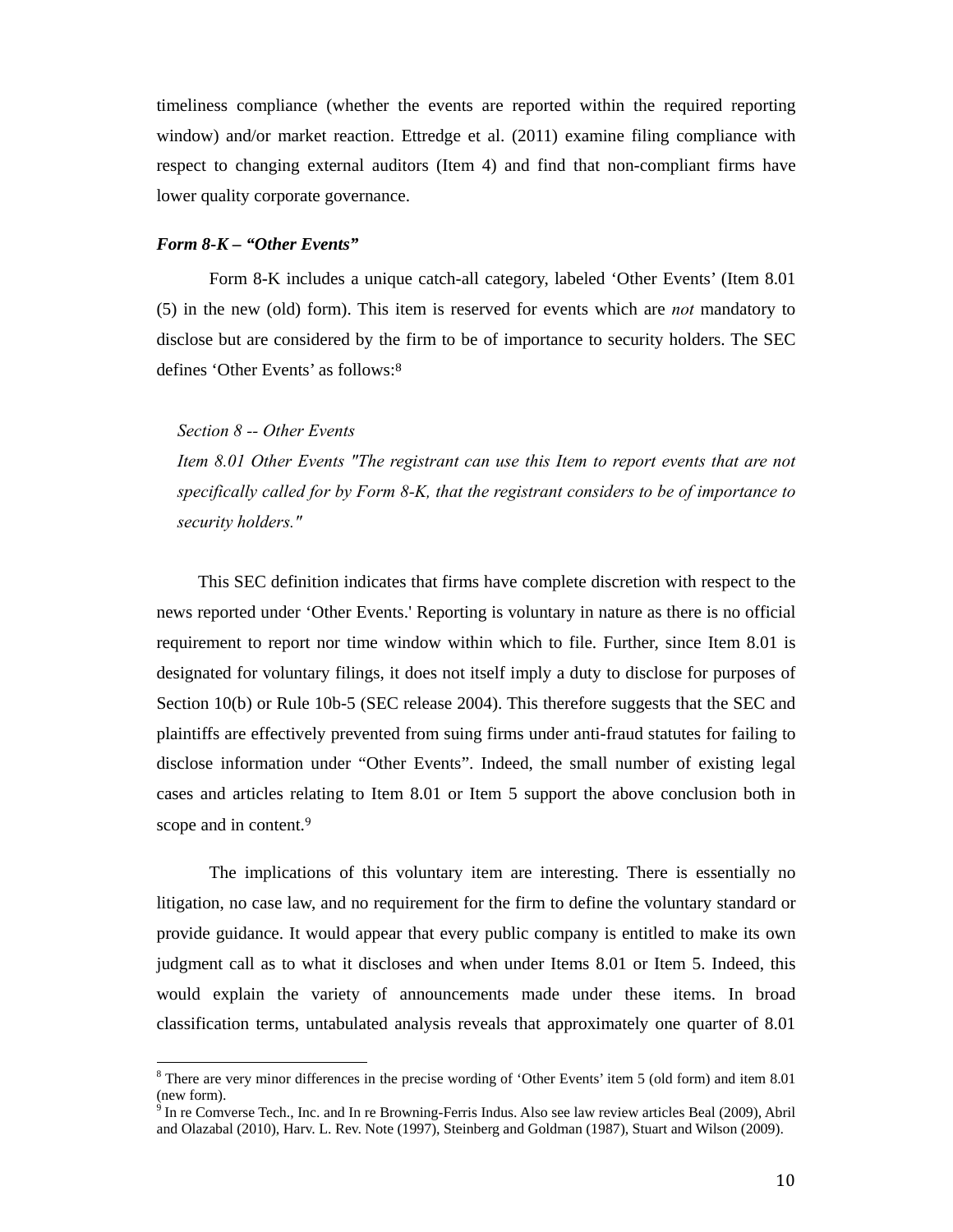timeliness compliance (whether the events are reported within the required reporting window) and/or market reaction. Ettredge et al. (2011) examine filing compliance with respect to changing external auditors (Item 4) and find that non-compliant firms have lower quality corporate governance.

### *Form 8-K – "Other Events"*

Form 8-K includes a unique catch-all category, labeled 'Other Events' (Item 8.01 (5) in the new (old) form). This item is reserved for events which are *not* mandatory to disclose but are considered by the firm to be of importance to security holders. The SEC defines 'Other Events' as follows:[8]

> *Section 8 -- Other Events*
>
> *Item 8.01 Other Events "The registrant can use this Item to report events that are not specifically called for by Form 8-K, that the registrant considers to be of importance to security holders."*

This SEC definition indicates that firms have complete discretion with respect to the news reported under 'Other Events.' Reporting is voluntary in nature as there is no official requirement to report nor time window within which to file. Further, since Item 8.01 is designated for voluntary filings, it does not itself imply a duty to disclose for purposes of Section 10(b) or Rule 10b-5 (SEC release 2004). This therefore suggests that the SEC and plaintiffs are effectively prevented from suing firms under anti-fraud statutes for failing to disclose information under "Other Events". Indeed, the small number of existing legal cases and articles relating to Item 8.01 or Item 5 support the above conclusion both in scope and in content.[9]

The implications of this voluntary item are interesting. There is essentially no litigation, no case law, and no requirement for the firm to define the voluntary standard or provide guidance. It would appear that every public company is entitled to make its own judgment call as to what it discloses and when under Items 8.01 or Item 5. Indeed, this would explain the variety of announcements made under these items. In broad classification terms, untabulated analysis reveals that approximately one quarter of 8.01

---

[8] There are very minor differences in the precise wording of 'Other Events' item 5 (old form) and item 8.01 (new form).

[9] In re Comverse Tech., Inc. and In re Browning-Ferris Indus. Also see law review articles Beal (2009), Abril and Olazabal (2010), Harv. L. Rev. Note (1997), Steinberg and Goldman (1987), Stuart and Wilson (2009).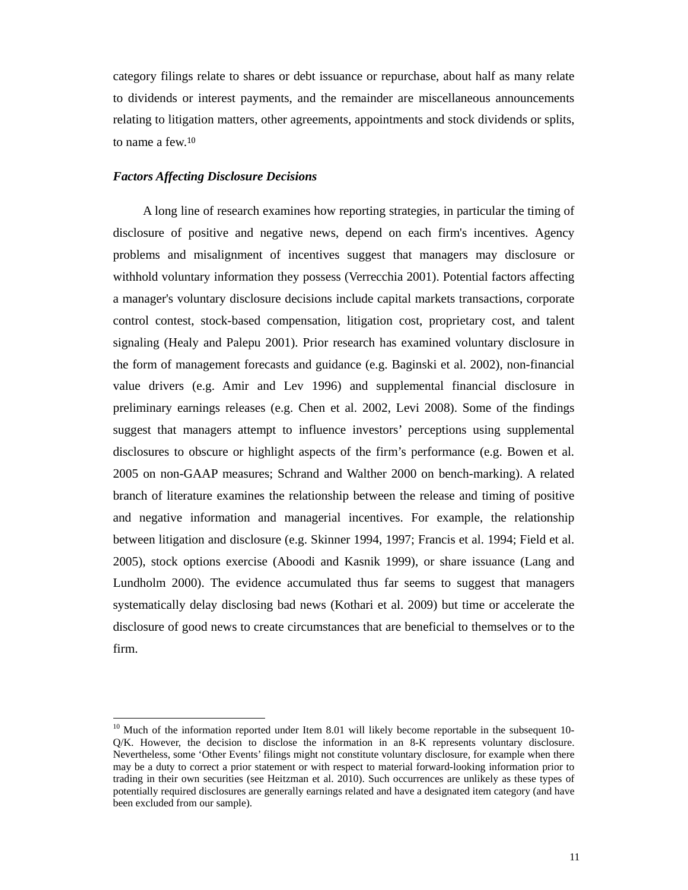category filings relate to shares or debt issuance or repurchase, about half as many relate to dividends or interest payments, and the remainder are miscellaneous announcements relating to litigation matters, other agreements, appointments and stock dividends or splits, to name a few.[10]

### *Factors Affecting Disclosure Decisions*

A long line of research examines how reporting strategies, in particular the timing of disclosure of positive and negative news, depend on each firm's incentives. Agency problems and misalignment of incentives suggest that managers may disclosure or withhold voluntary information they possess (Verrecchia 2001). Potential factors affecting a manager's voluntary disclosure decisions include capital markets transactions, corporate control contest, stock-based compensation, litigation cost, proprietary cost, and talent signaling (Healy and Palepu 2001). Prior research has examined voluntary disclosure in the form of management forecasts and guidance (e.g. Baginski et al. 2002), non-financial value drivers (e.g. Amir and Lev 1996) and supplemental financial disclosure in preliminary earnings releases (e.g. Chen et al. 2002, Levi 2008). Some of the findings suggest that managers attempt to influence investors' perceptions using supplemental disclosures to obscure or highlight aspects of the firm's performance (e.g. Bowen et al. 2005 on non-GAAP measures; Schrand and Walther 2000 on bench-marking). A related branch of literature examines the relationship between the release and timing of positive and negative information and managerial incentives. For example, the relationship between litigation and disclosure (e.g. Skinner 1994, 1997; Francis et al. 1994; Field et al. 2005), stock options exercise (Aboodi and Kasnik 1999), or share issuance (Lang and Lundholm 2000). The evidence accumulated thus far seems to suggest that managers systematically delay disclosing bad news (Kothari et al. 2009) but time or accelerate the disclosure of good news to create circumstances that are beneficial to themselves or to the firm.

---

[10] Much of the information reported under Item 8.01 will likely become reportable in the subsequent 10-Q/K. However, the decision to disclose the information in an 8-K represents voluntary disclosure. Nevertheless, some 'Other Events' filings might not constitute voluntary disclosure, for example when there may be a duty to correct a prior statement or with respect to material forward-looking information prior to trading in their own securities (see Heitzman et al. 2010). Such occurrences are unlikely as these types of potentially required disclosures are generally earnings related and have a designated item category (and have been excluded from our sample).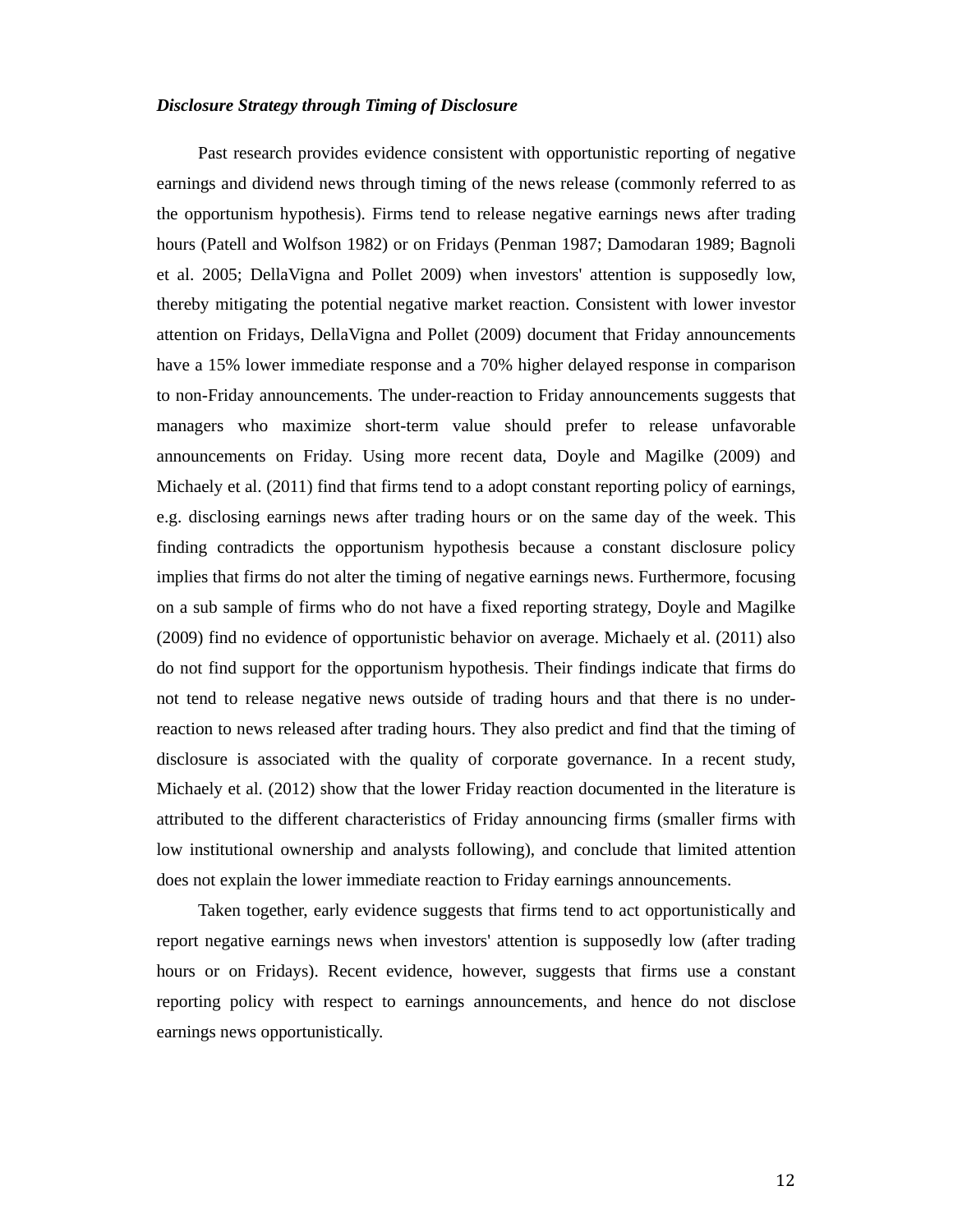### *Disclosure Strategy through Timing of Disclosure*

Past research provides evidence consistent with opportunistic reporting of negative earnings and dividend news through timing of the news release (commonly referred to as the opportunism hypothesis). Firms tend to release negative earnings news after trading hours (Patell and Wolfson 1982) or on Fridays (Penman 1987; Damodaran 1989; Bagnoli et al. 2005; DellaVigna and Pollet 2009) when investors' attention is supposedly low, thereby mitigating the potential negative market reaction. Consistent with lower investor attention on Fridays, DellaVigna and Pollet (2009) document that Friday announcements have a 15% lower immediate response and a 70% higher delayed response in comparison to non-Friday announcements. The under-reaction to Friday announcements suggests that managers who maximize short-term value should prefer to release unfavorable announcements on Friday. Using more recent data, Doyle and Magilke (2009) and Michaely et al. (2011) find that firms tend to a adopt constant reporting policy of earnings, e.g. disclosing earnings news after trading hours or on the same day of the week. This finding contradicts the opportunism hypothesis because a constant disclosure policy implies that firms do not alter the timing of negative earnings news. Furthermore, focusing on a sub sample of firms who do not have a fixed reporting strategy, Doyle and Magilke (2009) find no evidence of opportunistic behavior on average. Michaely et al. (2011) also do not find support for the opportunism hypothesis. Their findings indicate that firms do not tend to release negative news outside of trading hours and that there is no under-reaction to news released after trading hours. They also predict and find that the timing of disclosure is associated with the quality of corporate governance. In a recent study, Michaely et al. (2012) show that the lower Friday reaction documented in the literature is attributed to the different characteristics of Friday announcing firms (smaller firms with low institutional ownership and analysts following), and conclude that limited attention does not explain the lower immediate reaction to Friday earnings announcements.

Taken together, early evidence suggests that firms tend to act opportunistically and report negative earnings news when investors' attention is supposedly low (after trading hours or on Fridays). Recent evidence, however, suggests that firms use a constant reporting policy with respect to earnings announcements, and hence do not disclose earnings news opportunistically.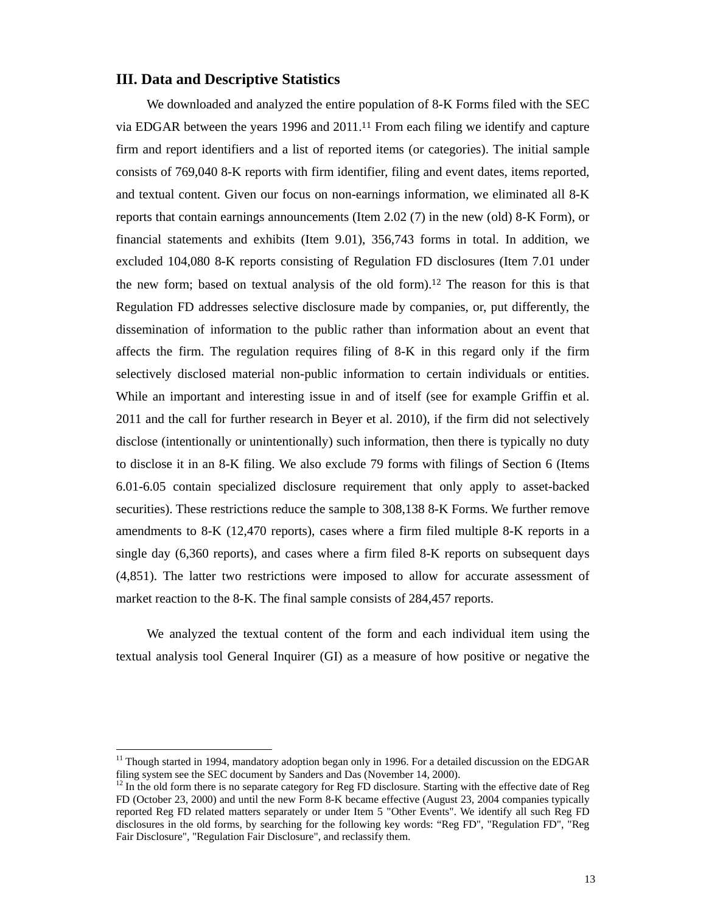## III. Data and Descriptive Statistics

We downloaded and analyzed the entire population of 8-K Forms filed with the SEC via EDGAR between the years 1996 and 2011.[11] From each filing we identify and capture firm and report identifiers and a list of reported items (or categories). The initial sample consists of 769,040 8-K reports with firm identifier, filing and event dates, items reported, and textual content. Given our focus on non-earnings information, we eliminated all 8-K reports that contain earnings announcements (Item 2.02 (7) in the new (old) 8-K Form), or financial statements and exhibits (Item 9.01), 356,743 forms in total. In addition, we excluded 104,080 8-K reports consisting of Regulation FD disclosures (Item 7.01 under the new form; based on textual analysis of the old form).[12] The reason for this is that Regulation FD addresses selective disclosure made by companies, or, put differently, the dissemination of information to the public rather than information about an event that affects the firm. The regulation requires filing of 8-K in this regard only if the firm selectively disclosed material non-public information to certain individuals or entities. While an important and interesting issue in and of itself (see for example Griffin et al. 2011 and the call for further research in Beyer et al. 2010), if the firm did not selectively disclose (intentionally or unintentionally) such information, then there is typically no duty to disclose it in an 8-K filing. We also exclude 79 forms with filings of Section 6 (Items 6.01-6.05 contain specialized disclosure requirement that only apply to asset-backed securities). These restrictions reduce the sample to 308,138 8-K Forms. We further remove amendments to 8-K (12,470 reports), cases where a firm filed multiple 8-K reports in a single day (6,360 reports), and cases where a firm filed 8-K reports on subsequent days (4,851). The latter two restrictions were imposed to allow for accurate assessment of market reaction to the 8-K. The final sample consists of 284,457 reports.

We analyzed the textual content of the form and each individual item using the textual analysis tool General Inquirer (GI) as a measure of how positive or negative the

---

[11] Though started in 1994, mandatory adoption began only in 1996. For a detailed discussion on the EDGAR filing system see the SEC document by Sanders and Das (November 14, 2000).

[12] In the old form there is no separate category for Reg FD disclosure. Starting with the effective date of Reg FD (October 23, 2000) and until the new Form 8-K became effective (August 23, 2004 companies typically reported Reg FD related matters separately or under Item 5 "Other Events". We identify all such Reg FD disclosures in the old forms, by searching for the following key words: "Reg FD", "Regulation FD", "Reg Fair Disclosure", "Regulation Fair Disclosure", and reclassify them.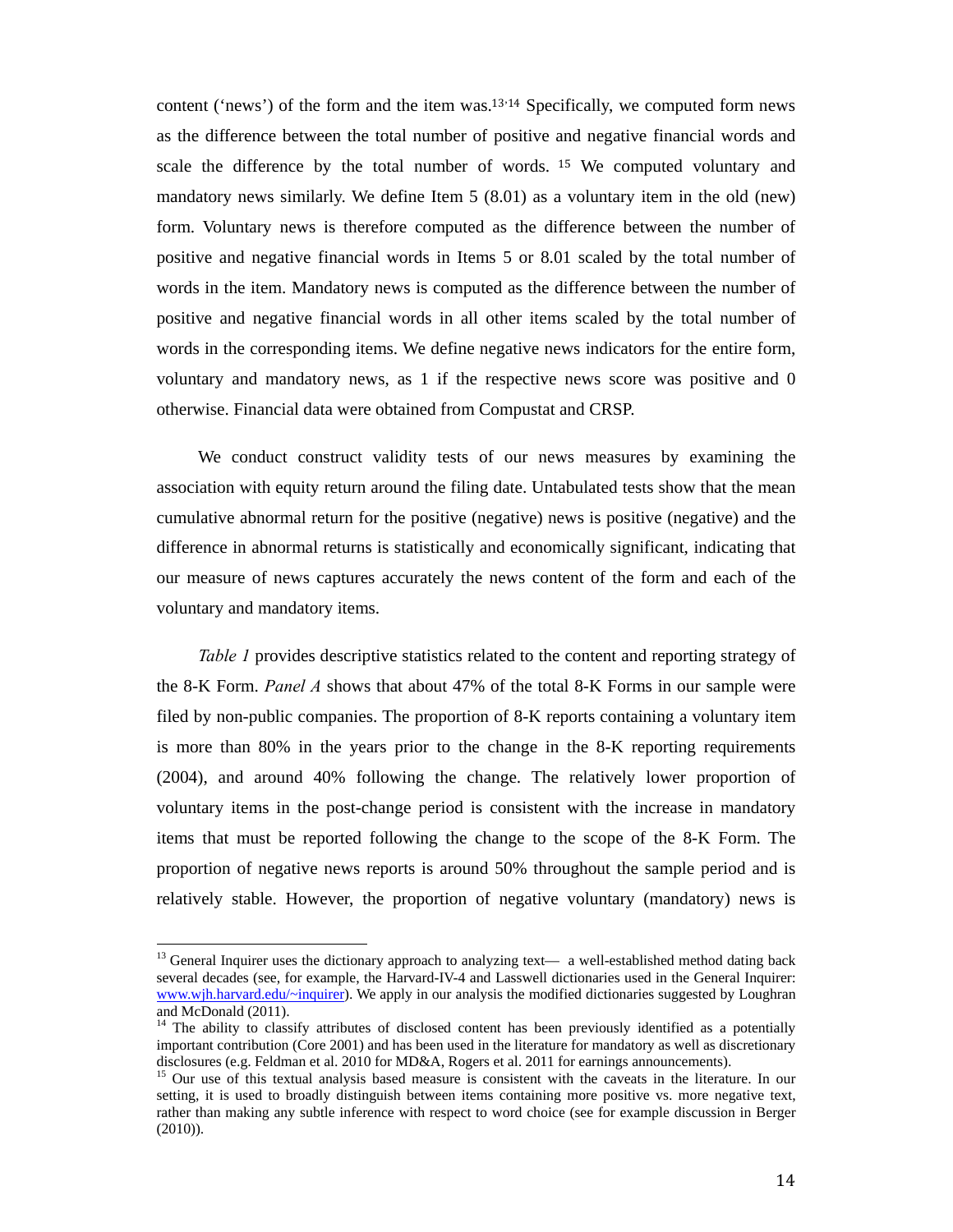content ('news') of the form and the item was.[13,14] Specifically, we computed form news as the difference between the total number of positive and negative financial words and scale the difference by the total number of words. [15] We computed voluntary and mandatory news similarly. We define Item 5 (8.01) as a voluntary item in the old (new) form. Voluntary news is therefore computed as the difference between the number of positive and negative financial words in Items 5 or 8.01 scaled by the total number of words in the item. Mandatory news is computed as the difference between the number of positive and negative financial words in all other items scaled by the total number of words in the corresponding items. We define negative news indicators for the entire form, voluntary and mandatory news, as 1 if the respective news score was positive and 0 otherwise. Financial data were obtained from Compustat and CRSP.

We conduct construct validity tests of our news measures by examining the association with equity return around the filing date. Untabulated tests show that the mean cumulative abnormal return for the positive (negative) news is positive (negative) and the difference in abnormal returns is statistically and economically significant, indicating that our measure of news captures accurately the news content of the form and each of the voluntary and mandatory items.

*Table 1* provides descriptive statistics related to the content and reporting strategy of the 8-K Form. *Panel A* shows that about 47% of the total 8-K Forms in our sample were filed by non-public companies. The proportion of 8-K reports containing a voluntary item is more than 80% in the years prior to the change in the 8-K reporting requirements (2004), and around 40% following the change. The relatively lower proportion of voluntary items in the post-change period is consistent with the increase in mandatory items that must be reported following the change to the scope of the 8-K Form. The proportion of negative news reports is around 50% throughout the sample period and is relatively stable. However, the proportion of negative voluntary (mandatory) news is

---

[13] General Inquirer uses the dictionary approach to analyzing text— a well-established method dating back several decades (see, for example, the Harvard-IV-4 and Lasswell dictionaries used in the General Inquirer: www.wjh.harvard.edu/~inquirer). We apply in our analysis the modified dictionaries suggested by Loughran and McDonald (2011).

[14] The ability to classify attributes of disclosed content has been previously identified as a potentially important contribution (Core 2001) and has been used in the literature for mandatory as well as discretionary disclosures (e.g. Feldman et al. 2010 for MD&A, Rogers et al. 2011 for earnings announcements).

[15] Our use of this textual analysis based measure is consistent with the caveats in the literature. In our setting, it is used to broadly distinguish between items containing more positive vs. more negative text, rather than making any subtle inference with respect to word choice (see for example discussion in Berger (2010)).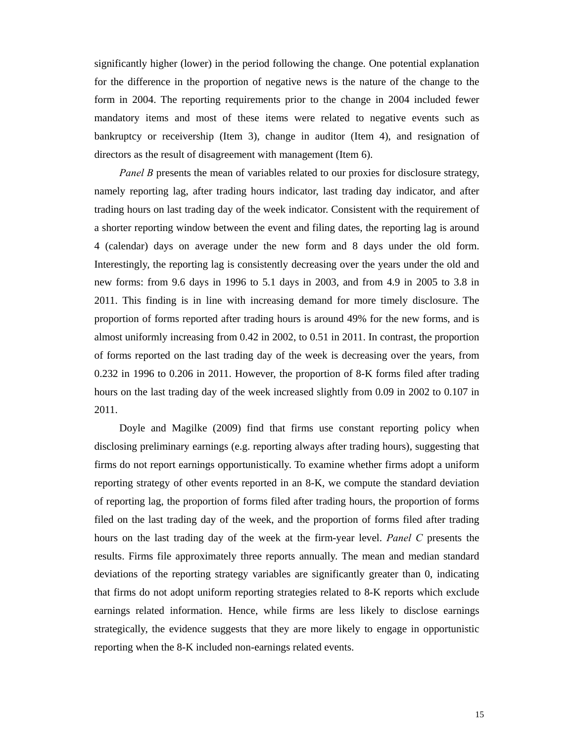significantly higher (lower) in the period following the change. One potential explanation for the difference in the proportion of negative news is the nature of the change to the form in 2004. The reporting requirements prior to the change in 2004 included fewer mandatory items and most of these items were related to negative events such as bankruptcy or receivership (Item 3), change in auditor (Item 4), and resignation of directors as the result of disagreement with management (Item 6).

*Panel B* presents the mean of variables related to our proxies for disclosure strategy, namely reporting lag, after trading hours indicator, last trading day indicator, and after trading hours on last trading day of the week indicator. Consistent with the requirement of a shorter reporting window between the event and filing dates, the reporting lag is around 4 (calendar) days on average under the new form and 8 days under the old form. Interestingly, the reporting lag is consistently decreasing over the years under the old and new forms: from 9.6 days in 1996 to 5.1 days in 2003, and from 4.9 in 2005 to 3.8 in 2011. This finding is in line with increasing demand for more timely disclosure. The proportion of forms reported after trading hours is around 49% for the new forms, and is almost uniformly increasing from 0.42 in 2002, to 0.51 in 2011. In contrast, the proportion of forms reported on the last trading day of the week is decreasing over the years, from 0.232 in 1996 to 0.206 in 2011. However, the proportion of 8-K forms filed after trading hours on the last trading day of the week increased slightly from 0.09 in 2002 to 0.107 in 2011.

Doyle and Magilke (2009) find that firms use constant reporting policy when disclosing preliminary earnings (e.g. reporting always after trading hours), suggesting that firms do not report earnings opportunistically. To examine whether firms adopt a uniform reporting strategy of other events reported in an 8-K, we compute the standard deviation of reporting lag, the proportion of forms filed after trading hours, the proportion of forms filed on the last trading day of the week, and the proportion of forms filed after trading hours on the last trading day of the week at the firm-year level. *Panel C* presents the results. Firms file approximately three reports annually. The mean and median standard deviations of the reporting strategy variables are significantly greater than 0, indicating that firms do not adopt uniform reporting strategies related to 8-K reports which exclude earnings related information. Hence, while firms are less likely to disclose earnings strategically, the evidence suggests that they are more likely to engage in opportunistic reporting when the 8-K included non-earnings related events.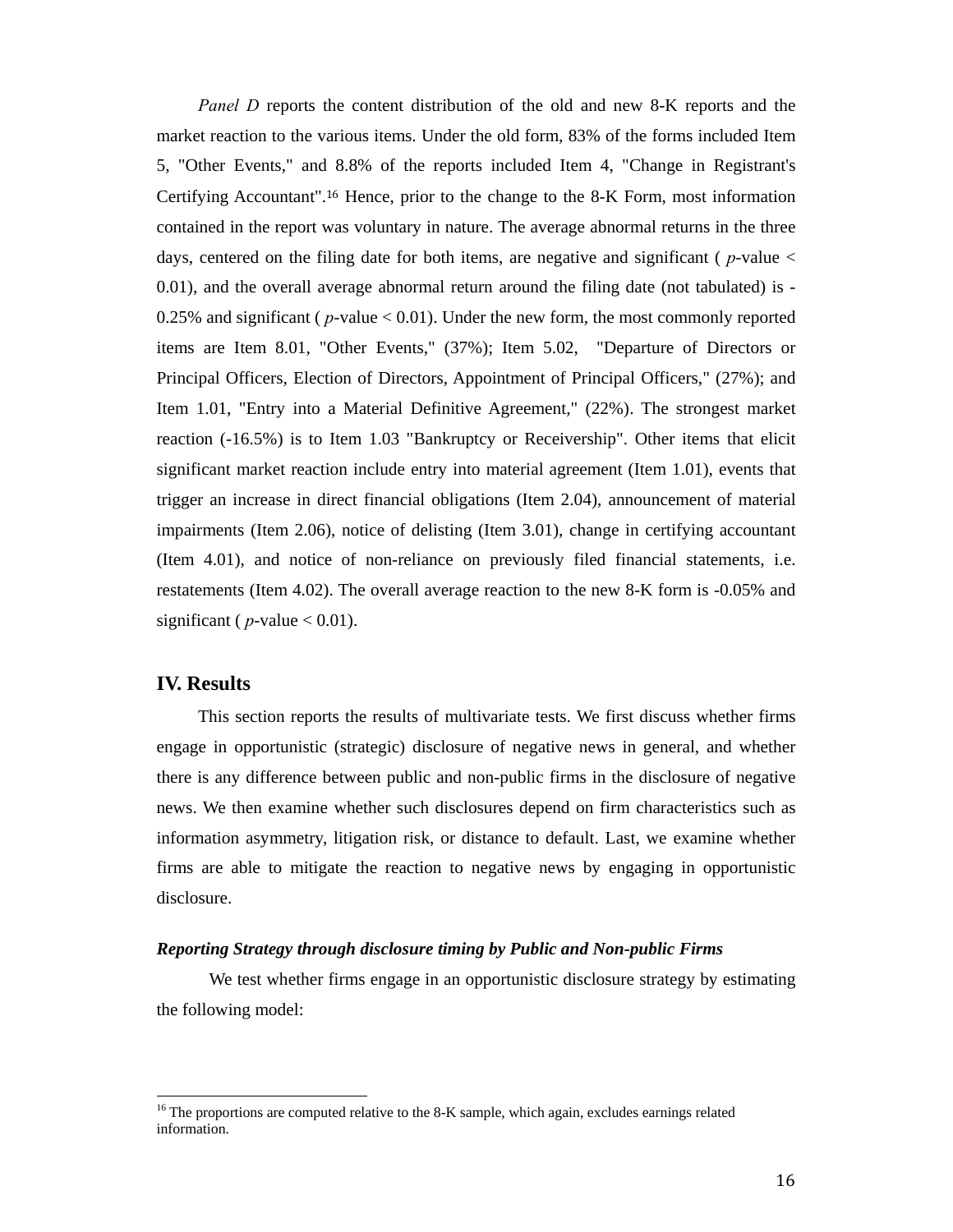*Panel D* reports the content distribution of the old and new 8-K reports and the market reaction to the various items. Under the old form, 83% of the forms included Item 5, "Other Events," and 8.8% of the reports included Item 4, "Change in Registrant's Certifying Accountant".[16] Hence, prior to the change to the 8-K Form, most information contained in the report was voluntary in nature. The average abnormal returns in the three days, centered on the filing date for both items, are negative and significant ( $p$-value < 0.01), and the overall average abnormal return around the filing date (not tabulated) is -0.25% and significant ( $p$-value < 0.01). Under the new form, the most commonly reported items are Item 8.01, "Other Events," (37%); Item 5.02, "Departure of Directors or Principal Officers, Election of Directors, Appointment of Principal Officers," (27%); and Item 1.01, "Entry into a Material Definitive Agreement," (22%). The strongest market reaction (-16.5%) is to Item 1.03 "Bankruptcy or Receivership". Other items that elicit significant market reaction include entry into material agreement (Item 1.01), events that trigger an increase in direct financial obligations (Item 2.04), announcement of material impairments (Item 2.06), notice of delisting (Item 3.01), change in certifying accountant (Item 4.01), and notice of non-reliance on previously filed financial statements, i.e. restatements (Item 4.02). The overall average reaction to the new 8-K form is -0.05% and significant ( $p$-value < 0.01).

## IV. Results

This section reports the results of multivariate tests. We first discuss whether firms engage in opportunistic (strategic) disclosure of negative news in general, and whether there is any difference between public and non-public firms in the disclosure of negative news. We then examine whether such disclosures depend on firm characteristics such as information asymmetry, litigation risk, or distance to default. Last, we examine whether firms are able to mitigate the reaction to negative news by engaging in opportunistic disclosure.

### *Reporting Strategy through disclosure timing by Public and Non-public Firms*

We test whether firms engage in an opportunistic disclosure strategy by estimating the following model:

[16] The proportions are computed relative to the 8-K sample, which again, excludes earnings related information.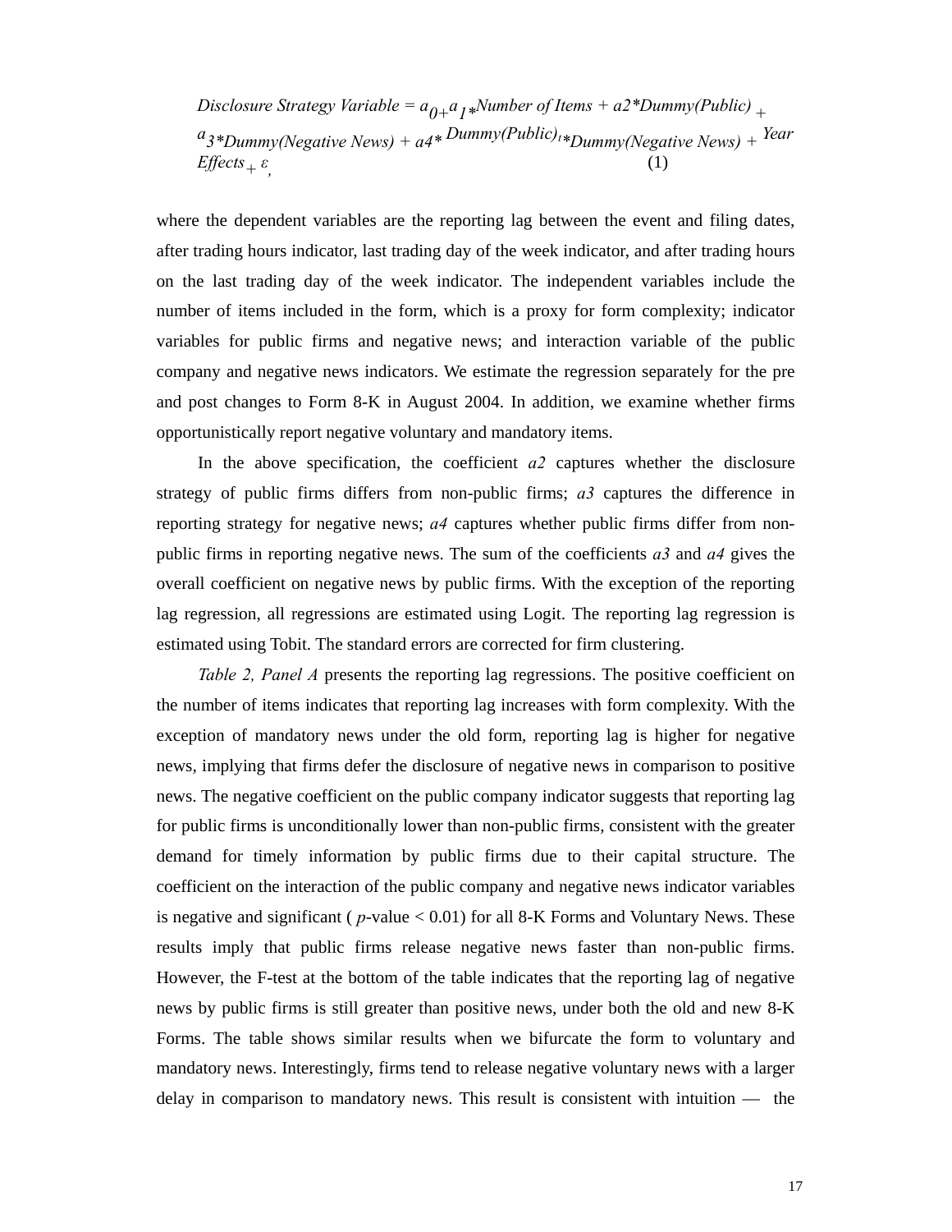$$\textit{Disclosure Strategy Variable} = a_0 + a_1 * \textit{Number of Items} + a2 * \textit{Dummy(Public)} + a_3 * \textit{Dummy(Negative News)} + a4 * \textit{Dummy(Public)}_t * \textit{Dummy(Negative News)} + \textit{Year Effects} + \varepsilon, \quad (1)$$

where the dependent variables are the reporting lag between the event and filing dates, after trading hours indicator, last trading day of the week indicator, and after trading hours on the last trading day of the week indicator. The independent variables include the number of items included in the form, which is a proxy for form complexity; indicator variables for public firms and negative news; and interaction variable of the public company and negative news indicators. We estimate the regression separately for the pre and post changes to Form 8-K in August 2004. In addition, we examine whether firms opportunistically report negative voluntary and mandatory items.

In the above specification, the coefficient *a2* captures whether the disclosure strategy of public firms differs from non-public firms; *a3* captures the difference in reporting strategy for negative news; *a4* captures whether public firms differ from non-public firms in reporting negative news. The sum of the coefficients *a3* and *a4* gives the overall coefficient on negative news by public firms. With the exception of the reporting lag regression, all regressions are estimated using Logit. The reporting lag regression is estimated using Tobit. The standard errors are corrected for firm clustering.

*Table 2, Panel A* presents the reporting lag regressions. The positive coefficient on the number of items indicates that reporting lag increases with form complexity. With the exception of mandatory news under the old form, reporting lag is higher for negative news, implying that firms defer the disclosure of negative news in comparison to positive news. The negative coefficient on the public company indicator suggests that reporting lag for public firms is unconditionally lower than non-public firms, consistent with the greater demand for timely information by public firms due to their capital structure. The coefficient on the interaction of the public company and negative news indicator variables is negative and significant ( $p$-value < 0.01) for all 8-K Forms and Voluntary News. These results imply that public firms release negative news faster than non-public firms. However, the F-test at the bottom of the table indicates that the reporting lag of negative news by public firms is still greater than positive news, under both the old and new 8-K Forms. The table shows similar results when we bifurcate the form to voluntary and mandatory news. Interestingly, firms tend to release negative voluntary news with a larger delay in comparison to mandatory news. This result is consistent with intuition — the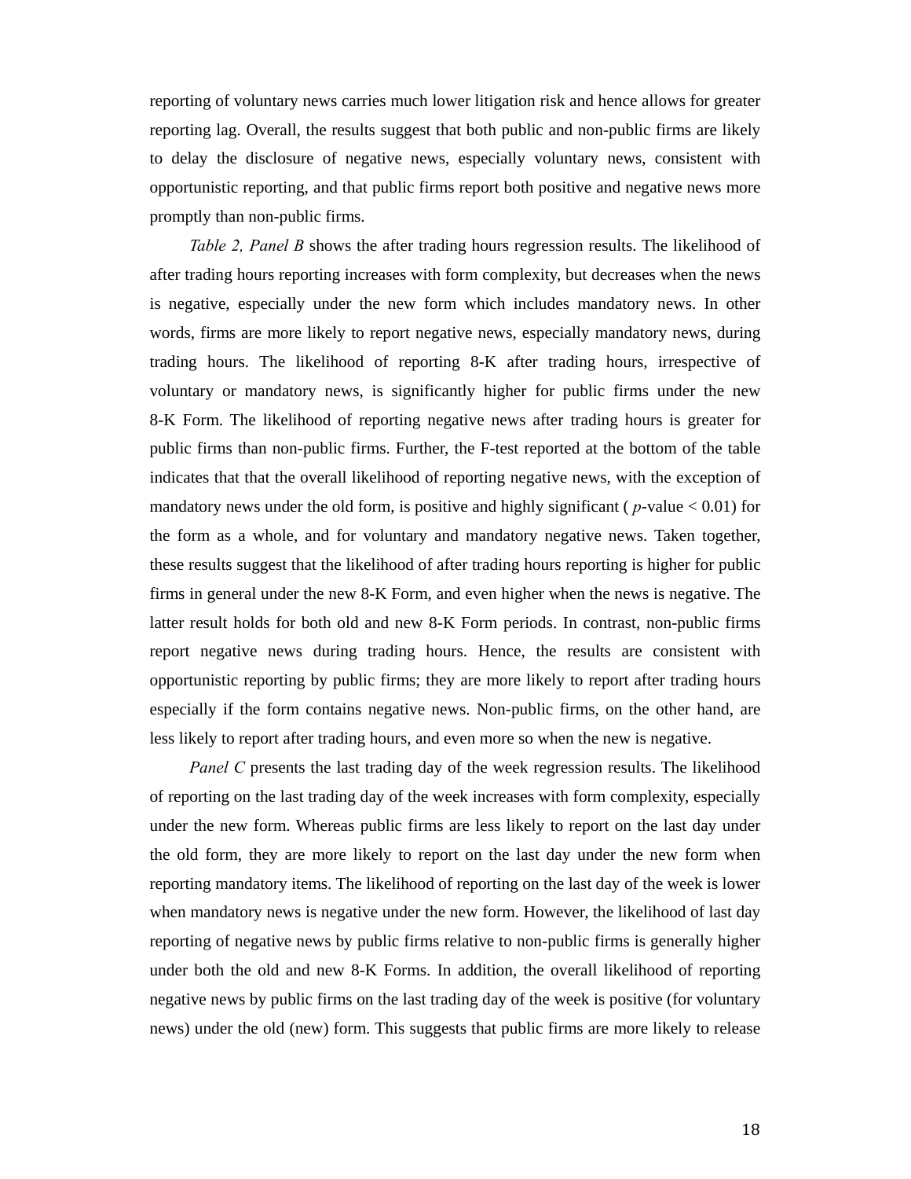reporting of voluntary news carries much lower litigation risk and hence allows for greater reporting lag. Overall, the results suggest that both public and non-public firms are likely to delay the disclosure of negative news, especially voluntary news, consistent with opportunistic reporting, and that public firms report both positive and negative news more promptly than non-public firms.

*Table 2, Panel B* shows the after trading hours regression results. The likelihood of after trading hours reporting increases with form complexity, but decreases when the news is negative, especially under the new form which includes mandatory news. In other words, firms are more likely to report negative news, especially mandatory news, during trading hours. The likelihood of reporting 8-K after trading hours, irrespective of voluntary or mandatory news, is significantly higher for public firms under the new 8-K Form. The likelihood of reporting negative news after trading hours is greater for public firms than non-public firms. Further, the F-test reported at the bottom of the table indicates that that the overall likelihood of reporting negative news, with the exception of mandatory news under the old form, is positive and highly significant ( $p$-value $< 0.01$) for the form as a whole, and for voluntary and mandatory negative news. Taken together, these results suggest that the likelihood of after trading hours reporting is higher for public firms in general under the new 8-K Form, and even higher when the news is negative. The latter result holds for both old and new 8-K Form periods. In contrast, non-public firms report negative news during trading hours. Hence, the results are consistent with opportunistic reporting by public firms; they are more likely to report after trading hours especially if the form contains negative news. Non-public firms, on the other hand, are less likely to report after trading hours, and even more so when the new is negative.

*Panel C* presents the last trading day of the week regression results. The likelihood of reporting on the last trading day of the week increases with form complexity, especially under the new form. Whereas public firms are less likely to report on the last day under the old form, they are more likely to report on the last day under the new form when reporting mandatory items. The likelihood of reporting on the last day of the week is lower when mandatory news is negative under the new form. However, the likelihood of last day reporting of negative news by public firms relative to non-public firms is generally higher under both the old and new 8-K Forms. In addition, the overall likelihood of reporting negative news by public firms on the last trading day of the week is positive (for voluntary news) under the old (new) form. This suggests that public firms are more likely to release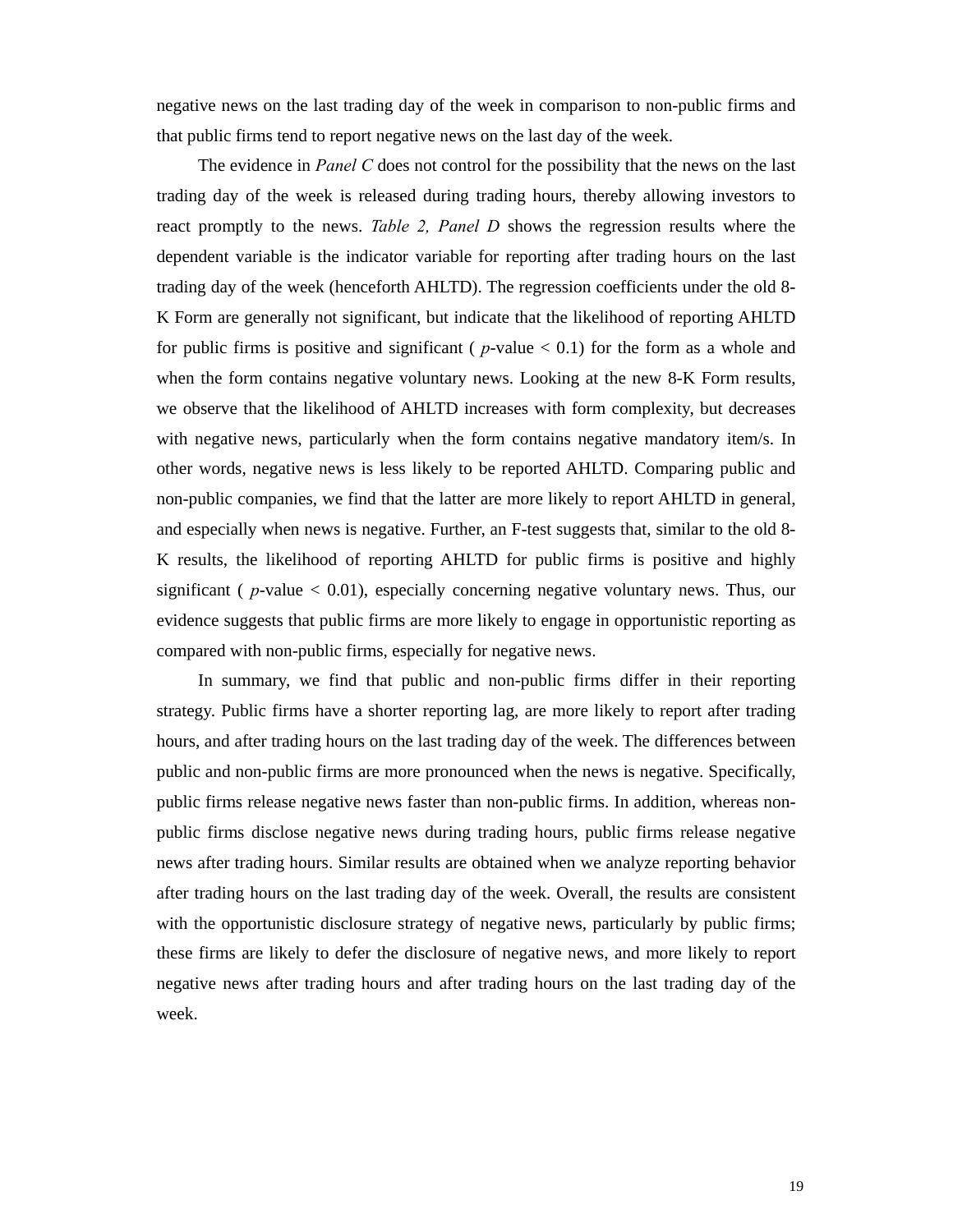negative news on the last trading day of the week in comparison to non-public firms and that public firms tend to report negative news on the last day of the week.

The evidence in *Panel C* does not control for the possibility that the news on the last trading day of the week is released during trading hours, thereby allowing investors to react promptly to the news. *Table 2, Panel D* shows the regression results where the dependent variable is the indicator variable for reporting after trading hours on the last trading day of the week (henceforth AHLTD). The regression coefficients under the old 8-K Form are generally not significant, but indicate that the likelihood of reporting AHLTD for public firms is positive and significant ( $p$-value $< 0.1$) for the form as a whole and when the form contains negative voluntary news. Looking at the new 8-K Form results, we observe that the likelihood of AHLTD increases with form complexity, but decreases with negative news, particularly when the form contains negative mandatory item/s. In other words, negative news is less likely to be reported AHLTD. Comparing public and non-public companies, we find that the latter are more likely to report AHLTD in general, and especially when news is negative. Further, an F-test suggests that, similar to the old 8-K results, the likelihood of reporting AHLTD for public firms is positive and highly significant ( $p$-value $< 0.01$), especially concerning negative voluntary news. Thus, our evidence suggests that public firms are more likely to engage in opportunistic reporting as compared with non-public firms, especially for negative news.

In summary, we find that public and non-public firms differ in their reporting strategy. Public firms have a shorter reporting lag, are more likely to report after trading hours, and after trading hours on the last trading day of the week. The differences between public and non-public firms are more pronounced when the news is negative. Specifically, public firms release negative news faster than non-public firms. In addition, whereas non-public firms disclose negative news during trading hours, public firms release negative news after trading hours. Similar results are obtained when we analyze reporting behavior after trading hours on the last trading day of the week. Overall, the results are consistent with the opportunistic disclosure strategy of negative news, particularly by public firms; these firms are likely to defer the disclosure of negative news, and more likely to report negative news after trading hours and after trading hours on the last trading day of the week.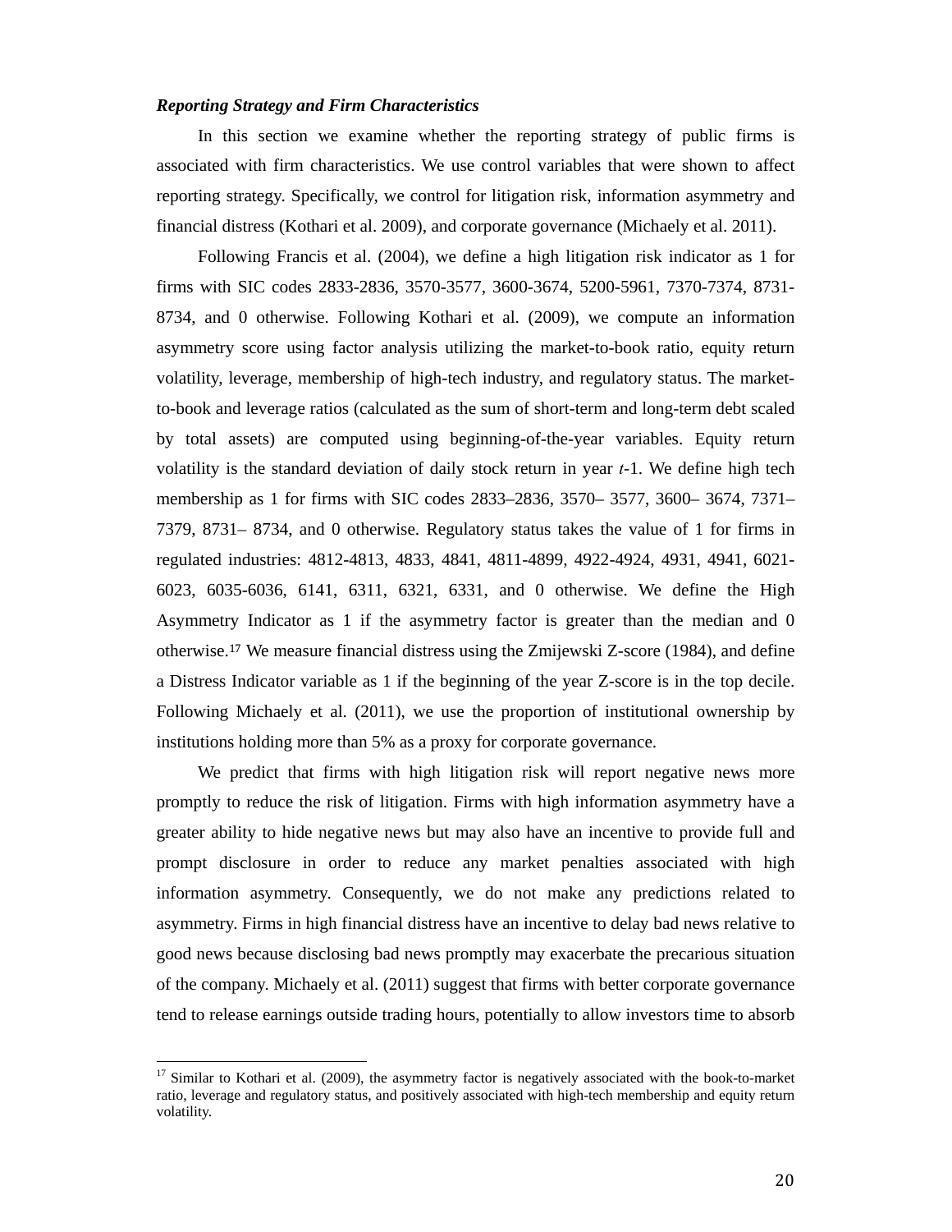***Reporting Strategy and Firm Characteristics***

In this section we examine whether the reporting strategy of public firms is associated with firm characteristics. We use control variables that were shown to affect reporting strategy. Specifically, we control for litigation risk, information asymmetry and financial distress (Kothari et al. 2009), and corporate governance (Michaely et al. 2011).

Following Francis et al. (2004), we define a high litigation risk indicator as 1 for firms with SIC codes 2833-2836, 3570-3577, 3600-3674, 5200-5961, 7370-7374, 8731-8734, and 0 otherwise. Following Kothari et al. (2009), we compute an information asymmetry score using factor analysis utilizing the market-to-book ratio, equity return volatility, leverage, membership of high-tech industry, and regulatory status. The market-to-book and leverage ratios (calculated as the sum of short-term and long-term debt scaled by total assets) are computed using beginning-of-the-year variables. Equity return volatility is the standard deviation of daily stock return in year *t*-1. We define high tech membership as 1 for firms with SIC codes 2833–2836, 3570– 3577, 3600– 3674, 7371–7379, 8731– 8734, and 0 otherwise. Regulatory status takes the value of 1 for firms in regulated industries: 4812-4813, 4833, 4841, 4811-4899, 4922-4924, 4931, 4941, 6021-6023, 6035-6036, 6141, 6311, 6321, 6331, and 0 otherwise. We define the High Asymmetry Indicator as 1 if the asymmetry factor is greater than the median and 0 otherwise.[17] We measure financial distress using the Zmijewski Z-score (1984), and define a Distress Indicator variable as 1 if the beginning of the year Z-score is in the top decile. Following Michaely et al. (2011), we use the proportion of institutional ownership by institutions holding more than 5% as a proxy for corporate governance.

We predict that firms with high litigation risk will report negative news more promptly to reduce the risk of litigation. Firms with high information asymmetry have a greater ability to hide negative news but may also have an incentive to provide full and prompt disclosure in order to reduce any market penalties associated with high information asymmetry. Consequently, we do not make any predictions related to asymmetry. Firms in high financial distress have an incentive to delay bad news relative to good news because disclosing bad news promptly may exacerbate the precarious situation of the company. Michaely et al. (2011) suggest that firms with better corporate governance tend to release earnings outside trading hours, potentially to allow investors time to absorb

[17] Similar to Kothari et al. (2009), the asymmetry factor is negatively associated with the book-to-market ratio, leverage and regulatory status, and positively associated with high-tech membership and equity return volatility.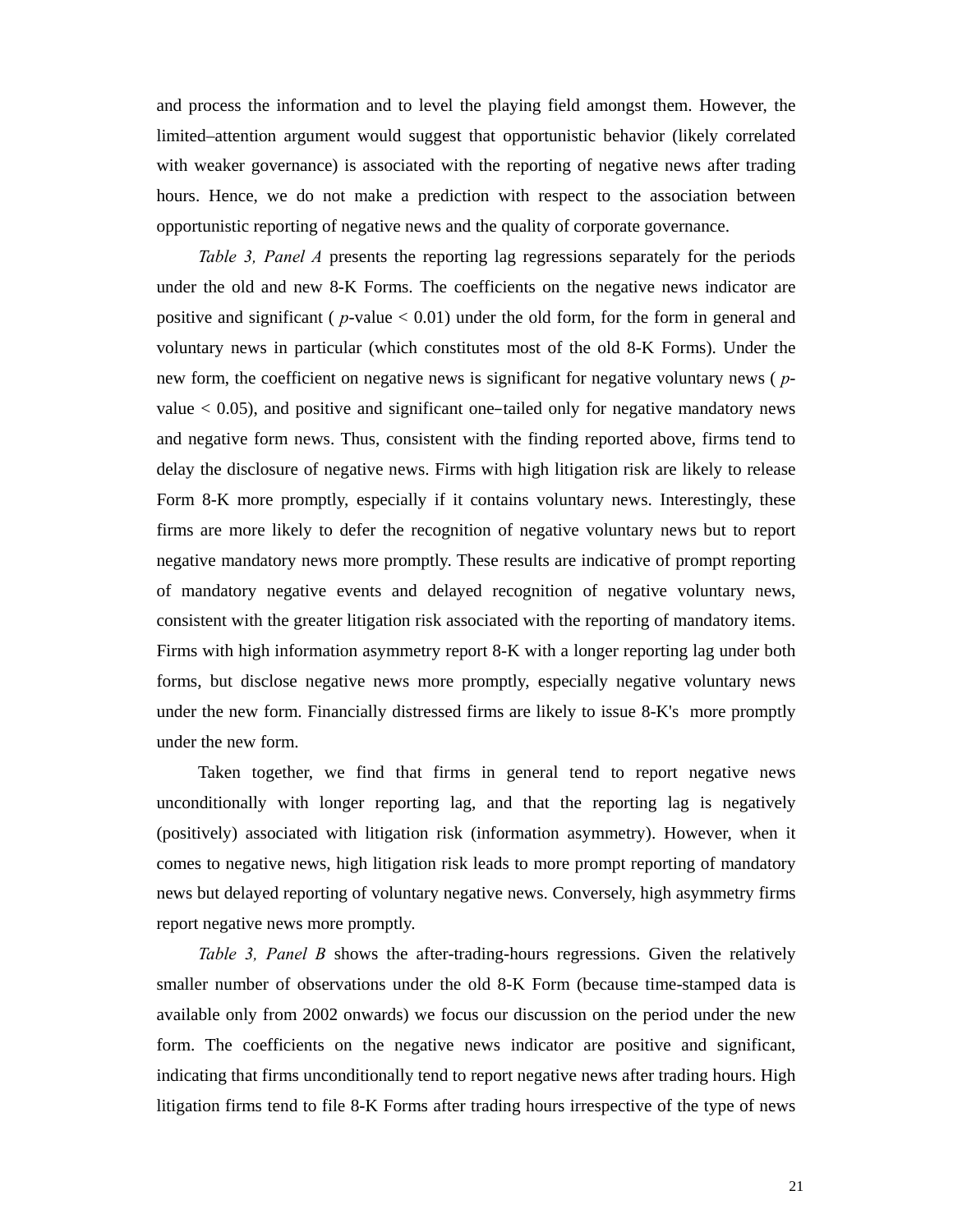and process the information and to level the playing field amongst them. However, the limited–attention argument would suggest that opportunistic behavior (likely correlated with weaker governance) is associated with the reporting of negative news after trading hours. Hence, we do not make a prediction with respect to the association between opportunistic reporting of negative news and the quality of corporate governance.

*Table 3, Panel A* presents the reporting lag regressions separately for the periods under the old and new 8-K Forms. The coefficients on the negative news indicator are positive and significant ( $p$-value < 0.01) under the old form, for the form in general and voluntary news in particular (which constitutes most of the old 8-K Forms). Under the new form, the coefficient on negative news is significant for negative voluntary news ( $p$-value < 0.05), and positive and significant one–tailed only for negative mandatory news and negative form news. Thus, consistent with the finding reported above, firms tend to delay the disclosure of negative news. Firms with high litigation risk are likely to release Form 8-K more promptly, especially if it contains voluntary news. Interestingly, these firms are more likely to defer the recognition of negative voluntary news but to report negative mandatory news more promptly. These results are indicative of prompt reporting of mandatory negative events and delayed recognition of negative voluntary news, consistent with the greater litigation risk associated with the reporting of mandatory items. Firms with high information asymmetry report 8-K with a longer reporting lag under both forms, but disclose negative news more promptly, especially negative voluntary news under the new form. Financially distressed firms are likely to issue 8-K's more promptly under the new form.

Taken together, we find that firms in general tend to report negative news unconditionally with longer reporting lag, and that the reporting lag is negatively (positively) associated with litigation risk (information asymmetry). However, when it comes to negative news, high litigation risk leads to more prompt reporting of mandatory news but delayed reporting of voluntary negative news. Conversely, high asymmetry firms report negative news more promptly.

*Table 3, Panel B* shows the after-trading-hours regressions. Given the relatively smaller number of observations under the old 8-K Form (because time-stamped data is available only from 2002 onwards) we focus our discussion on the period under the new form. The coefficients on the negative news indicator are positive and significant, indicating that firms unconditionally tend to report negative news after trading hours. High litigation firms tend to file 8-K Forms after trading hours irrespective of the type of news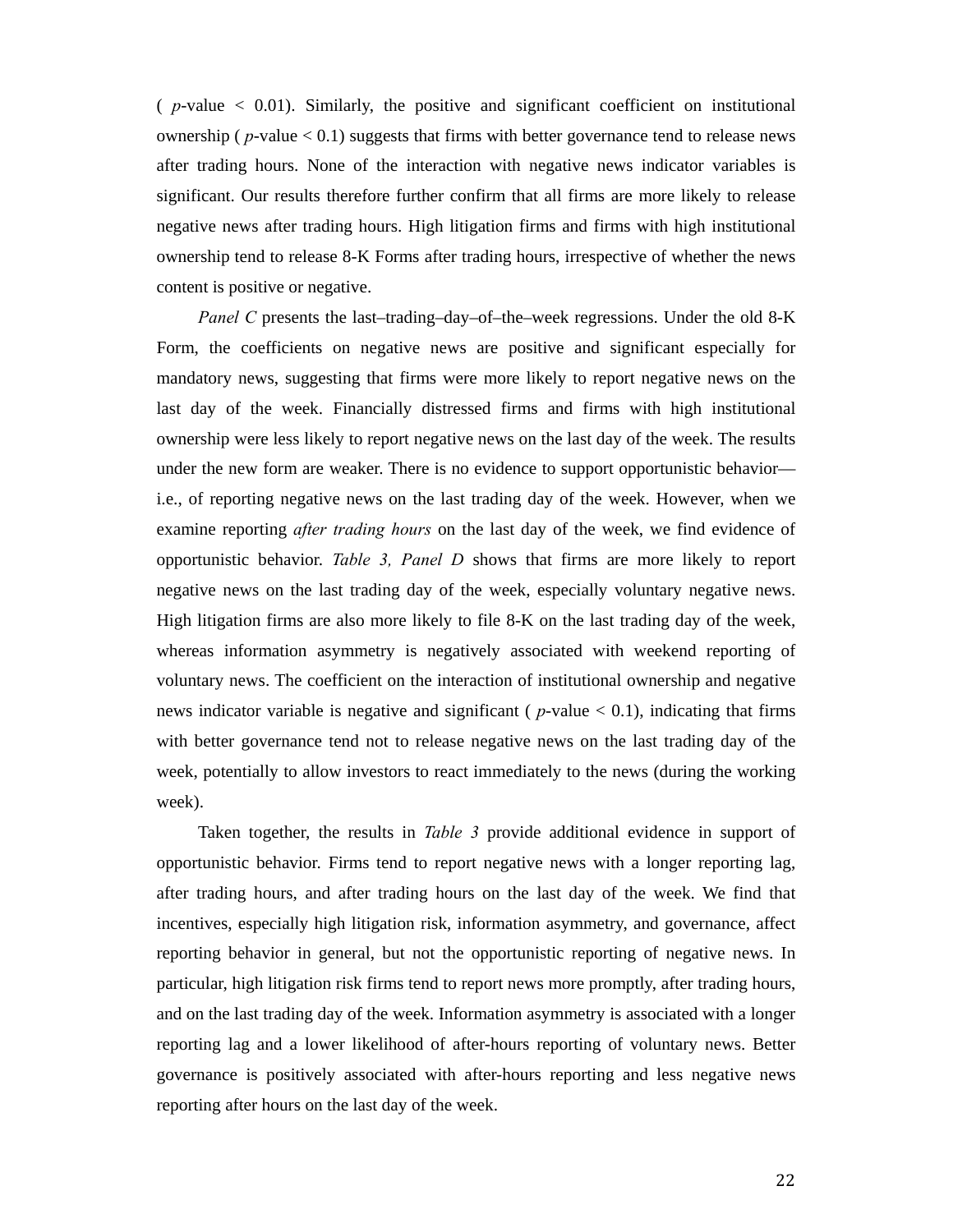( $p$-value < 0.01). Similarly, the positive and significant coefficient on institutional ownership ( $p$-value < 0.1) suggests that firms with better governance tend to release news after trading hours. None of the interaction with negative news indicator variables is significant. Our results therefore further confirm that all firms are more likely to release negative news after trading hours. High litigation firms and firms with high institutional ownership tend to release 8-K Forms after trading hours, irrespective of whether the news content is positive or negative.

*Panel C* presents the last–trading–day–of–the–week regressions. Under the old 8-K Form, the coefficients on negative news are positive and significant especially for mandatory news, suggesting that firms were more likely to report negative news on the last day of the week. Financially distressed firms and firms with high institutional ownership were less likely to report negative news on the last day of the week. The results under the new form are weaker. There is no evidence to support opportunistic behavior—i.e., of reporting negative news on the last trading day of the week. However, when we examine reporting *after trading hours* on the last day of the week, we find evidence of opportunistic behavior. *Table 3, Panel D* shows that firms are more likely to report negative news on the last trading day of the week, especially voluntary negative news. High litigation firms are also more likely to file 8-K on the last trading day of the week, whereas information asymmetry is negatively associated with weekend reporting of voluntary news. The coefficient on the interaction of institutional ownership and negative news indicator variable is negative and significant ( $p$-value < 0.1), indicating that firms with better governance tend not to release negative news on the last trading day of the week, potentially to allow investors to react immediately to the news (during the working week).

Taken together, the results in *Table 3* provide additional evidence in support of opportunistic behavior. Firms tend to report negative news with a longer reporting lag, after trading hours, and after trading hours on the last day of the week. We find that incentives, especially high litigation risk, information asymmetry, and governance, affect reporting behavior in general, but not the opportunistic reporting of negative news. In particular, high litigation risk firms tend to report news more promptly, after trading hours, and on the last trading day of the week. Information asymmetry is associated with a longer reporting lag and a lower likelihood of after-hours reporting of voluntary news. Better governance is positively associated with after-hours reporting and less negative news reporting after hours on the last day of the week.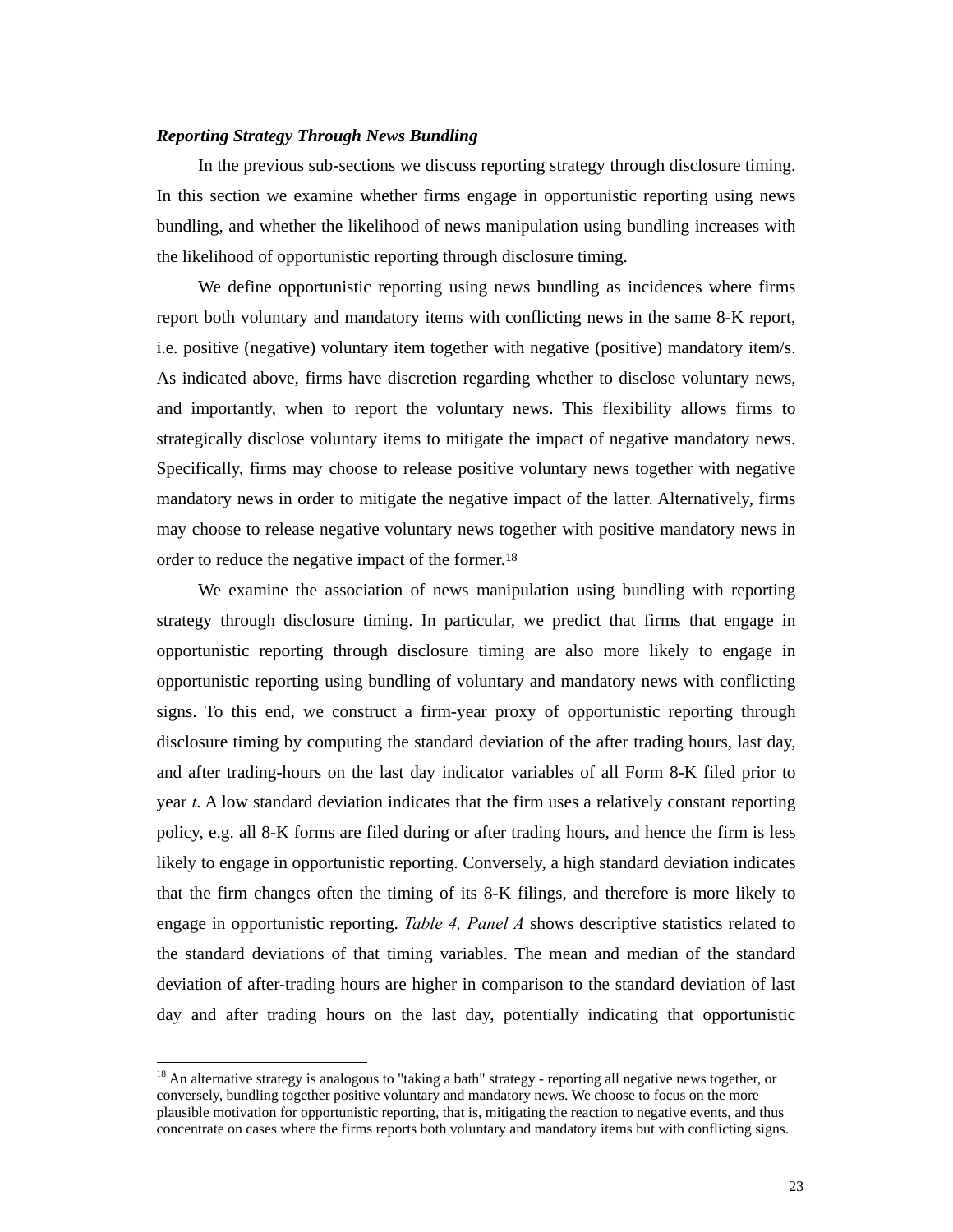### *Reporting Strategy Through News Bundling*

In the previous sub-sections we discuss reporting strategy through disclosure timing. In this section we examine whether firms engage in opportunistic reporting using news bundling, and whether the likelihood of news manipulation using bundling increases with the likelihood of opportunistic reporting through disclosure timing.

We define opportunistic reporting using news bundling as incidences where firms report both voluntary and mandatory items with conflicting news in the same 8-K report, i.e. positive (negative) voluntary item together with negative (positive) mandatory item/s. As indicated above, firms have discretion regarding whether to disclose voluntary news, and importantly, when to report the voluntary news. This flexibility allows firms to strategically disclose voluntary items to mitigate the impact of negative mandatory news. Specifically, firms may choose to release positive voluntary news together with negative mandatory news in order to mitigate the negative impact of the latter. Alternatively, firms may choose to release negative voluntary news together with positive mandatory news in order to reduce the negative impact of the former.[18]

We examine the association of news manipulation using bundling with reporting strategy through disclosure timing. In particular, we predict that firms that engage in opportunistic reporting through disclosure timing are also more likely to engage in opportunistic reporting using bundling of voluntary and mandatory news with conflicting signs. To this end, we construct a firm-year proxy of opportunistic reporting through disclosure timing by computing the standard deviation of the after trading hours, last day, and after trading-hours on the last day indicator variables of all Form 8-K filed prior to year *t*. A low standard deviation indicates that the firm uses a relatively constant reporting policy, e.g. all 8-K forms are filed during or after trading hours, and hence the firm is less likely to engage in opportunistic reporting. Conversely, a high standard deviation indicates that the firm changes often the timing of its 8-K filings, and therefore is more likely to engage in opportunistic reporting. *Table 4, Panel A* shows descriptive statistics related to the standard deviations of that timing variables. The mean and median of the standard deviation of after-trading hours are higher in comparison to the standard deviation of last day and after trading hours on the last day, potentially indicating that opportunistic

---

[18] An alternative strategy is analogous to "taking a bath" strategy - reporting all negative news together, or conversely, bundling together positive voluntary and mandatory news. We choose to focus on the more plausible motivation for opportunistic reporting, that is, mitigating the reaction to negative events, and thus concentrate on cases where the firms reports both voluntary and mandatory items but with conflicting signs.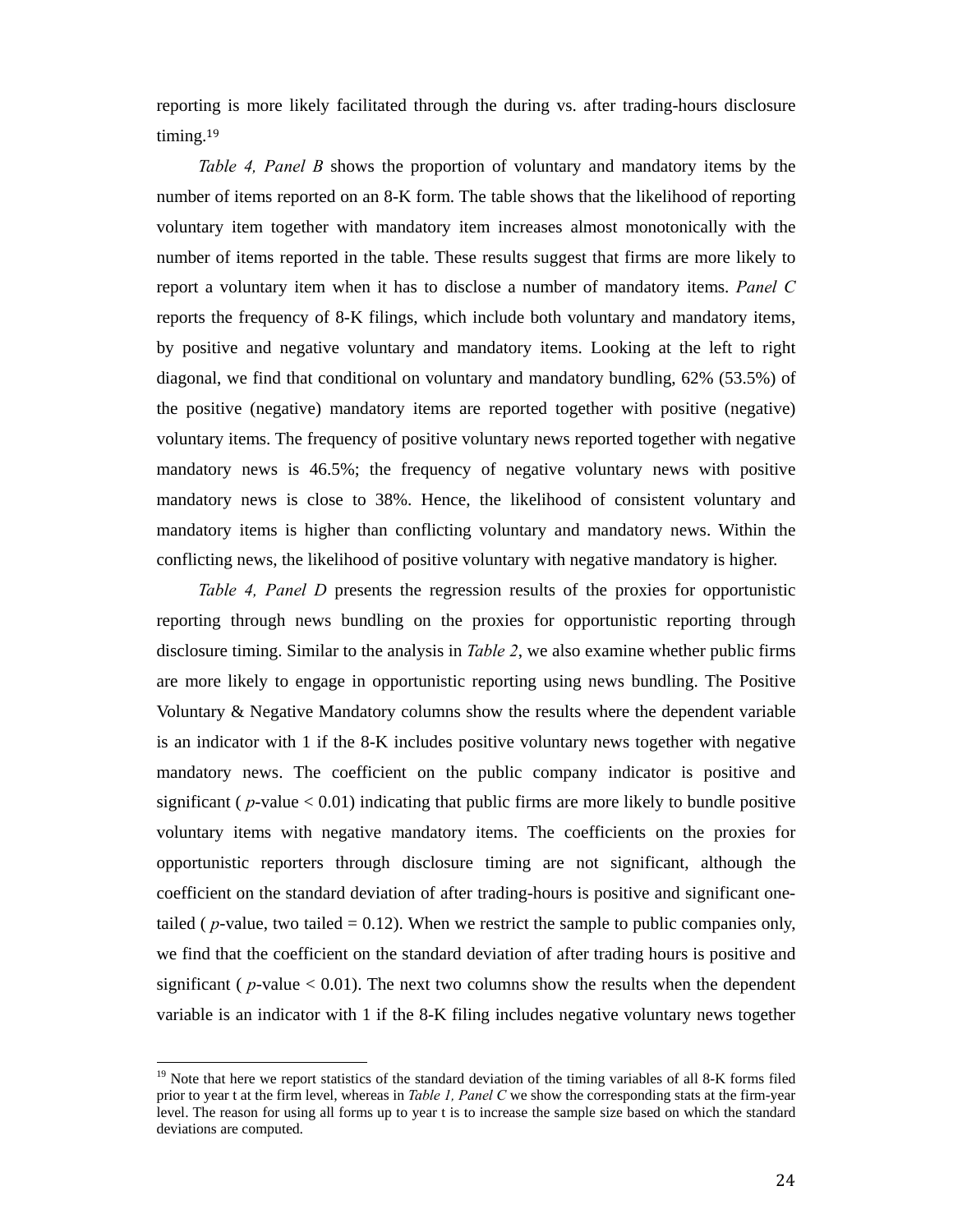reporting is more likely facilitated through the during vs. after trading-hours disclosure timing.[19]

*Table 4, Panel B* shows the proportion of voluntary and mandatory items by the number of items reported on an 8-K form. The table shows that the likelihood of reporting voluntary item together with mandatory item increases almost monotonically with the number of items reported in the table. These results suggest that firms are more likely to report a voluntary item when it has to disclose a number of mandatory items. *Panel C* reports the frequency of 8-K filings, which include both voluntary and mandatory items, by positive and negative voluntary and mandatory items. Looking at the left to right diagonal, we find that conditional on voluntary and mandatory bundling, 62% (53.5%) of the positive (negative) mandatory items are reported together with positive (negative) voluntary items. The frequency of positive voluntary news reported together with negative mandatory news is 46.5%; the frequency of negative voluntary news with positive mandatory news is close to 38%. Hence, the likelihood of consistent voluntary and mandatory items is higher than conflicting voluntary and mandatory news. Within the conflicting news, the likelihood of positive voluntary with negative mandatory is higher.

*Table 4, Panel D* presents the regression results of the proxies for opportunistic reporting through news bundling on the proxies for opportunistic reporting through disclosure timing. Similar to the analysis in *Table 2*, we also examine whether public firms are more likely to engage in opportunistic reporting using news bundling. The Positive Voluntary & Negative Mandatory columns show the results where the dependent variable is an indicator with 1 if the 8-K includes positive voluntary news together with negative mandatory news. The coefficient on the public company indicator is positive and significant ( $p$-value $< 0.01$) indicating that public firms are more likely to bundle positive voluntary items with negative mandatory items. The coefficients on the proxies for opportunistic reporters through disclosure timing are not significant, although the coefficient on the standard deviation of after trading-hours is positive and significant one-tailed ( $p$-value, two tailed = 0.12). When we restrict the sample to public companies only, we find that the coefficient on the standard deviation of after trading hours is positive and significant ( $p$-value $< 0.01$). The next two columns show the results when the dependent variable is an indicator with 1 if the 8-K filing includes negative voluntary news together

[19] Note that here we report statistics of the standard deviation of the timing variables of all 8-K forms filed prior to year t at the firm level, whereas in *Table 1, Panel C* we show the corresponding stats at the firm-year level. The reason for using all forms up to year t is to increase the sample size based on which the standard deviations are computed.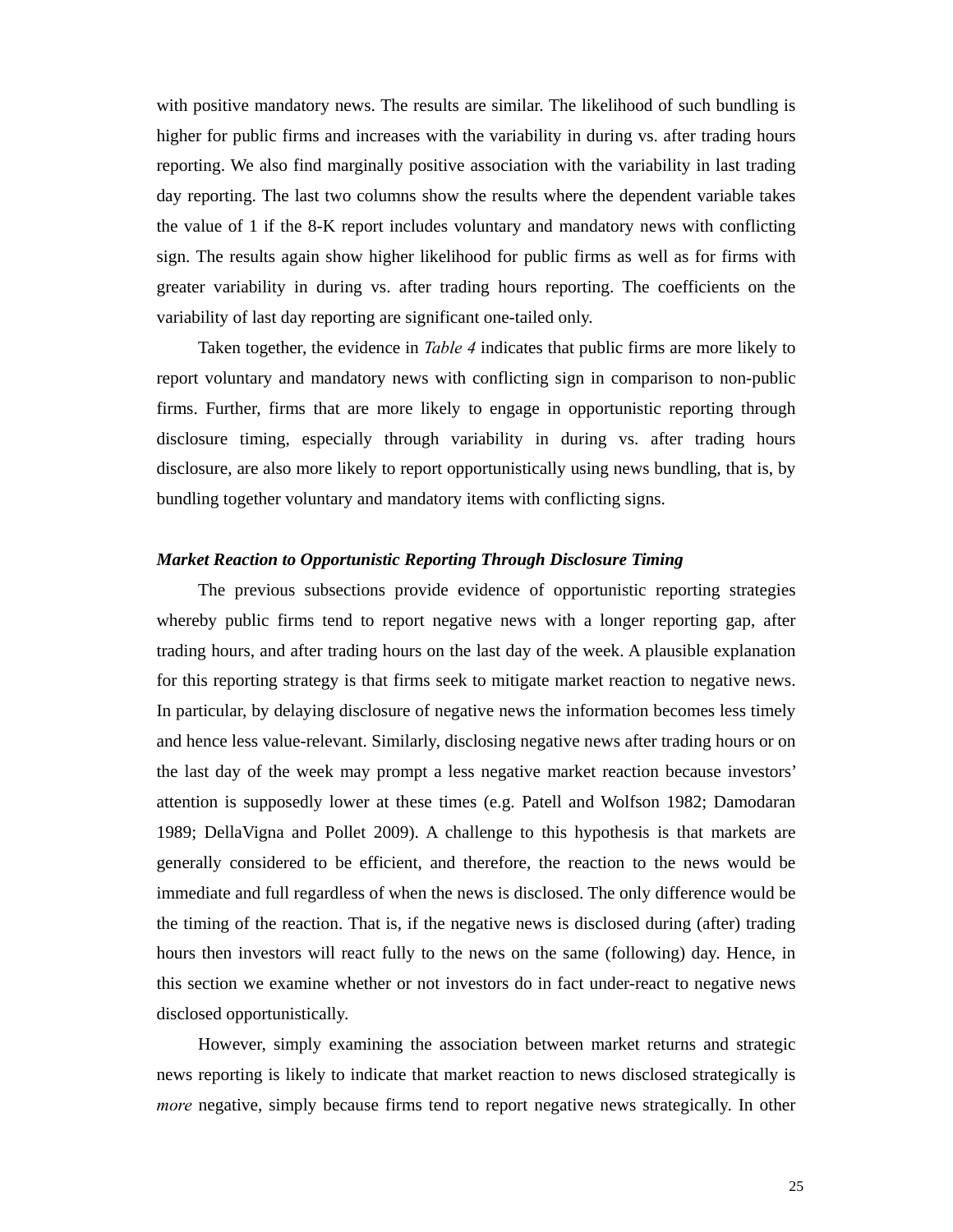with positive mandatory news. The results are similar. The likelihood of such bundling is higher for public firms and increases with the variability in during vs. after trading hours reporting. We also find marginally positive association with the variability in last trading day reporting. The last two columns show the results where the dependent variable takes the value of 1 if the 8-K report includes voluntary and mandatory news with conflicting sign. The results again show higher likelihood for public firms as well as for firms with greater variability in during vs. after trading hours reporting. The coefficients on the variability of last day reporting are significant one-tailed only.

Taken together, the evidence in *Table 4* indicates that public firms are more likely to report voluntary and mandatory news with conflicting sign in comparison to non-public firms. Further, firms that are more likely to engage in opportunistic reporting through disclosure timing, especially through variability in during vs. after trading hours disclosure, are also more likely to report opportunistically using news bundling, that is, by bundling together voluntary and mandatory items with conflicting signs.

### *Market Reaction to Opportunistic Reporting Through Disclosure Timing*

The previous subsections provide evidence of opportunistic reporting strategies whereby public firms tend to report negative news with a longer reporting gap, after trading hours, and after trading hours on the last day of the week. A plausible explanation for this reporting strategy is that firms seek to mitigate market reaction to negative news. In particular, by delaying disclosure of negative news the information becomes less timely and hence less value-relevant. Similarly, disclosing negative news after trading hours or on the last day of the week may prompt a less negative market reaction because investors' attention is supposedly lower at these times (e.g. Patell and Wolfson 1982; Damodaran 1989; DellaVigna and Pollet 2009). A challenge to this hypothesis is that markets are generally considered to be efficient, and therefore, the reaction to the news would be immediate and full regardless of when the news is disclosed. The only difference would be the timing of the reaction. That is, if the negative news is disclosed during (after) trading hours then investors will react fully to the news on the same (following) day. Hence, in this section we examine whether or not investors do in fact under-react to negative news disclosed opportunistically.

However, simply examining the association between market returns and strategic news reporting is likely to indicate that market reaction to news disclosed strategically is *more* negative, simply because firms tend to report negative news strategically. In other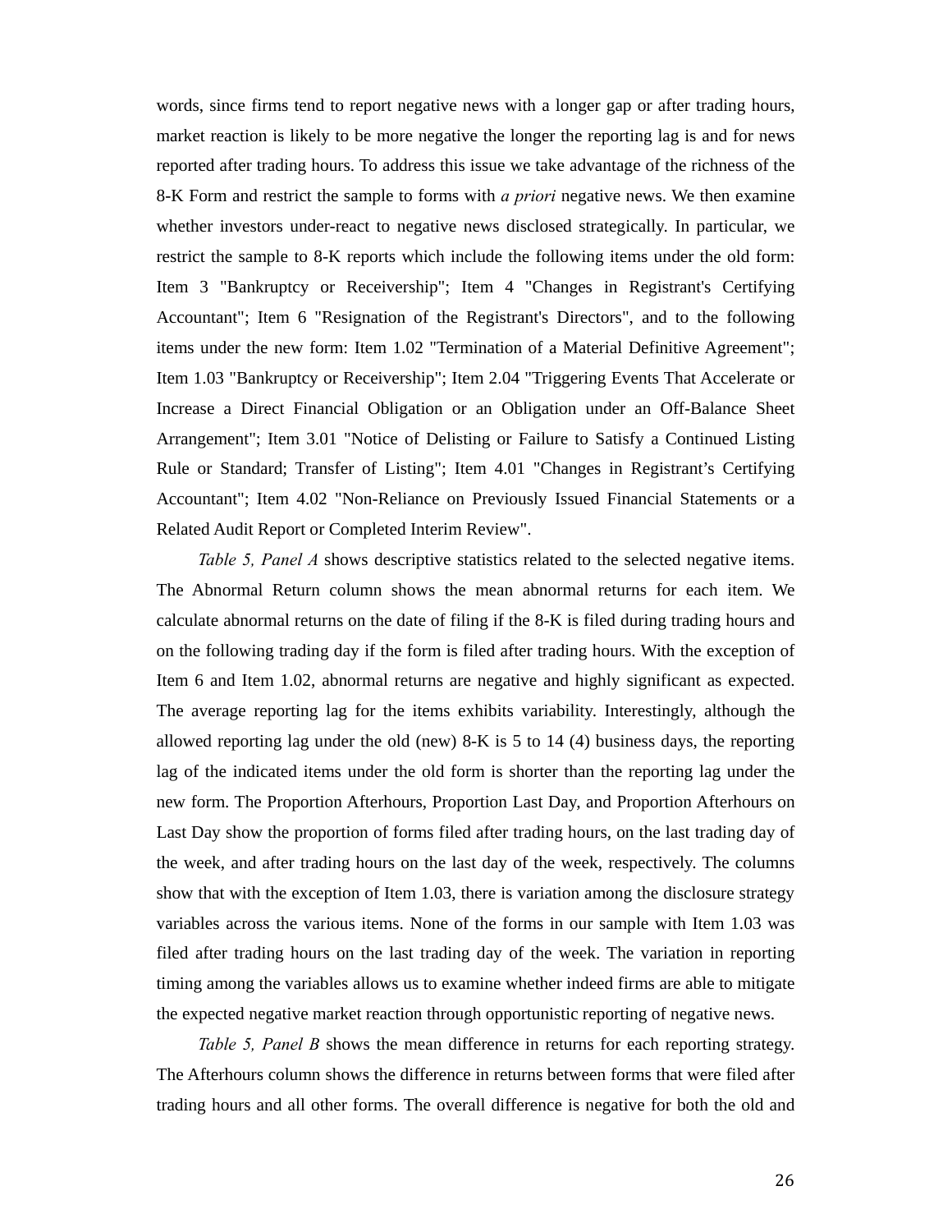words, since firms tend to report negative news with a longer gap or after trading hours, market reaction is likely to be more negative the longer the reporting lag is and for news reported after trading hours. To address this issue we take advantage of the richness of the 8-K Form and restrict the sample to forms with *a priori* negative news. We then examine whether investors under-react to negative news disclosed strategically. In particular, we restrict the sample to 8-K reports which include the following items under the old form: Item 3 "Bankruptcy or Receivership"; Item 4 "Changes in Registrant's Certifying Accountant"; Item 6 "Resignation of the Registrant's Directors", and to the following items under the new form: Item 1.02 "Termination of a Material Definitive Agreement"; Item 1.03 "Bankruptcy or Receivership"; Item 2.04 "Triggering Events That Accelerate or Increase a Direct Financial Obligation or an Obligation under an Off-Balance Sheet Arrangement"; Item 3.01 "Notice of Delisting or Failure to Satisfy a Continued Listing Rule or Standard; Transfer of Listing"; Item 4.01 "Changes in Registrant's Certifying Accountant"; Item 4.02 "Non-Reliance on Previously Issued Financial Statements or a Related Audit Report or Completed Interim Review".

*Table 5, Panel A* shows descriptive statistics related to the selected negative items. The Abnormal Return column shows the mean abnormal returns for each item. We calculate abnormal returns on the date of filing if the 8-K is filed during trading hours and on the following trading day if the form is filed after trading hours. With the exception of Item 6 and Item 1.02, abnormal returns are negative and highly significant as expected. The average reporting lag for the items exhibits variability. Interestingly, although the allowed reporting lag under the old (new) 8-K is 5 to 14 (4) business days, the reporting lag of the indicated items under the old form is shorter than the reporting lag under the new form. The Proportion Afterhours, Proportion Last Day, and Proportion Afterhours on Last Day show the proportion of forms filed after trading hours, on the last trading day of the week, and after trading hours on the last day of the week, respectively. The columns show that with the exception of Item 1.03, there is variation among the disclosure strategy variables across the various items. None of the forms in our sample with Item 1.03 was filed after trading hours on the last trading day of the week. The variation in reporting timing among the variables allows us to examine whether indeed firms are able to mitigate the expected negative market reaction through opportunistic reporting of negative news.

*Table 5, Panel B* shows the mean difference in returns for each reporting strategy. The Afterhours column shows the difference in returns between forms that were filed after trading hours and all other forms. The overall difference is negative for both the old and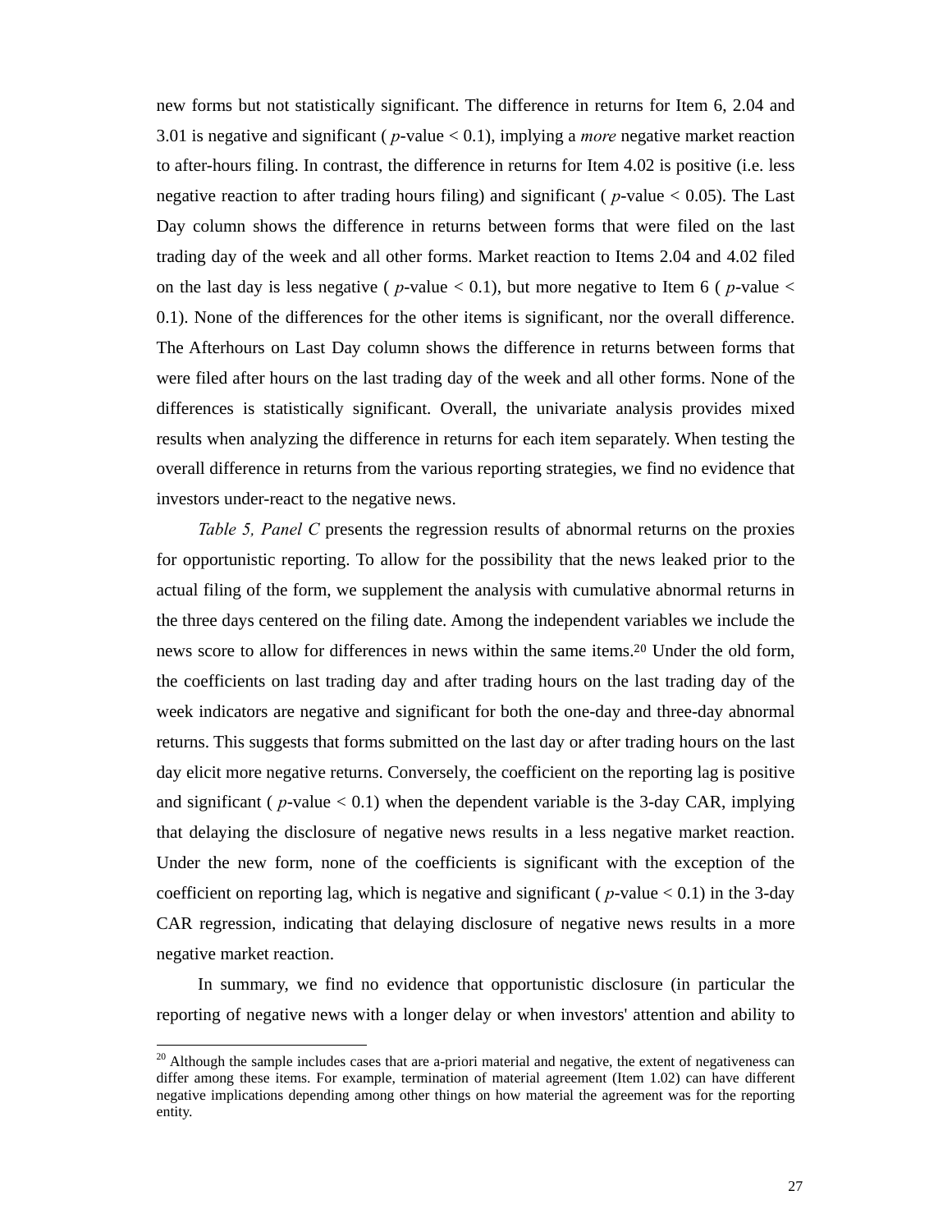new forms but not statistically significant. The difference in returns for Item 6, 2.04 and 3.01 is negative and significant ( $p$-value < 0.1), implying a *more* negative market reaction to after-hours filing. In contrast, the difference in returns for Item 4.02 is positive (i.e. less negative reaction to after trading hours filing) and significant ( $p$-value < 0.05). The Last Day column shows the difference in returns between forms that were filed on the last trading day of the week and all other forms. Market reaction to Items 2.04 and 4.02 filed on the last day is less negative ( $p$-value < 0.1), but more negative to Item 6 ( $p$-value < 0.1). None of the differences for the other items is significant, nor the overall difference. The Afterhours on Last Day column shows the difference in returns between forms that were filed after hours on the last trading day of the week and all other forms. None of the differences is statistically significant. Overall, the univariate analysis provides mixed results when analyzing the difference in returns for each item separately. When testing the overall difference in returns from the various reporting strategies, we find no evidence that investors under-react to the negative news.

*Table 5, Panel C* presents the regression results of abnormal returns on the proxies for opportunistic reporting. To allow for the possibility that the news leaked prior to the actual filing of the form, we supplement the analysis with cumulative abnormal returns in the three days centered on the filing date. Among the independent variables we include the news score to allow for differences in news within the same items.[20] Under the old form, the coefficients on last trading day and after trading hours on the last trading day of the week indicators are negative and significant for both the one-day and three-day abnormal returns. This suggests that forms submitted on the last day or after trading hours on the last day elicit more negative returns. Conversely, the coefficient on the reporting lag is positive and significant ( $p$-value < 0.1) when the dependent variable is the 3-day CAR, implying that delaying the disclosure of negative news results in a less negative market reaction. Under the new form, none of the coefficients is significant with the exception of the coefficient on reporting lag, which is negative and significant ( $p$-value < 0.1) in the 3-day CAR regression, indicating that delaying disclosure of negative news results in a more negative market reaction.

In summary, we find no evidence that opportunistic disclosure (in particular the reporting of negative news with a longer delay or when investors' attention and ability to

[20] Although the sample includes cases that are a-priori material and negative, the extent of negativeness can differ among these items. For example, termination of material agreement (Item 1.02) can have different negative implications depending among other things on how material the agreement was for the reporting entity.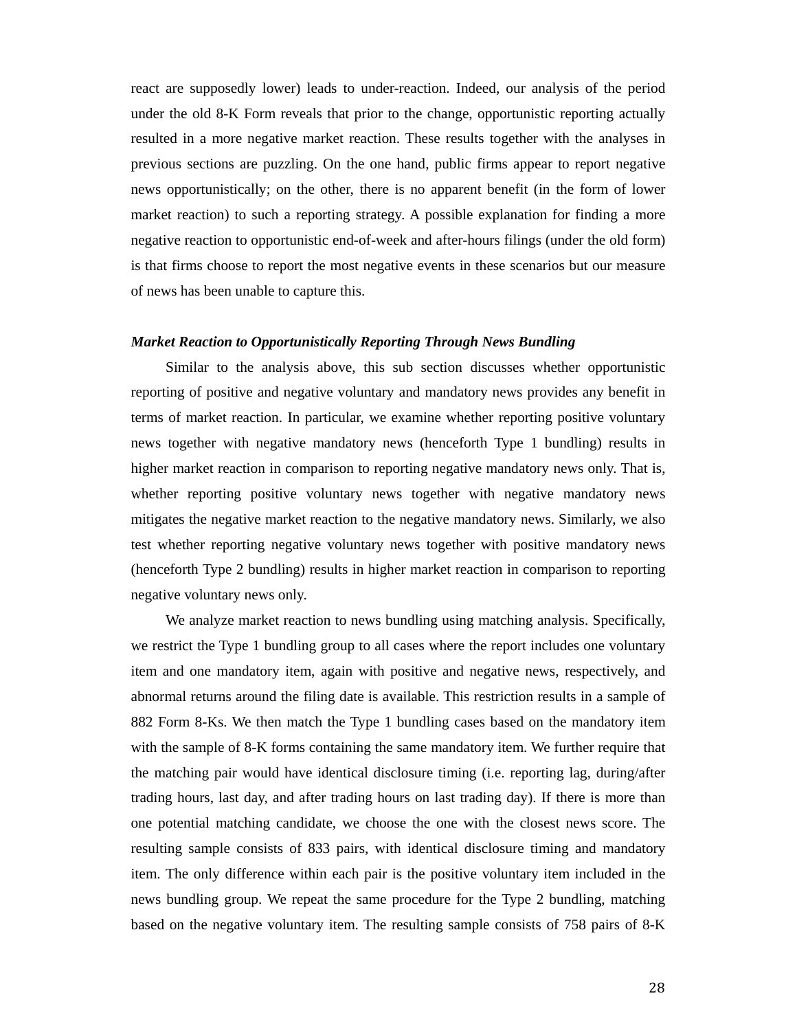react are supposedly lower) leads to under-reaction. Indeed, our analysis of the period under the old 8-K Form reveals that prior to the change, opportunistic reporting actually resulted in a more negative market reaction. These results together with the analyses in previous sections are puzzling. On the one hand, public firms appear to report negative news opportunistically; on the other, there is no apparent benefit (in the form of lower market reaction) to such a reporting strategy. A possible explanation for finding a more negative reaction to opportunistic end-of-week and after-hours filings (under the old form) is that firms choose to report the most negative events in these scenarios but our measure of news has been unable to capture this.

***Market Reaction to Opportunistically Reporting Through News Bundling***

Similar to the analysis above, this sub section discusses whether opportunistic reporting of positive and negative voluntary and mandatory news provides any benefit in terms of market reaction. In particular, we examine whether reporting positive voluntary news together with negative mandatory news (henceforth Type 1 bundling) results in higher market reaction in comparison to reporting negative mandatory news only. That is, whether reporting positive voluntary news together with negative mandatory news mitigates the negative market reaction to the negative mandatory news. Similarly, we also test whether reporting negative voluntary news together with positive mandatory news (henceforth Type 2 bundling) results in higher market reaction in comparison to reporting negative voluntary news only.

We analyze market reaction to news bundling using matching analysis. Specifically, we restrict the Type 1 bundling group to all cases where the report includes one voluntary item and one mandatory item, again with positive and negative news, respectively, and abnormal returns around the filing date is available. This restriction results in a sample of 882 Form 8-Ks. We then match the Type 1 bundling cases based on the mandatory item with the sample of 8-K forms containing the same mandatory item. We further require that the matching pair would have identical disclosure timing (i.e. reporting lag, during/after trading hours, last day, and after trading hours on last trading day). If there is more than one potential matching candidate, we choose the one with the closest news score. The resulting sample consists of 833 pairs, with identical disclosure timing and mandatory item. The only difference within each pair is the positive voluntary item included in the news bundling group. We repeat the same procedure for the Type 2 bundling, matching based on the negative voluntary item. The resulting sample consists of 758 pairs of 8-K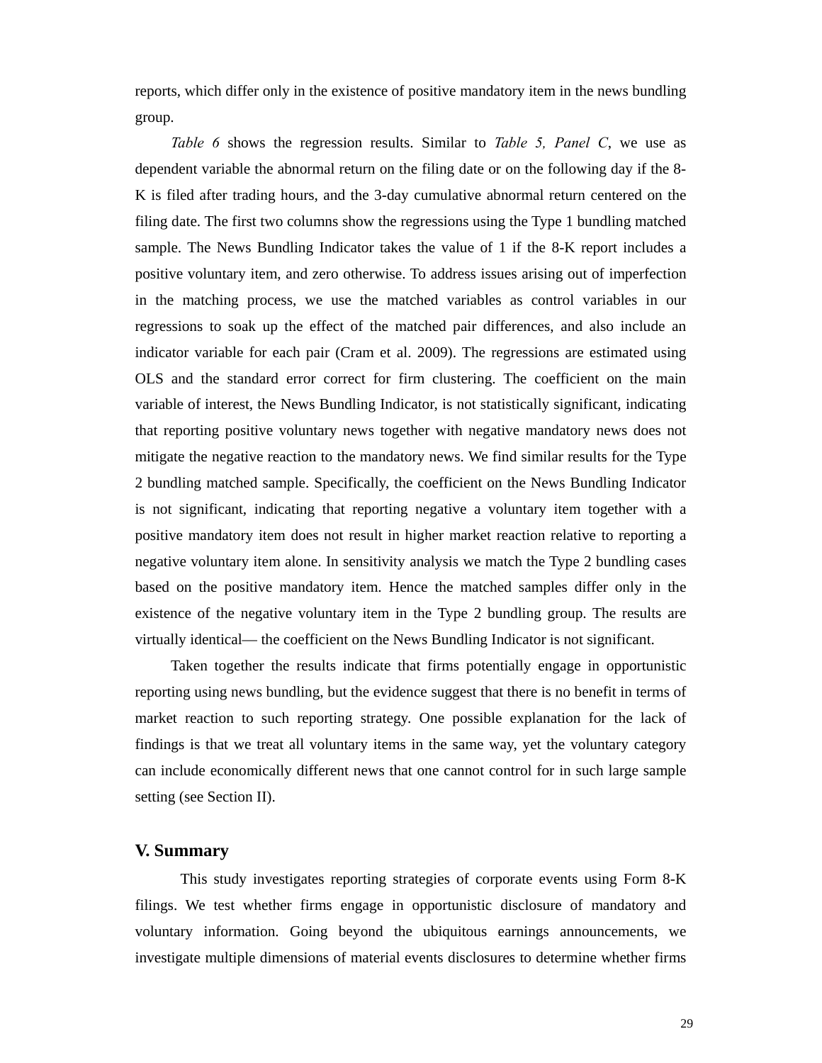reports, which differ only in the existence of positive mandatory item in the news bundling group.

*Table 6* shows the regression results. Similar to *Table 5, Panel C*, we use as dependent variable the abnormal return on the filing date or on the following day if the 8-K is filed after trading hours, and the 3-day cumulative abnormal return centered on the filing date. The first two columns show the regressions using the Type 1 bundling matched sample. The News Bundling Indicator takes the value of 1 if the 8-K report includes a positive voluntary item, and zero otherwise. To address issues arising out of imperfection in the matching process, we use the matched variables as control variables in our regressions to soak up the effect of the matched pair differences, and also include an indicator variable for each pair (Cram et al. 2009). The regressions are estimated using OLS and the standard error correct for firm clustering. The coefficient on the main variable of interest, the News Bundling Indicator, is not statistically significant, indicating that reporting positive voluntary news together with negative mandatory news does not mitigate the negative reaction to the mandatory news. We find similar results for the Type 2 bundling matched sample. Specifically, the coefficient on the News Bundling Indicator is not significant, indicating that reporting negative a voluntary item together with a positive mandatory item does not result in higher market reaction relative to reporting a negative voluntary item alone. In sensitivity analysis we match the Type 2 bundling cases based on the positive mandatory item. Hence the matched samples differ only in the existence of the negative voluntary item in the Type 2 bundling group. The results are virtually identical— the coefficient on the News Bundling Indicator is not significant.

Taken together the results indicate that firms potentially engage in opportunistic reporting using news bundling, but the evidence suggest that there is no benefit in terms of market reaction to such reporting strategy. One possible explanation for the lack of findings is that we treat all voluntary items in the same way, yet the voluntary category can include economically different news that one cannot control for in such large sample setting (see Section II).

## V. Summary

This study investigates reporting strategies of corporate events using Form 8-K filings. We test whether firms engage in opportunistic disclosure of mandatory and voluntary information. Going beyond the ubiquitous earnings announcements, we investigate multiple dimensions of material events disclosures to determine whether firms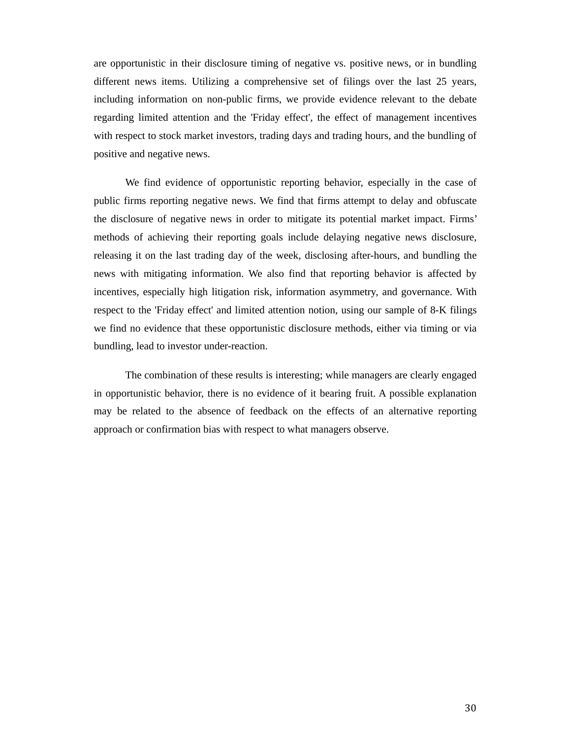are opportunistic in their disclosure timing of negative vs. positive news, or in bundling different news items. Utilizing a comprehensive set of filings over the last 25 years, including information on non-public firms, we provide evidence relevant to the debate regarding limited attention and the 'Friday effect', the effect of management incentives with respect to stock market investors, trading days and trading hours, and the bundling of positive and negative news.

We find evidence of opportunistic reporting behavior, especially in the case of public firms reporting negative news. We find that firms attempt to delay and obfuscate the disclosure of negative news in order to mitigate its potential market impact. Firms' methods of achieving their reporting goals include delaying negative news disclosure, releasing it on the last trading day of the week, disclosing after-hours, and bundling the news with mitigating information. We also find that reporting behavior is affected by incentives, especially high litigation risk, information asymmetry, and governance. With respect to the 'Friday effect' and limited attention notion, using our sample of 8-K filings we find no evidence that these opportunistic disclosure methods, either via timing or via bundling, lead to investor under-reaction.

The combination of these results is interesting; while managers are clearly engaged in opportunistic behavior, there is no evidence of it bearing fruit. A possible explanation may be related to the absence of feedback on the effects of an alternative reporting approach or confirmation bias with respect to what managers observe.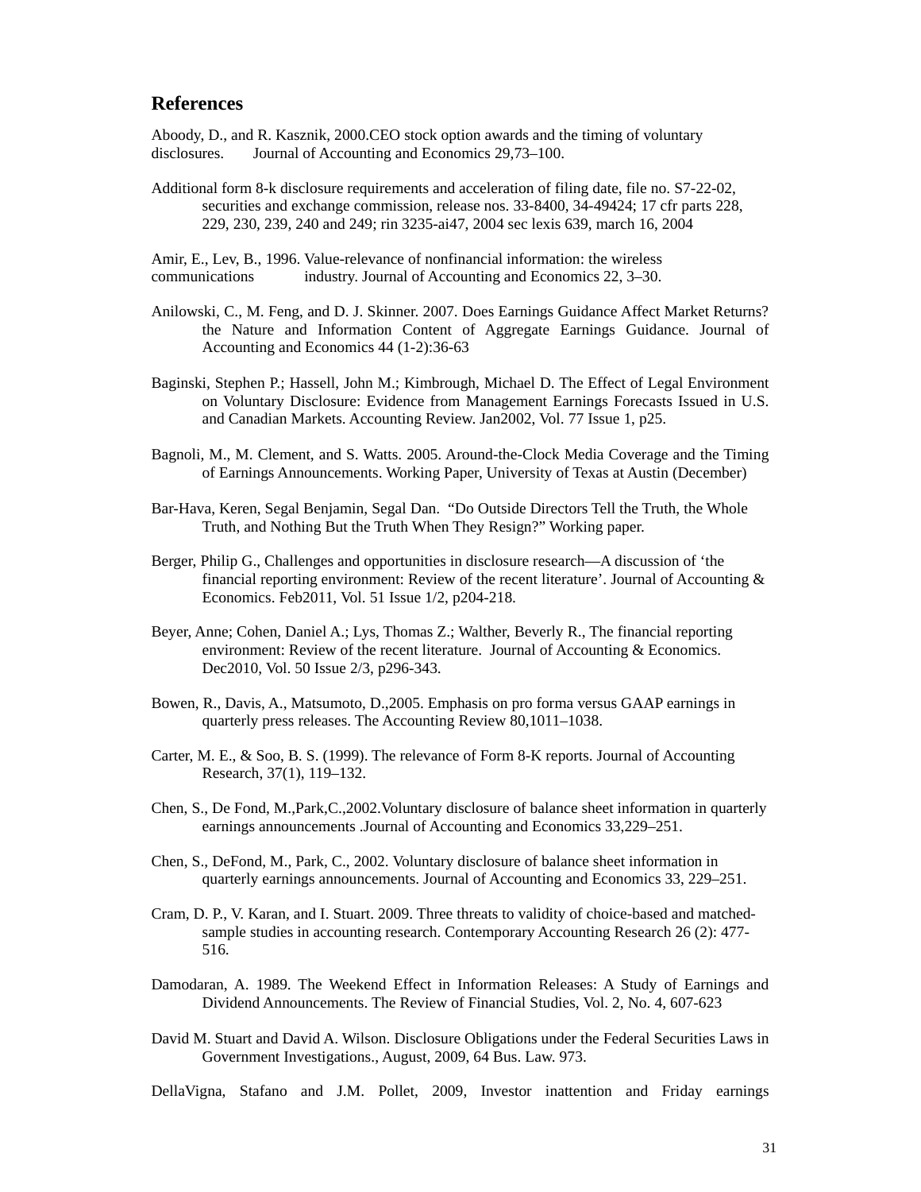## References

Aboody, D., and R. Kasznik, 2000.CEO stock option awards and the timing of voluntary disclosures. Journal of Accounting and Economics 29,73–100.

Additional form 8-k disclosure requirements and acceleration of filing date, file no. S7-22-02, securities and exchange commission, release nos. 33-8400, 34-49424; 17 cfr parts 228, 229, 230, 239, 240 and 249; rin 3235-ai47, 2004 sec lexis 639, march 16, 2004

Amir, E., Lev, B., 1996. Value-relevance of nonfinancial information: the wireless communications industry. Journal of Accounting and Economics 22, 3–30.

Anilowski, C., M. Feng, and D. J. Skinner. 2007. Does Earnings Guidance Affect Market Returns? the Nature and Information Content of Aggregate Earnings Guidance. Journal of Accounting and Economics 44 (1-2):36-63

Baginski, Stephen P.; Hassell, John M.; Kimbrough, Michael D. The Effect of Legal Environment on Voluntary Disclosure: Evidence from Management Earnings Forecasts Issued in U.S. and Canadian Markets. Accounting Review. Jan2002, Vol. 77 Issue 1, p25.

Bagnoli, M., M. Clement, and S. Watts. 2005. Around-the-Clock Media Coverage and the Timing of Earnings Announcements. Working Paper, University of Texas at Austin (December)

Bar-Hava, Keren, Segal Benjamin, Segal Dan. "Do Outside Directors Tell the Truth, the Whole Truth, and Nothing But the Truth When They Resign?" Working paper.

Berger, Philip G., Challenges and opportunities in disclosure research—A discussion of 'the financial reporting environment: Review of the recent literature'. Journal of Accounting & Economics. Feb2011, Vol. 51 Issue 1/2, p204-218.

Beyer, Anne; Cohen, Daniel A.; Lys, Thomas Z.; Walther, Beverly R., The financial reporting environment: Review of the recent literature. Journal of Accounting & Economics. Dec2010, Vol. 50 Issue 2/3, p296-343.

Bowen, R., Davis, A., Matsumoto, D.,2005. Emphasis on pro forma versus GAAP earnings in quarterly press releases. The Accounting Review 80,1011–1038.

Carter, M. E., & Soo, B. S. (1999). The relevance of Form 8-K reports. Journal of Accounting Research, 37(1), 119–132.

Chen, S., De Fond, M.,Park,C.,2002.Voluntary disclosure of balance sheet information in quarterly earnings announcements .Journal of Accounting and Economics 33,229–251.

Chen, S., DeFond, M., Park, C., 2002. Voluntary disclosure of balance sheet information in quarterly earnings announcements. Journal of Accounting and Economics 33, 229–251.

Cram, D. P., V. Karan, and I. Stuart. 2009. Three threats to validity of choice-based and matched-sample studies in accounting research. Contemporary Accounting Research 26 (2): 477-516.

Damodaran, A. 1989. The Weekend Effect in Information Releases: A Study of Earnings and Dividend Announcements. The Review of Financial Studies, Vol. 2, No. 4, 607-623

David M. Stuart and David A. Wilson. Disclosure Obligations under the Federal Securities Laws in Government Investigations., August, 2009, 64 Bus. Law. 973.

DellaVigna, Stafano and J.M. Pollet, 2009, Investor inattention and Friday earnings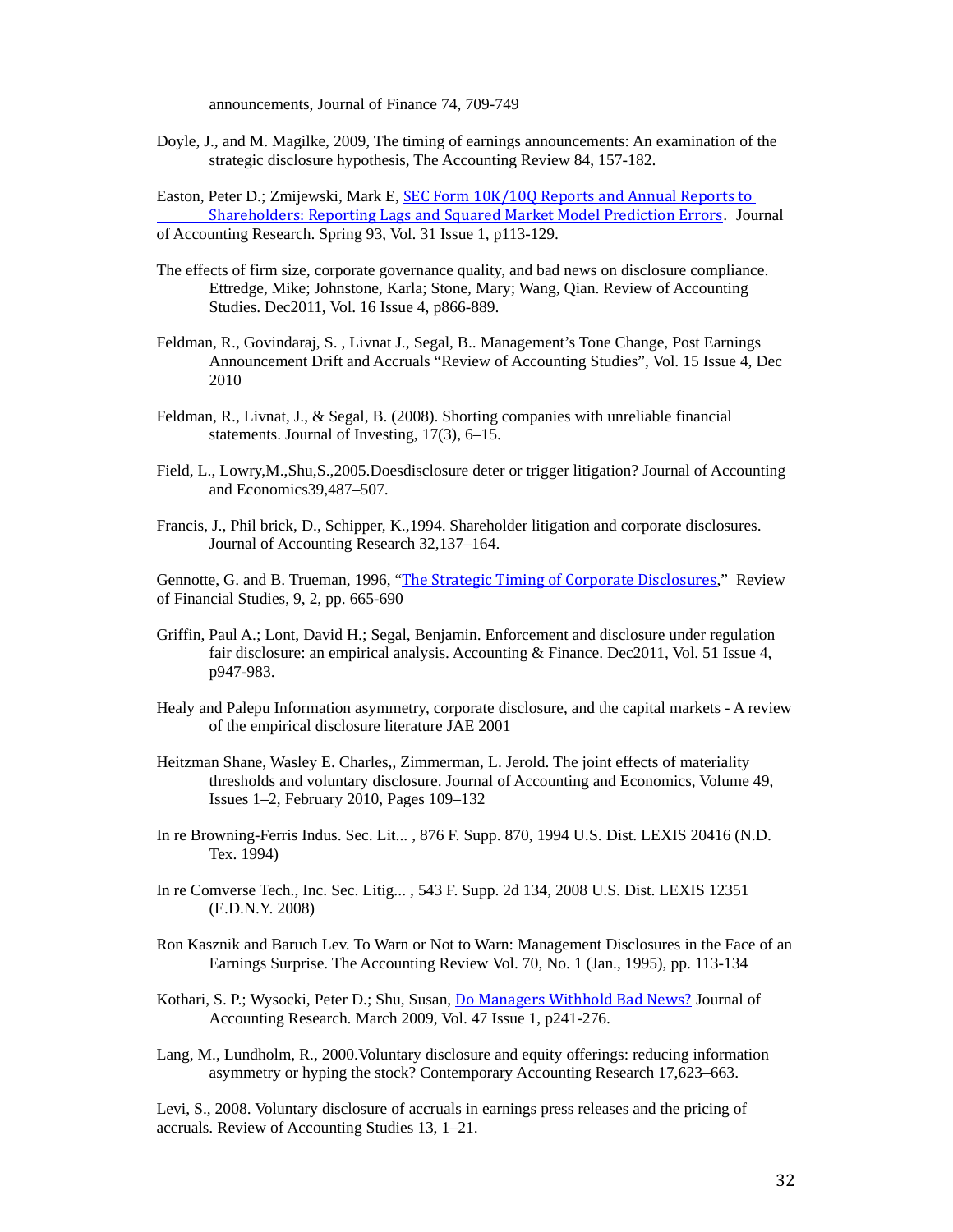announcements, Journal of Finance 74, 709-749

Doyle, J., and M. Magilke, 2009, The timing of earnings announcements: An examination of the strategic disclosure hypothesis, The Accounting Review 84, 157-182.

Easton, Peter D.; Zmijewski, Mark E, SEC Form 10K/10Q Reports and Annual Reports to Shareholders: Reporting Lags and Squared Market Model Prediction Errors. Journal of Accounting Research. Spring 93, Vol. 31 Issue 1, p113-129.

The effects of firm size, corporate governance quality, and bad news on disclosure compliance. Ettredge, Mike; Johnstone, Karla; Stone, Mary; Wang, Qian. Review of Accounting Studies. Dec2011, Vol. 16 Issue 4, p866-889.

Feldman, R., Govindaraj, S. , Livnat J., Segal, B.. Management's Tone Change, Post Earnings Announcement Drift and Accruals "Review of Accounting Studies", Vol. 15 Issue 4, Dec 2010

Feldman, R., Livnat, J., & Segal, B. (2008). Shorting companies with unreliable financial statements. Journal of Investing, 17(3), 6–15.

Field, L., Lowry,M.,Shu,S.,2005.Doesdisclosure deter or trigger litigation? Journal of Accounting and Economics39,487–507.

Francis, J., Phil brick, D., Schipper, K.,1994. Shareholder litigation and corporate disclosures. Journal of Accounting Research 32,137–164.

Gennotte, G. and B. Trueman, 1996, "The Strategic Timing of Corporate Disclosures," Review of Financial Studies, 9, 2, pp. 665-690

Griffin, Paul A.; Lont, David H.; Segal, Benjamin. Enforcement and disclosure under regulation fair disclosure: an empirical analysis. Accounting & Finance. Dec2011, Vol. 51 Issue 4, p947-983.

Healy and Palepu Information asymmetry, corporate disclosure, and the capital markets - A review of the empirical disclosure literature JAE 2001

Heitzman Shane, Wasley E. Charles,, Zimmerman, L. Jerold. The joint effects of materiality thresholds and voluntary disclosure. Journal of Accounting and Economics, Volume 49, Issues 1–2, February 2010, Pages 109–132

In re Browning-Ferris Indus. Sec. Lit... , 876 F. Supp. 870, 1994 U.S. Dist. LEXIS 20416 (N.D. Tex. 1994)

In re Comverse Tech., Inc. Sec. Litig... , 543 F. Supp. 2d 134, 2008 U.S. Dist. LEXIS 12351 (E.D.N.Y. 2008)

Ron Kasznik and Baruch Lev. To Warn or Not to Warn: Management Disclosures in the Face of an Earnings Surprise. The Accounting Review Vol. 70, No. 1 (Jan., 1995), pp. 113-134

Kothari, S. P.; Wysocki, Peter D.; Shu, Susan, Do Managers Withhold Bad News? Journal of Accounting Research. March 2009, Vol. 47 Issue 1, p241-276.

Lang, M., Lundholm, R., 2000.Voluntary disclosure and equity offerings: reducing information asymmetry or hyping the stock? Contemporary Accounting Research 17,623–663.

Levi, S., 2008. Voluntary disclosure of accruals in earnings press releases and the pricing of accruals. Review of Accounting Studies 13, 1–21.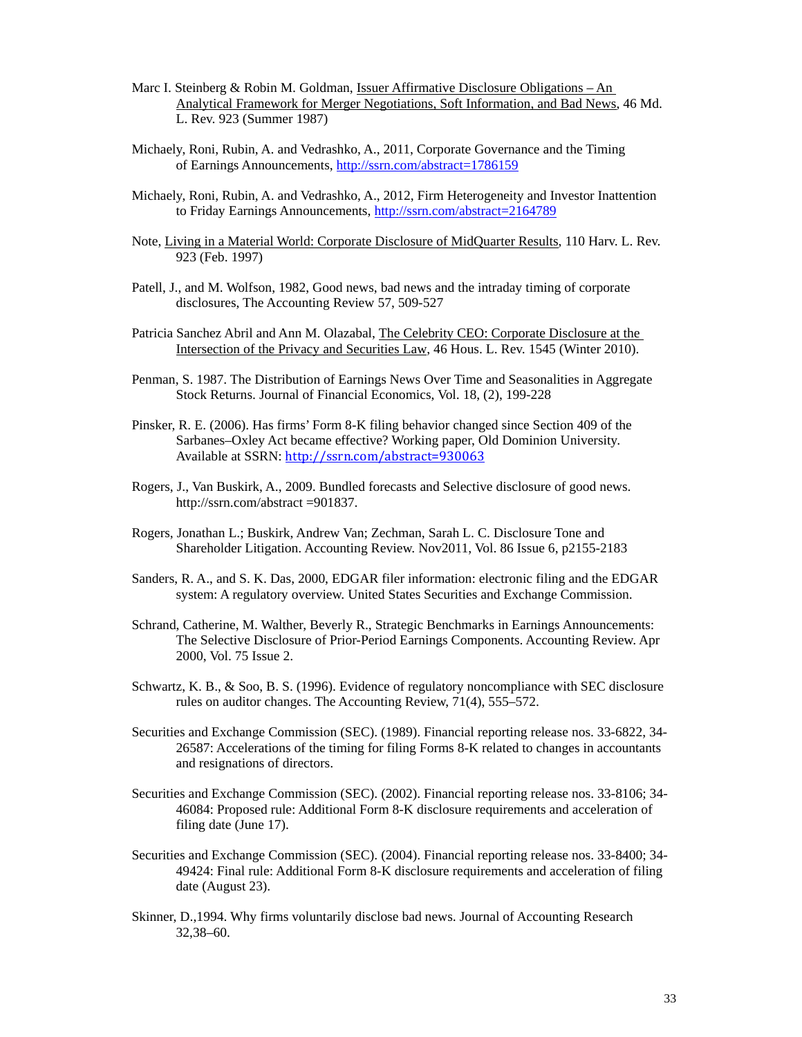Marc I. Steinberg & Robin M. Goldman, Issuer Affirmative Disclosure Obligations – An Analytical Framework for Merger Negotiations, Soft Information, and Bad News, 46 Md. L. Rev. 923 (Summer 1987)

Michaely, Roni, Rubin, A. and Vedrashko, A., 2011, Corporate Governance and the Timing of Earnings Announcements, http://ssrn.com/abstract=1786159

Michaely, Roni, Rubin, A. and Vedrashko, A., 2012, Firm Heterogeneity and Investor Inattention to Friday Earnings Announcements, http://ssrn.com/abstract=2164789

Note, Living in a Material World: Corporate Disclosure of MidQuarter Results, 110 Harv. L. Rev. 923 (Feb. 1997)

Patell, J., and M. Wolfson, 1982, Good news, bad news and the intraday timing of corporate disclosures, The Accounting Review 57, 509-527

Patricia Sanchez Abril and Ann M. Olazabal, The Celebrity CEO: Corporate Disclosure at the Intersection of the Privacy and Securities Law, 46 Hous. L. Rev. 1545 (Winter 2010).

Penman, S. 1987. The Distribution of Earnings News Over Time and Seasonalities in Aggregate Stock Returns. Journal of Financial Economics, Vol. 18, (2), 199-228

Pinsker, R. E. (2006). Has firms' Form 8-K filing behavior changed since Section 409 of the Sarbanes–Oxley Act became effective? Working paper, Old Dominion University. Available at SSRN: http://ssrn.com/abstract=930063

Rogers, J., Van Buskirk, A., 2009. Bundled forecasts and Selective disclosure of good news. http://ssrn.com/abstract =901837.

Rogers, Jonathan L.; Buskirk, Andrew Van; Zechman, Sarah L. C. Disclosure Tone and Shareholder Litigation. Accounting Review. Nov2011, Vol. 86 Issue 6, p2155-2183

Sanders, R. A., and S. K. Das, 2000, EDGAR filer information: electronic filing and the EDGAR system: A regulatory overview. United States Securities and Exchange Commission.

Schrand, Catherine, M. Walther, Beverly R., Strategic Benchmarks in Earnings Announcements: The Selective Disclosure of Prior-Period Earnings Components. Accounting Review. Apr 2000, Vol. 75 Issue 2.

Schwartz, K. B., & Soo, B. S. (1996). Evidence of regulatory noncompliance with SEC disclosure rules on auditor changes. The Accounting Review, 71(4), 555–572.

Securities and Exchange Commission (SEC). (1989). Financial reporting release nos. 33-6822, 34-26587: Accelerations of the timing for filing Forms 8-K related to changes in accountants and resignations of directors.

Securities and Exchange Commission (SEC). (2002). Financial reporting release nos. 33-8106; 34-46084: Proposed rule: Additional Form 8-K disclosure requirements and acceleration of filing date (June 17).

Securities and Exchange Commission (SEC). (2004). Financial reporting release nos. 33-8400; 34-49424: Final rule: Additional Form 8-K disclosure requirements and acceleration of filing date (August 23).

Skinner, D.,1994. Why firms voluntarily disclose bad news. Journal of Accounting Research 32,38–60.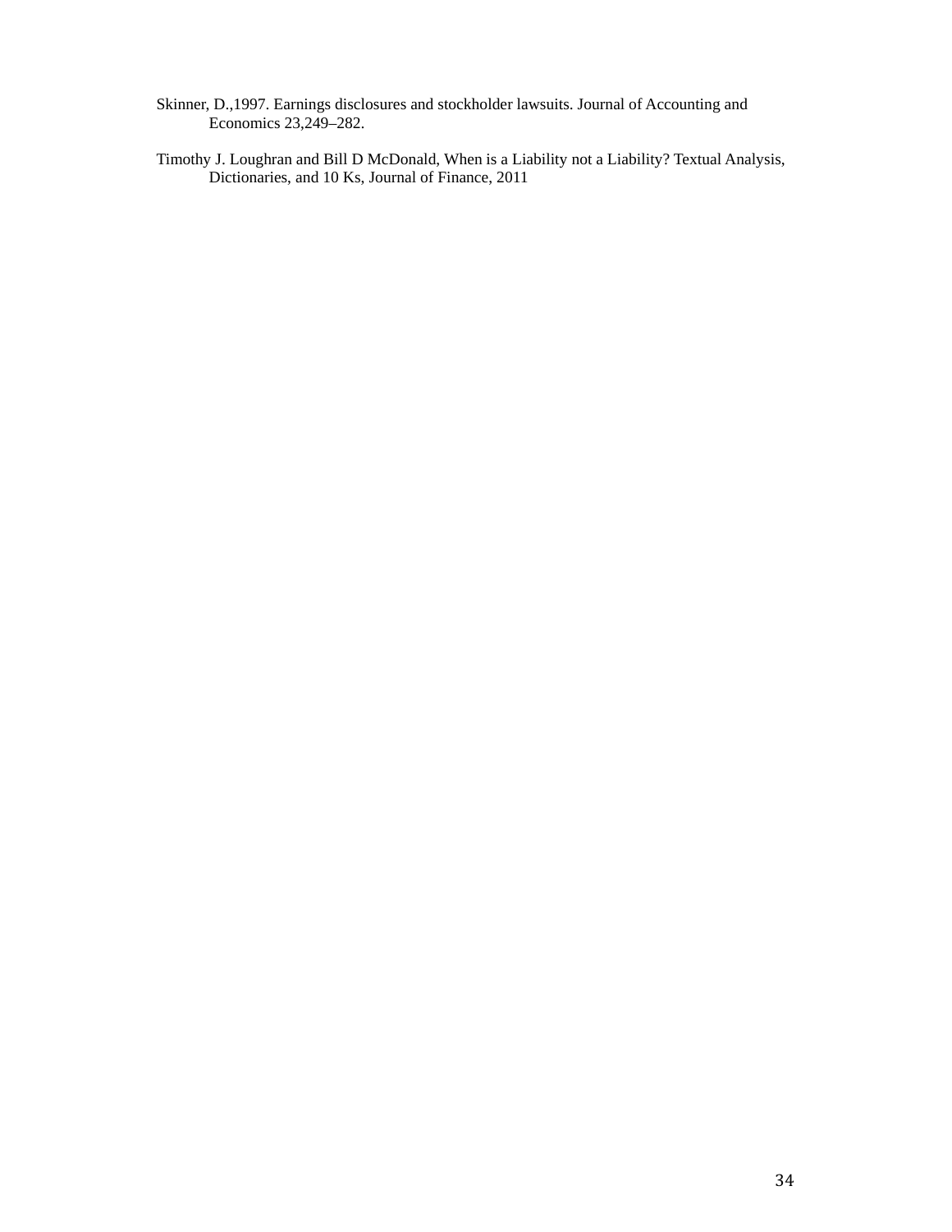Skinner, D.,1997. Earnings disclosures and stockholder lawsuits. Journal of Accounting and Economics 23,249–282.

Timothy J. Loughran and Bill D McDonald, When is a Liability not a Liability? Textual Analysis, Dictionaries, and 10 Ks, Journal of Finance, 2011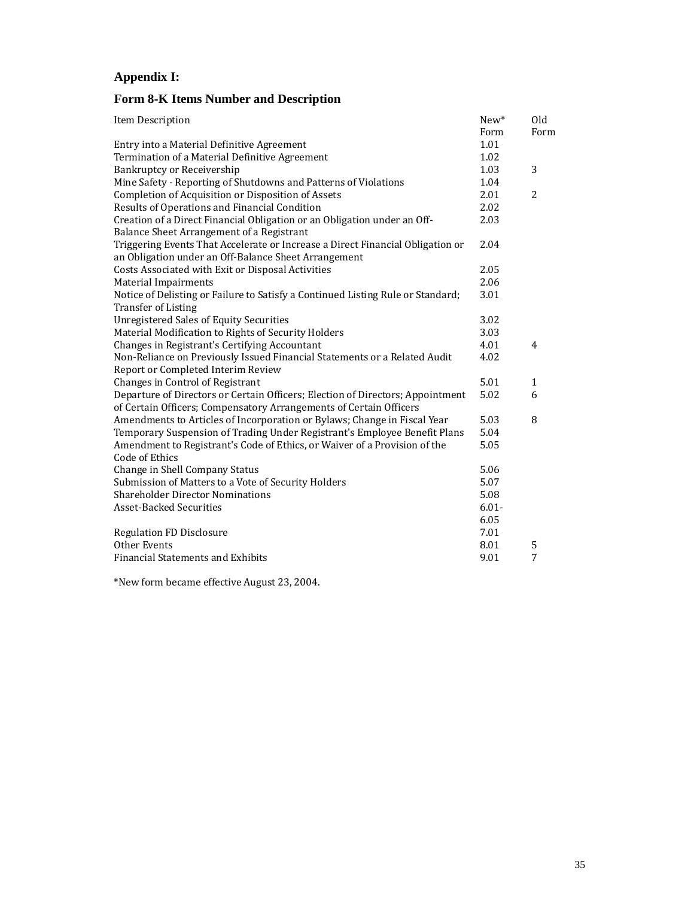## Appendix I:

## Form 8-K Items Number and Description

| Item Description | New* Form | Old Form |
|---|---|---|
| Entry into a Material Definitive Agreement | 1.01 | |
| Termination of a Material Definitive Agreement | 1.02 | |
| Bankruptcy or Receivership | 1.03 | 3 |
| Mine Safety - Reporting of Shutdowns and Patterns of Violations | 1.04 | |
| Completion of Acquisition or Disposition of Assets | 2.01 | 2 |
| Results of Operations and Financial Condition | 2.02 | |
| Creation of a Direct Financial Obligation or an Obligation under an Off-Balance Sheet Arrangement of a Registrant | 2.03 | |
| Triggering Events That Accelerate or Increase a Direct Financial Obligation or an Obligation under an Off-Balance Sheet Arrangement | 2.04 | |
| Costs Associated with Exit or Disposal Activities | 2.05 | |
| Material Impairments | 2.06 | |
| Notice of Delisting or Failure to Satisfy a Continued Listing Rule or Standard; Transfer of Listing | 3.01 | |
| Unregistered Sales of Equity Securities | 3.02 | |
| Material Modification to Rights of Security Holders | 3.03 | |
| Changes in Registrant's Certifying Accountant | 4.01 | 4 |
| Non-Reliance on Previously Issued Financial Statements or a Related Audit Report or Completed Interim Review | 4.02 | |
| Changes in Control of Registrant | 5.01 | 1 |
| Departure of Directors or Certain Officers; Election of Directors; Appointment of Certain Officers; Compensatory Arrangements of Certain Officers | 5.02 | 6 |
| Amendments to Articles of Incorporation or Bylaws; Change in Fiscal Year | 5.03 | 8 |
| Temporary Suspension of Trading Under Registrant's Employee Benefit Plans | 5.04 | |
| Amendment to Registrant's Code of Ethics, or Waiver of a Provision of the Code of Ethics | 5.05 | |
| Change in Shell Company Status | 5.06 | |
| Submission of Matters to a Vote of Security Holders | 5.07 | |
| Shareholder Director Nominations | 5.08 | |
| Asset-Backed Securities | 6.01-6.05 | |
| Regulation FD Disclosure | 7.01 | |
| Other Events | 8.01 | 5 |
| Financial Statements and Exhibits | 9.01 | 7 |

*New form became effective August 23, 2004.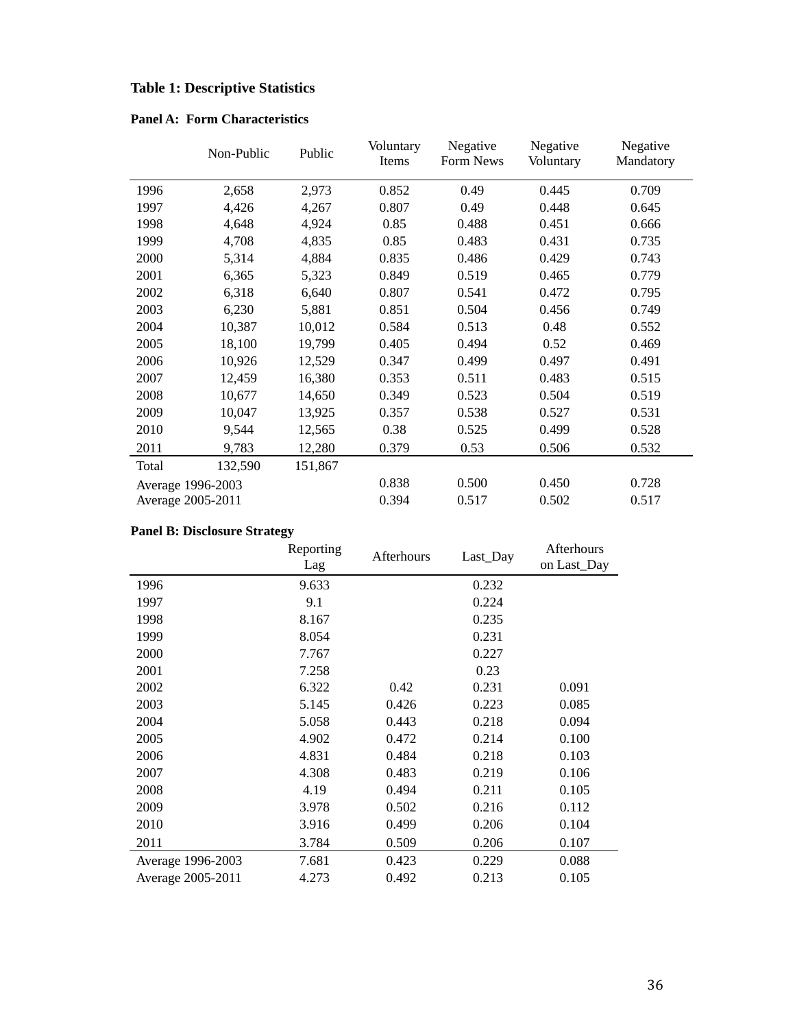## Table 1: Descriptive Statistics

### Panel A: Form Characteristics

| | Non-Public | Public | Voluntary Items | Negative Form News | Negative Voluntary | Negative Mandatory |
|---|---|---|---|---|---|---|
| 1996 | 2,658 | 2,973 | 0.852 | 0.49 | 0.445 | 0.709 |
| 1997 | 4,426 | 4,267 | 0.807 | 0.49 | 0.448 | 0.645 |
| 1998 | 4,648 | 4,924 | 0.85 | 0.488 | 0.451 | 0.666 |
| 1999 | 4,708 | 4,835 | 0.85 | 0.483 | 0.431 | 0.735 |
| 2000 | 5,314 | 4,884 | 0.835 | 0.486 | 0.429 | 0.743 |
| 2001 | 6,365 | 5,323 | 0.849 | 0.519 | 0.465 | 0.779 |
| 2002 | 6,318 | 6,640 | 0.807 | 0.541 | 0.472 | 0.795 |
| 2003 | 6,230 | 5,881 | 0.851 | 0.504 | 0.456 | 0.749 |
| 2004 | 10,387 | 10,012 | 0.584 | 0.513 | 0.48 | 0.552 |
| 2005 | 18,100 | 19,799 | 0.405 | 0.494 | 0.52 | 0.469 |
| 2006 | 10,926 | 12,529 | 0.347 | 0.499 | 0.497 | 0.491 |
| 2007 | 12,459 | 16,380 | 0.353 | 0.511 | 0.483 | 0.515 |
| 2008 | 10,677 | 14,650 | 0.349 | 0.523 | 0.504 | 0.519 |
| 2009 | 10,047 | 13,925 | 0.357 | 0.538 | 0.527 | 0.531 |
| 2010 | 9,544 | 12,565 | 0.38 | 0.525 | 0.499 | 0.528 |
| 2011 | 9,783 | 12,280 | 0.379 | 0.53 | 0.506 | 0.532 |
| Total | 132,590 | 151,867 | | | | |
| Average 1996-2003 | | | 0.838 | 0.500 | 0.450 | 0.728 |
| Average 2005-2011 | | | 0.394 | 0.517 | 0.502 | 0.517 |

### Panel B: Disclosure Strategy

| | Reporting Lag | Afterhours | Last_Day | Afterhours on Last_Day |
|---|---|---|---|---|
| 1996 | 9.633 | | 0.232 | |
| 1997 | 9.1 | | 0.224 | |
| 1998 | 8.167 | | 0.235 | |
| 1999 | 8.054 | | 0.231 | |
| 2000 | 7.767 | | 0.227 | |
| 2001 | 7.258 | | 0.23 | |
| 2002 | 6.322 | 0.42 | 0.231 | 0.091 |
| 2003 | 5.145 | 0.426 | 0.223 | 0.085 |
| 2004 | 5.058 | 0.443 | 0.218 | 0.094 |
| 2005 | 4.902 | 0.472 | 0.214 | 0.100 |
| 2006 | 4.831 | 0.484 | 0.218 | 0.103 |
| 2007 | 4.308 | 0.483 | 0.219 | 0.106 |
| 2008 | 4.19 | 0.494 | 0.211 | 0.105 |
| 2009 | 3.978 | 0.502 | 0.216 | 0.112 |
| 2010 | 3.916 | 0.499 | 0.206 | 0.104 |
| 2011 | 3.784 | 0.509 | 0.206 | 0.107 |
| Average 1996-2003 | 7.681 | 0.423 | 0.229 | 0.088 |
| Average 2005-2011 | 4.273 | 0.492 | 0.213 | 0.105 |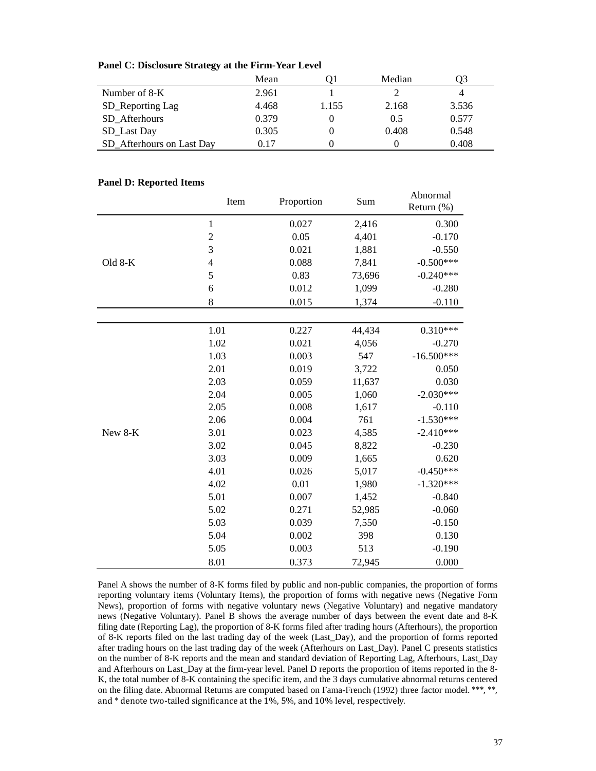**Panel C: Disclosure Strategy at the Firm-Year Level**

| | Mean | Q1 | Median | Q3 |
|---|---|---|---|---|
| Number of 8-K | 2.961 | 1 | 2 | 4 |
| SD_Reporting Lag | 4.468 | 1.155 | 2.168 | 3.536 |
| SD_Afterhours | 0.379 | 0 | 0.5 | 0.577 |
| SD_Last Day | 0.305 | 0 | 0.408 | 0.548 |
| SD_Afterhours on Last Day | 0.17 | 0 | 0 | 0.408 |

**Panel D: Reported Items**

| | Item | Proportion | Sum | Abnormal Return (%) |
|---|---|---|---|---|
| Old 8-K | 1 | 0.027 | 2,416 | 0.300 |
| | 2 | 0.05 | 4,401 | -0.170 |
| | 3 | 0.021 | 1,881 | -0.550 |
| | 4 | 0.088 | 7,841 | -0.500*** |
| | 5 | 0.83 | 73,696 | -0.240*** |
| | 6 | 0.012 | 1,099 | -0.280 |
| | 8 | 0.015 | 1,374 | -0.110 |
| New 8-K | 1.01 | 0.227 | 44,434 | 0.310*** |
| | 1.02 | 0.021 | 4,056 | -0.270 |
| | 1.03 | 0.003 | 547 | -16.500*** |
| | 2.01 | 0.019 | 3,722 | 0.050 |
| | 2.03 | 0.059 | 11,637 | 0.030 |
| | 2.04 | 0.005 | 1,060 | -2.030*** |
| | 2.05 | 0.008 | 1,617 | -0.110 |
| | 2.06 | 0.004 | 761 | -1.530*** |
| | 3.01 | 0.023 | 4,585 | -2.410*** |
| | 3.02 | 0.045 | 8,822 | -0.230 |
| | 3.03 | 0.009 | 1,665 | 0.620 |
| | 4.01 | 0.026 | 5,017 | -0.450*** |
| | 4.02 | 0.01 | 1,980 | -1.320*** |
| | 5.01 | 0.007 | 1,452 | -0.840 |
| | 5.02 | 0.271 | 52,985 | -0.060 |
| | 5.03 | 0.039 | 7,550 | -0.150 |
| | 5.04 | 0.002 | 398 | 0.130 |
| | 5.05 | 0.003 | 513 | -0.190 |
| | 8.01 | 0.373 | 72,945 | 0.000 |

Panel A shows the number of 8-K forms filed by public and non-public companies, the proportion of forms reporting voluntary items (Voluntary Items), the proportion of forms with negative news (Negative Form News), proportion of forms with negative voluntary news (Negative Voluntary) and negative mandatory news (Negative Voluntary). Panel B shows the average number of days between the event date and 8-K filing date (Reporting Lag), the proportion of 8-K forms filed after trading hours (Afterhours), the proportion of 8-K reports filed on the last trading day of the week (Last_Day), and the proportion of forms reported after trading hours on the last trading day of the week (Afterhours on Last_Day). Panel C presents statistics on the number of 8-K reports and the mean and standard deviation of Reporting Lag, Afterhours, Last_Day and Afterhours on Last_Day at the firm-year level. Panel D reports the proportion of items reported in the 8-K, the total number of 8-K containing the specific item, and the 3 days cumulative abnormal returns centered on the filing date. Abnormal Returns are computed based on Fama-French (1992) three factor model. ***, **, and * denote two-tailed significance at the 1%, 5%, and 10% level, respectively.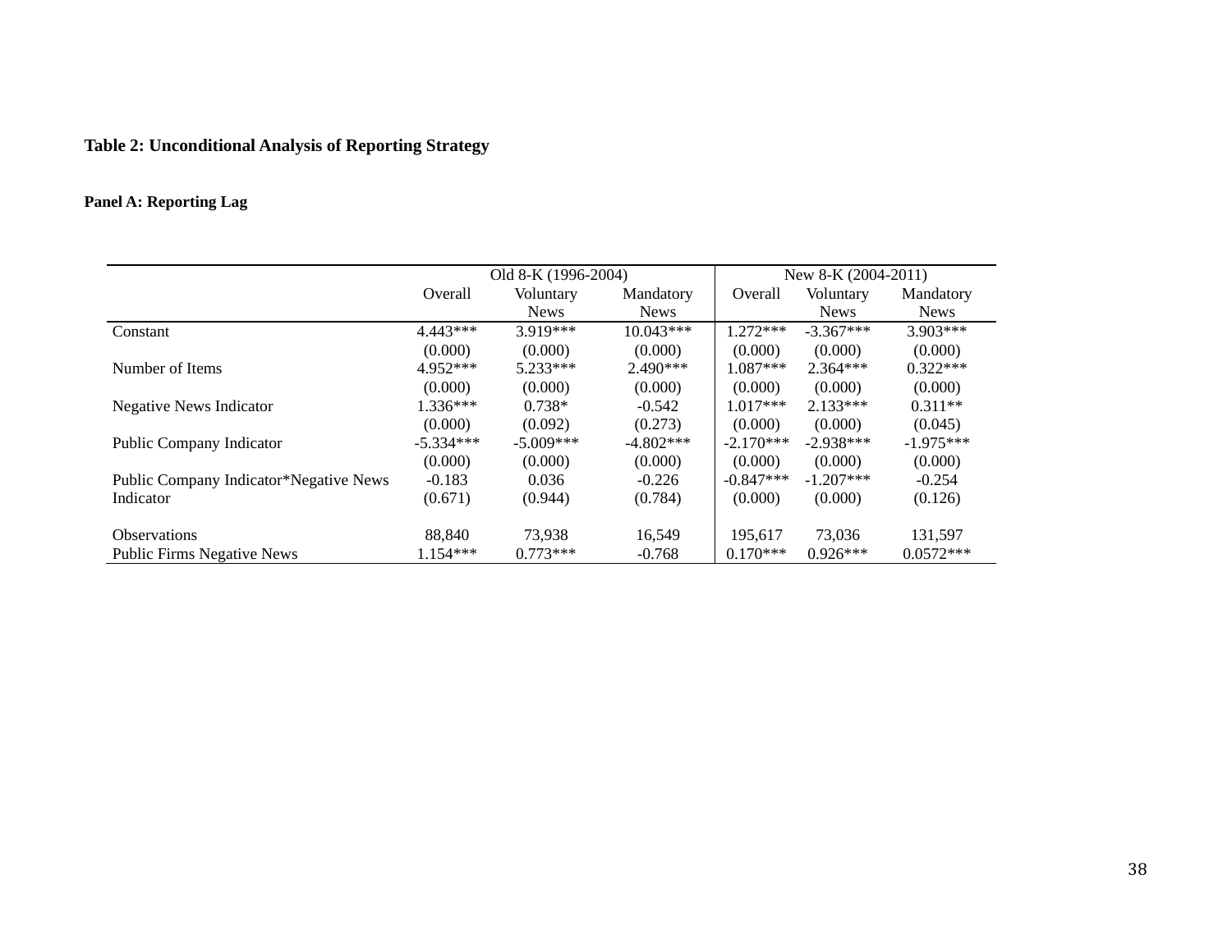**Table 2: Unconditional Analysis of Reporting Strategy**

**Panel A: Reporting Lag**

| | Old 8-K (1996-2004) | | | New 8-K (2004-2011) | | |
|---|---|---|---|---|---|---|
| | Overall | Voluntary News | Mandatory News | Overall | Voluntary News | Mandatory News |
| Constant | 4.443*** | 3.919*** | 10.043*** | 1.272*** | -3.367*** | 3.903*** |
| | (0.000) | (0.000) | (0.000) | (0.000) | (0.000) | (0.000) |
| Number of Items | 4.952*** | 5.233*** | 2.490*** | 1.087*** | 2.364*** | 0.322*** |
| | (0.000) | (0.000) | (0.000) | (0.000) | (0.000) | (0.000) |
| Negative News Indicator | 1.336*** | 0.738* | -0.542 | 1.017*** | 2.133*** | 0.311** |
| | (0.000) | (0.092) | (0.273) | (0.000) | (0.000) | (0.045) |
| Public Company Indicator | -5.334*** | -5.009*** | -4.802*** | -2.170*** | -2.938*** | -1.975*** |
| | (0.000) | (0.000) | (0.000) | (0.000) | (0.000) | (0.000) |
| Public Company Indicator*Negative News Indicator | -0.183 | 0.036 | -0.226 | -0.847*** | -1.207*** | -0.254 |
| | (0.671) | (0.944) | (0.784) | (0.000) | (0.000) | (0.126) |
| Observations | 88,840 | 73,938 | 16,549 | 195,617 | 73,036 | 131,597 |
| Public Firms Negative News | 1.154*** | 0.773*** | -0.768 | 0.170*** | 0.926*** | 0.0572*** |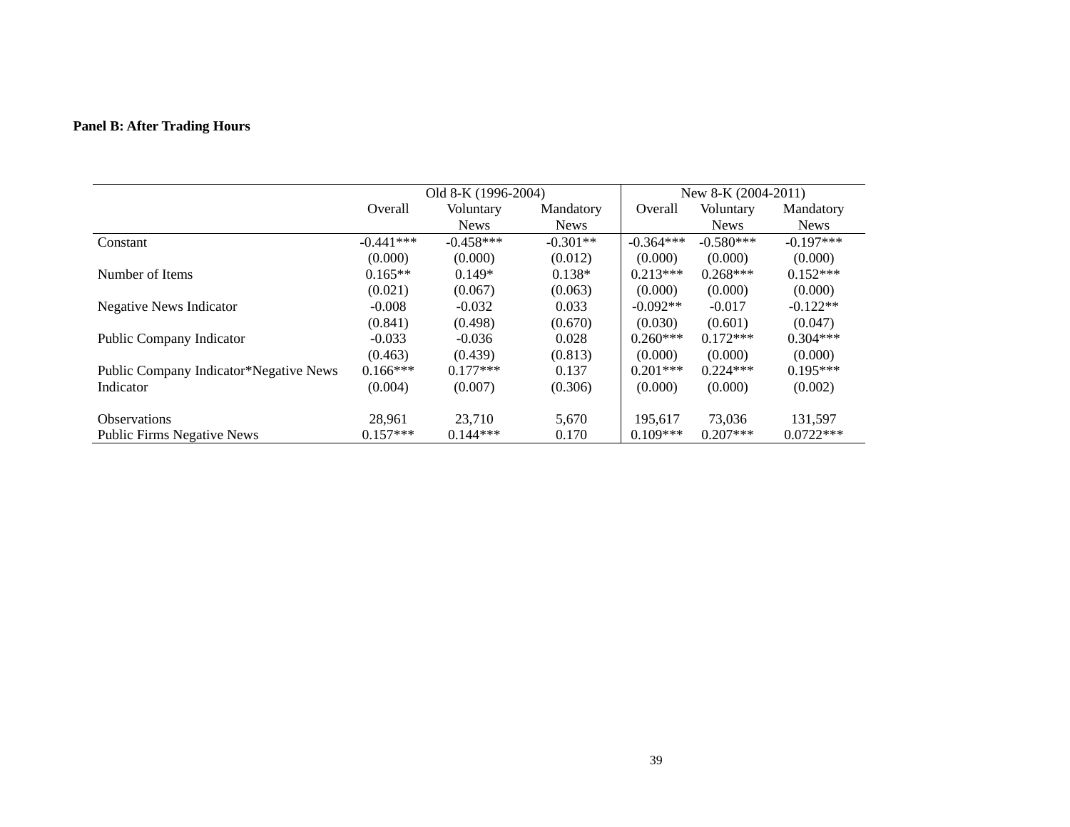**Panel B: After Trading Hours**

| | Old 8-K (1996-2004) | | | New 8-K (2004-2011) | | |
|---|---|---|---|---|---|---|
| | Overall | Voluntary News | Mandatory News | Overall | Voluntary News | Mandatory News |
| Constant | -0.441*** | -0.458*** | -0.301** | -0.364*** | -0.580*** | -0.197*** |
| | (0.000) | (0.000) | (0.012) | (0.000) | (0.000) | (0.000) |
| Number of Items | 0.165** | 0.149* | 0.138* | 0.213*** | 0.268*** | 0.152*** |
| | (0.021) | (0.067) | (0.063) | (0.000) | (0.000) | (0.000) |
| Negative News Indicator | -0.008 | -0.032 | 0.033 | -0.092** | -0.017 | -0.122** |
| | (0.841) | (0.498) | (0.670) | (0.030) | (0.601) | (0.047) |
| Public Company Indicator | -0.033 | -0.036 | 0.028 | 0.260*** | 0.172*** | 0.304*** |
| | (0.463) | (0.439) | (0.813) | (0.000) | (0.000) | (0.000) |
| Public Company Indicator*Negative News Indicator | 0.166*** | 0.177*** | 0.137 | 0.201*** | 0.224*** | 0.195*** |
| | (0.004) | (0.007) | (0.306) | (0.000) | (0.000) | (0.002) |
| Observations | 28,961 | 23,710 | 5,670 | 195,617 | 73,036 | 131,597 |
| Public Firms Negative News | 0.157*** | 0.144*** | 0.170 | 0.109*** | 0.207*** | 0.0722*** |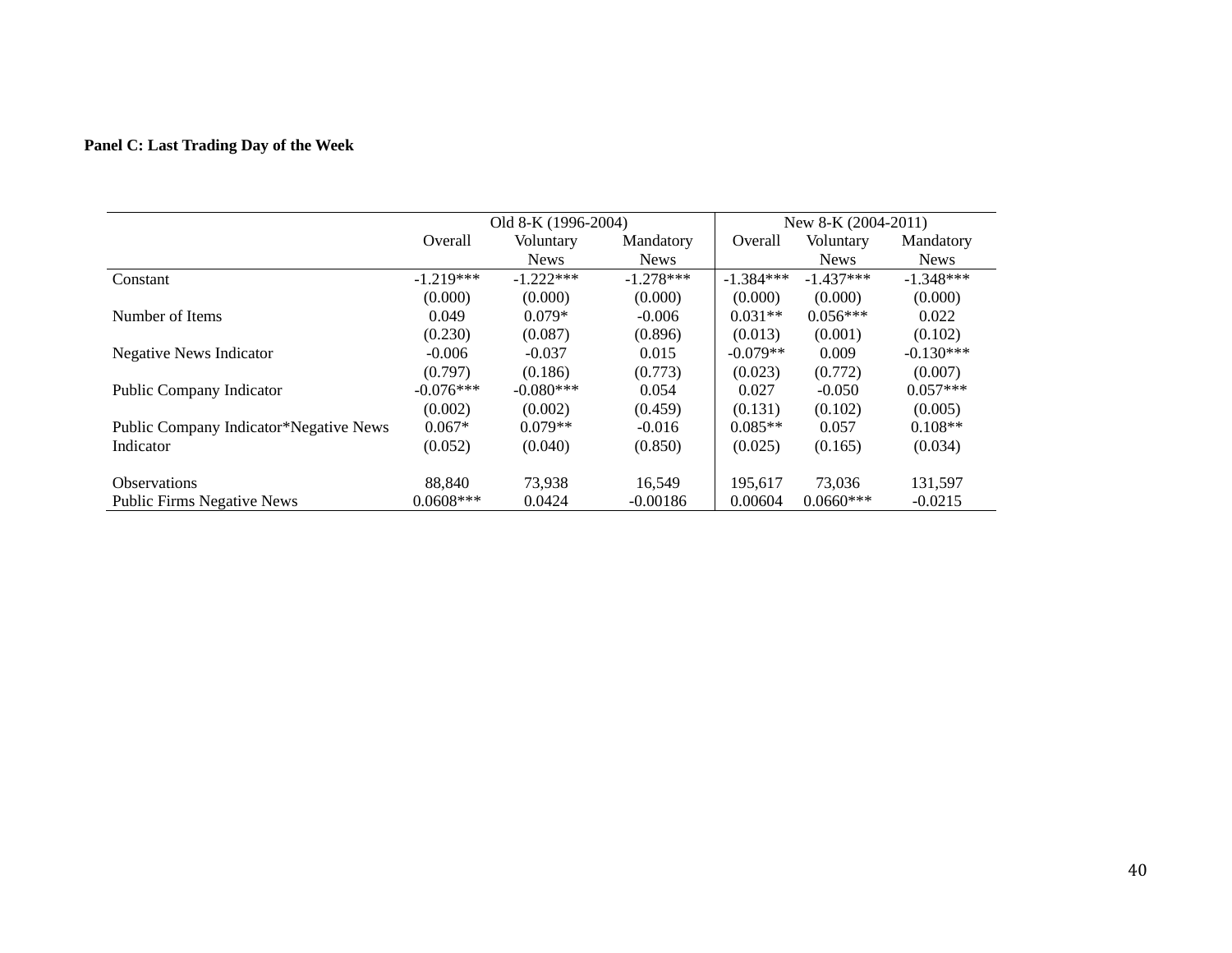**Panel C: Last Trading Day of the Week**

| | Old 8-K (1996-2004) | | | New 8-K (2004-2011) | | |
|---|---|---|---|---|---|---|
| | Overall | Voluntary News | Mandatory News | Overall | Voluntary News | Mandatory News |
| Constant | -1.219*** | -1.222*** | -1.278*** | -1.384*** | -1.437*** | -1.348*** |
| | (0.000) | (0.000) | (0.000) | (0.000) | (0.000) | (0.000) |
| Number of Items | 0.049 | 0.079* | -0.006 | 0.031** | 0.056*** | 0.022 |
| | (0.230) | (0.087) | (0.896) | (0.013) | (0.001) | (0.102) |
| Negative News Indicator | -0.006 | -0.037 | 0.015 | -0.079** | 0.009 | -0.130*** |
| | (0.797) | (0.186) | (0.773) | (0.023) | (0.772) | (0.007) |
| Public Company Indicator | -0.076*** | -0.080*** | 0.054 | 0.027 | -0.050 | 0.057*** |
| | (0.002) | (0.002) | (0.459) | (0.131) | (0.102) | (0.005) |
| Public Company Indicator*Negative News Indicator | 0.067* | 0.079** | -0.016 | 0.085** | 0.057 | 0.108** |
| | (0.052) | (0.040) | (0.850) | (0.025) | (0.165) | (0.034) |
| Observations | 88,840 | 73,938 | 16,549 | 195,617 | 73,036 | 131,597 |
| Public Firms Negative News | 0.0608*** | 0.0424 | -0.00186 | 0.00604 | 0.0660*** | -0.0215 |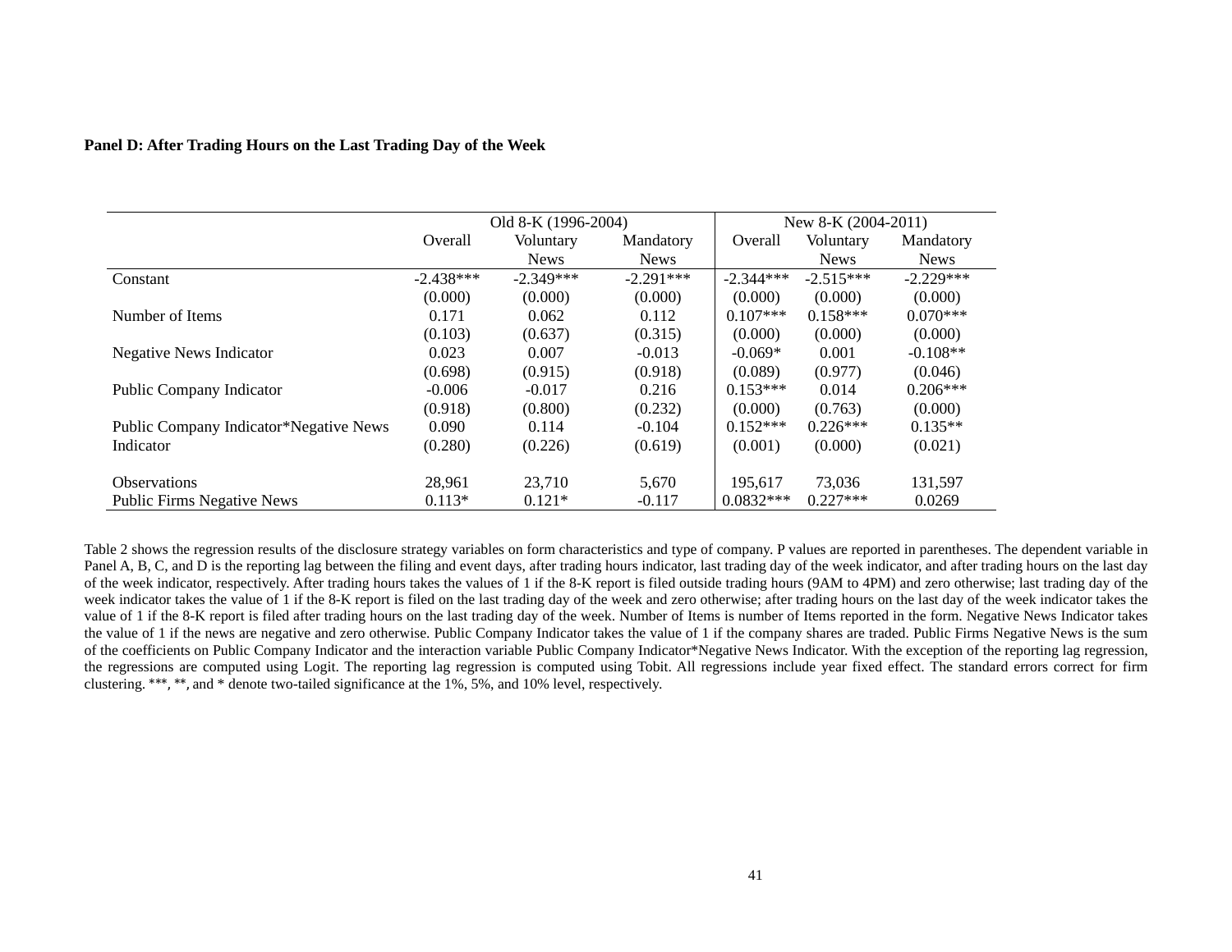**Panel D: After Trading Hours on the Last Trading Day of the Week**

| | Old 8-K (1996-2004) | | | New 8-K (2004-2011) | | |
|---|---|---|---|---|---|---|
| | Overall | Voluntary News | Mandatory News | Overall | Voluntary News | Mandatory News |
| Constant | -2.438*** | -2.349*** | -2.291*** | -2.344*** | -2.515*** | -2.229*** |
| | (0.000) | (0.000) | (0.000) | (0.000) | (0.000) | (0.000) |
| Number of Items | 0.171 | 0.062 | 0.112 | 0.107*** | 0.158*** | 0.070*** |
| | (0.103) | (0.637) | (0.315) | (0.000) | (0.000) | (0.000) |
| Negative News Indicator | 0.023 | 0.007 | -0.013 | -0.069* | 0.001 | -0.108** |
| | (0.698) | (0.915) | (0.918) | (0.089) | (0.977) | (0.046) |
| Public Company Indicator | -0.006 | -0.017 | 0.216 | 0.153*** | 0.014 | 0.206*** |
| | (0.918) | (0.800) | (0.232) | (0.000) | (0.763) | (0.000) |
| Public Company Indicator*Negative News | 0.090 | 0.114 | -0.104 | 0.152*** | 0.226*** | 0.135** |
| Indicator | (0.280) | (0.226) | (0.619) | (0.001) | (0.000) | (0.021) |
| | | | | | | |
| Observations | 28,961 | 23,710 | 5,670 | 195,617 | 73,036 | 131,597 |
| Public Firms Negative News | 0.113* | 0.121* | -0.117 | 0.0832*** | 0.227*** | 0.0269 |

Table 2 shows the regression results of the disclosure strategy variables on form characteristics and type of company. P values are reported in parentheses. The dependent variable in Panel A, B, C, and D is the reporting lag between the filing and event days, after trading hours indicator, last trading day of the week indicator, and after trading hours on the last day of the week indicator, respectively. After trading hours takes the values of 1 if the 8-K report is filed outside trading hours (9AM to 4PM) and zero otherwise; last trading day of the week indicator takes the value of 1 if the 8-K report is filed on the last trading day of the week and zero otherwise; after trading hours on the last day of the week indicator takes the value of 1 if the 8-K report is filed after trading hours on the last trading day of the week. Number of Items is number of Items reported in the form. Negative News Indicator takes the value of 1 if the news are negative and zero otherwise. Public Company Indicator takes the value of 1 if the company shares are traded. Public Firms Negative News is the sum of the coefficients on Public Company Indicator and the interaction variable Public Company Indicator*Negative News Indicator. With the exception of the reporting lag regression, the regressions are computed using Logit. The reporting lag regression is computed using Tobit. All regressions include year fixed effect. The standard errors correct for firm clustering. ***, **, and * denote two-tailed significance at the 1%, 5%, and 10% level, respectively.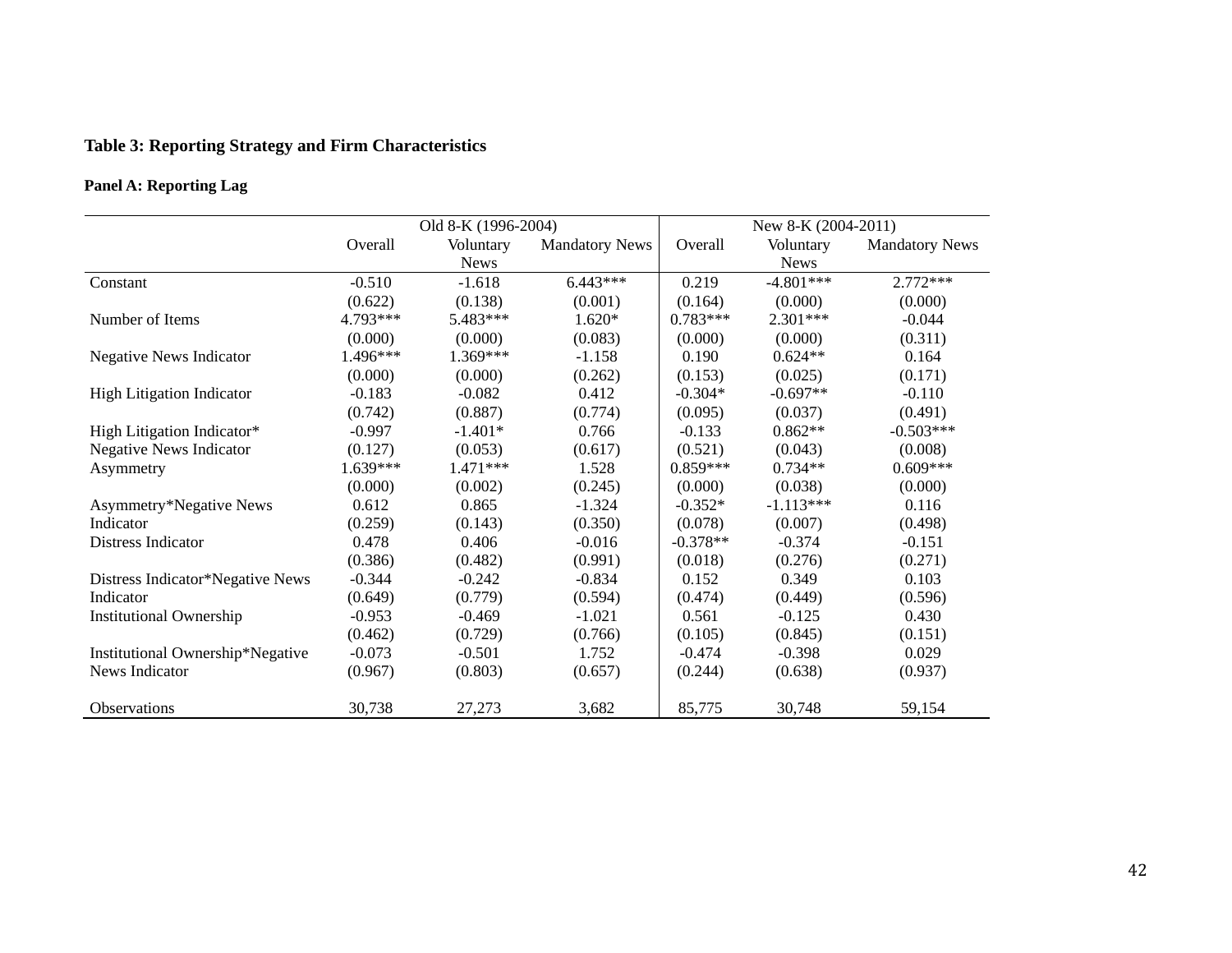**Table 3: Reporting Strategy and Firm Characteristics**

**Panel A: Reporting Lag**

| | Old 8-K (1996-2004) | | | New 8-K (2004-2011) | | |
|---|---|---|---|---|---|---|
| | Overall | Voluntary News | Mandatory News | Overall | Voluntary News | Mandatory News |
| Constant | -0.510 | -1.618 | 6.443*** | 0.219 | -4.801*** | 2.772*** |
| | (0.622) | (0.138) | (0.001) | (0.164) | (0.000) | (0.000) |
| Number of Items | 4.793*** | 5.483*** | 1.620* | 0.783*** | 2.301*** | -0.044 |
| | (0.000) | (0.000) | (0.083) | (0.000) | (0.000) | (0.311) |
| Negative News Indicator | 1.496*** | 1.369*** | -1.158 | 0.190 | 0.624** | 0.164 |
| | (0.000) | (0.000) | (0.262) | (0.153) | (0.025) | (0.171) |
| High Litigation Indicator | -0.183 | -0.082 | 0.412 | -0.304* | -0.697** | -0.110 |
| | (0.742) | (0.887) | (0.774) | (0.095) | (0.037) | (0.491) |
| High Litigation Indicator* Negative News Indicator | -0.997 | -1.401* | 0.766 | -0.133 | 0.862** | -0.503*** |
| | (0.127) | (0.053) | (0.617) | (0.521) | (0.043) | (0.008) |
| Asymmetry | 1.639*** | 1.471*** | 1.528 | 0.859*** | 0.734** | 0.609*** |
| | (0.000) | (0.002) | (0.245) | (0.000) | (0.038) | (0.000) |
| Asymmetry*Negative News Indicator | 0.612 | 0.865 | -1.324 | -0.352* | -1.113*** | 0.116 |
| | (0.259) | (0.143) | (0.350) | (0.078) | (0.007) | (0.498) |
| Distress Indicator | 0.478 | 0.406 | -0.016 | -0.378** | -0.374 | -0.151 |
| | (0.386) | (0.482) | (0.991) | (0.018) | (0.276) | (0.271) |
| Distress Indicator*Negative News Indicator | -0.344 | -0.242 | -0.834 | 0.152 | 0.349 | 0.103 |
| | (0.649) | (0.779) | (0.594) | (0.474) | (0.449) | (0.596) |
| Institutional Ownership | -0.953 | -0.469 | -1.021 | 0.561 | -0.125 | 0.430 |
| | (0.462) | (0.729) | (0.766) | (0.105) | (0.845) | (0.151) |
| Institutional Ownership*Negative News Indicator | -0.073 | -0.501 | 1.752 | -0.474 | -0.398 | 0.029 |
| | (0.967) | (0.803) | (0.657) | (0.244) | (0.638) | (0.937) |
| Observations | 30,738 | 27,273 | 3,682 | 85,775 | 30,748 | 59,154 |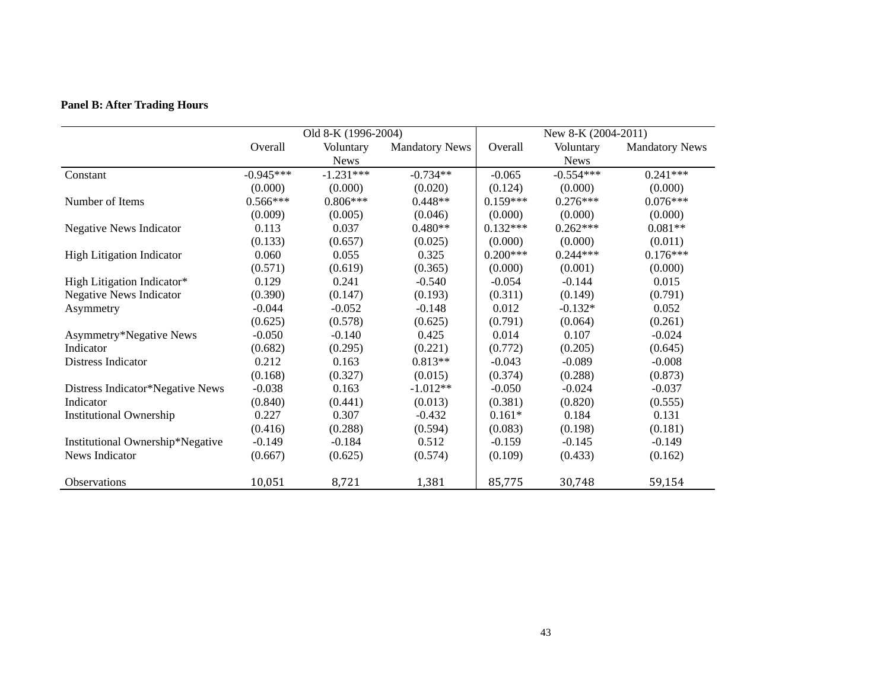**Panel B: After Trading Hours**

| | Old 8-K (1996-2004) | | | New 8-K (2004-2011) | | |
|---|---|---|---|---|---|---|
| | Overall | Voluntary News | Mandatory News | Overall | Voluntary News | Mandatory News |
| Constant | -0.945*** | -1.231*** | -0.734** | -0.065 | -0.554*** | 0.241*** |
| | (0.000) | (0.000) | (0.020) | (0.124) | (0.000) | (0.000) |
| Number of Items | 0.566*** | 0.806*** | 0.448** | 0.159*** | 0.276*** | 0.076*** |
| | (0.009) | (0.005) | (0.046) | (0.000) | (0.000) | (0.000) |
| Negative News Indicator | 0.113 | 0.037 | 0.480** | 0.132*** | 0.262*** | 0.081** |
| | (0.133) | (0.657) | (0.025) | (0.000) | (0.000) | (0.011) |
| High Litigation Indicator | 0.060 | 0.055 | 0.325 | 0.200*** | 0.244*** | 0.176*** |
| | (0.571) | (0.619) | (0.365) | (0.000) | (0.001) | (0.000) |
| High Litigation Indicator* Negative News Indicator | 0.129 | 0.241 | -0.540 | -0.054 | -0.144 | 0.015 |
| | (0.390) | (0.147) | (0.193) | (0.311) | (0.149) | (0.791) |
| Asymmetry | -0.044 | -0.052 | -0.148 | 0.012 | -0.132* | 0.052 |
| | (0.625) | (0.578) | (0.625) | (0.791) | (0.064) | (0.261) |
| Asymmetry*Negative News Indicator | -0.050 | -0.140 | 0.425 | 0.014 | 0.107 | -0.024 |
| | (0.682) | (0.295) | (0.221) | (0.772) | (0.205) | (0.645) |
| Distress Indicator | 0.212 | 0.163 | 0.813** | -0.043 | -0.089 | -0.008 |
| | (0.168) | (0.327) | (0.015) | (0.374) | (0.288) | (0.873) |
| Distress Indicator*Negative News Indicator | -0.038 | 0.163 | -1.012** | -0.050 | -0.024 | -0.037 |
| | (0.840) | (0.441) | (0.013) | (0.381) | (0.820) | (0.555) |
| Institutional Ownership | 0.227 | 0.307 | -0.432 | 0.161* | 0.184 | 0.131 |
| | (0.416) | (0.288) | (0.594) | (0.083) | (0.198) | (0.181) |
| Institutional Ownership*Negative News Indicator | -0.149 | -0.184 | 0.512 | -0.159 | -0.145 | -0.149 |
| | (0.667) | (0.625) | (0.574) | (0.109) | (0.433) | (0.162) |
| Observations | 10,051 | 8,721 | 1,381 | 85,775 | 30,748 | 59,154 |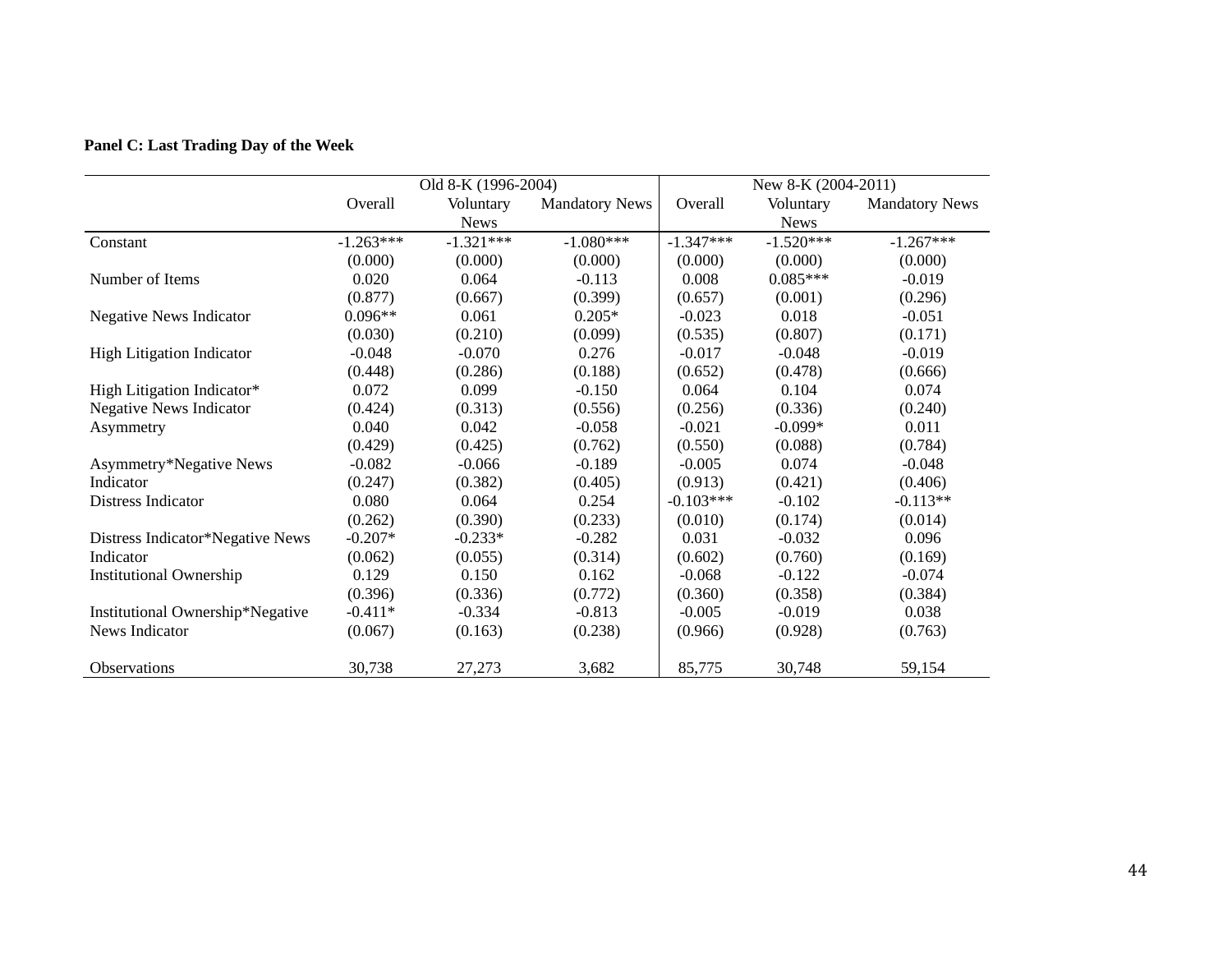**Panel C: Last Trading Day of the Week**

| | Old 8-K (1996-2004) | | | New 8-K (2004-2011) | | |
|---|---|---|---|---|---|---|
| | Overall | Voluntary News | Mandatory News | Overall | Voluntary News | Mandatory News |
| Constant | -1.263*** | -1.321*** | -1.080*** | -1.347*** | -1.520*** | -1.267*** |
| | (0.000) | (0.000) | (0.000) | (0.000) | (0.000) | (0.000) |
| Number of Items | 0.020 | 0.064 | -0.113 | 0.008 | 0.085*** | -0.019 |
| | (0.877) | (0.667) | (0.399) | (0.657) | (0.001) | (0.296) |
| Negative News Indicator | 0.096** | 0.061 | 0.205* | -0.023 | 0.018 | -0.051 |
| | (0.030) | (0.210) | (0.099) | (0.535) | (0.807) | (0.171) |
| High Litigation Indicator | -0.048 | -0.070 | 0.276 | -0.017 | -0.048 | -0.019 |
| | (0.448) | (0.286) | (0.188) | (0.652) | (0.478) | (0.666) |
| High Litigation Indicator* Negative News Indicator | 0.072 | 0.099 | -0.150 | 0.064 | 0.104 | 0.074 |
| | (0.424) | (0.313) | (0.556) | (0.256) | (0.336) | (0.240) |
| Asymmetry | 0.040 | 0.042 | -0.058 | -0.021 | -0.099* | 0.011 |
| | (0.429) | (0.425) | (0.762) | (0.550) | (0.088) | (0.784) |
| Asymmetry*Negative News Indicator | -0.082 | -0.066 | -0.189 | -0.005 | 0.074 | -0.048 |
| | (0.247) | (0.382) | (0.405) | (0.913) | (0.421) | (0.406) |
| Distress Indicator | 0.080 | 0.064 | 0.254 | -0.103*** | -0.102 | -0.113** |
| | (0.262) | (0.390) | (0.233) | (0.010) | (0.174) | (0.014) |
| Distress Indicator*Negative News Indicator | -0.207* | -0.233* | -0.282 | 0.031 | -0.032 | 0.096 |
| | (0.062) | (0.055) | (0.314) | (0.602) | (0.760) | (0.169) |
| Institutional Ownership | 0.129 | 0.150 | 0.162 | -0.068 | -0.122 | -0.074 |
| | (0.396) | (0.336) | (0.772) | (0.360) | (0.358) | (0.384) |
| Institutional Ownership*Negative News Indicator | -0.411* | -0.334 | -0.813 | -0.005 | -0.019 | 0.038 |
| | (0.067) | (0.163) | (0.238) | (0.966) | (0.928) | (0.763) |
| Observations | 30,738 | 27,273 | 3,682 | 85,775 | 30,748 | 59,154 |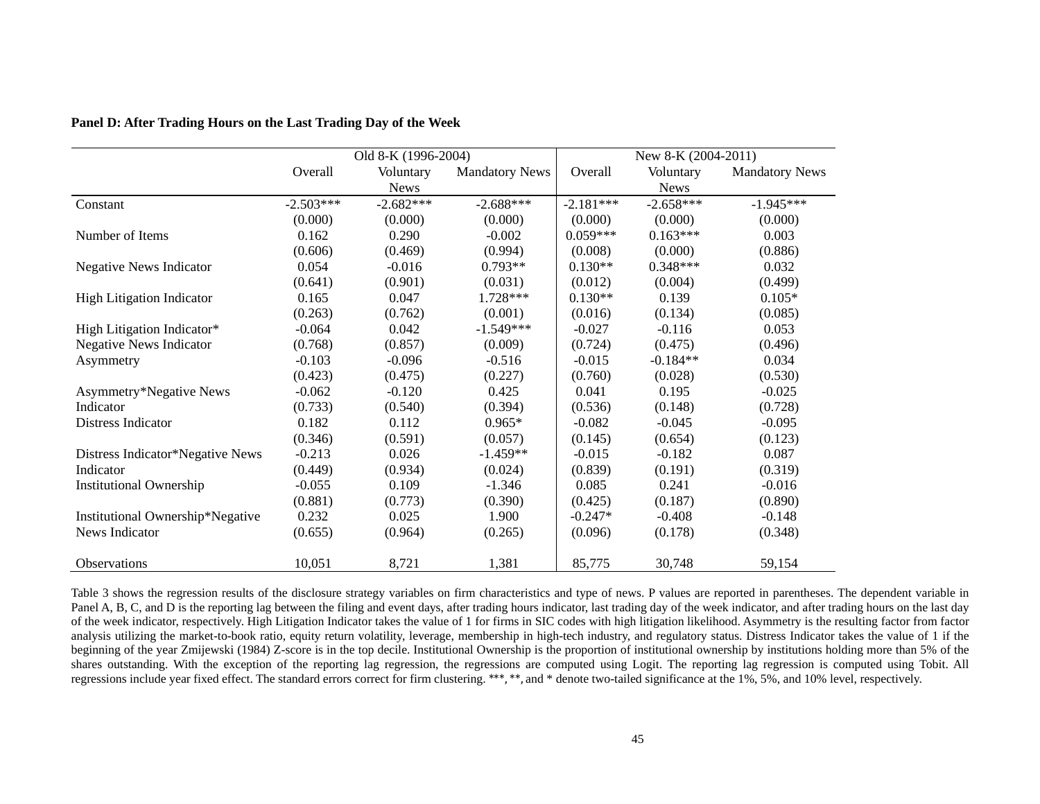**Panel D: After Trading Hours on the Last Trading Day of the Week**

| | Old 8-K (1996-2004) | | | New 8-K (2004-2011) | | |
|---|---|---|---|---|---|---|
| | Overall | Voluntary News | Mandatory News | Overall | Voluntary News | Mandatory News |
| Constant | -2.503*** | -2.682*** | -2.688*** | -2.181*** | -2.658*** | -1.945*** |
| | (0.000) | (0.000) | (0.000) | (0.000) | (0.000) | (0.000) |
| Number of Items | 0.162 | 0.290 | -0.002 | 0.059*** | 0.163*** | 0.003 |
| | (0.606) | (0.469) | (0.994) | (0.008) | (0.000) | (0.886) |
| Negative News Indicator | 0.054 | -0.016 | 0.793** | 0.130** | 0.348*** | 0.032 |
| | (0.641) | (0.901) | (0.031) | (0.012) | (0.004) | (0.499) |
| High Litigation Indicator | 0.165 | 0.047 | 1.728*** | 0.130** | 0.139 | 0.105* |
| | (0.263) | (0.762) | (0.001) | (0.016) | (0.134) | (0.085) |
| High Litigation Indicator* | -0.064 | 0.042 | -1.549*** | -0.027 | -0.116 | 0.053 |
| Negative News Indicator | (0.768) | (0.857) | (0.009) | (0.724) | (0.475) | (0.496) |
| Asymmetry | -0.103 | -0.096 | -0.516 | -0.015 | -0.184** | 0.034 |
| | (0.423) | (0.475) | (0.227) | (0.760) | (0.028) | (0.530) |
| Asymmetry*Negative News | -0.062 | -0.120 | 0.425 | 0.041 | 0.195 | -0.025 |
| Indicator | (0.733) | (0.540) | (0.394) | (0.536) | (0.148) | (0.728) |
| Distress Indicator | 0.182 | 0.112 | 0.965* | -0.082 | -0.045 | -0.095 |
| | (0.346) | (0.591) | (0.057) | (0.145) | (0.654) | (0.123) |
| Distress Indicator*Negative News | -0.213 | 0.026 | -1.459** | -0.015 | -0.182 | 0.087 |
| Indicator | (0.449) | (0.934) | (0.024) | (0.839) | (0.191) | (0.319) |
| Institutional Ownership | -0.055 | 0.109 | -1.346 | 0.085 | 0.241 | -0.016 |
| | (0.881) | (0.773) | (0.390) | (0.425) | (0.187) | (0.890) |
| Institutional Ownership*Negative | 0.232 | 0.025 | 1.900 | -0.247* | -0.408 | -0.148 |
| News Indicator | (0.655) | (0.964) | (0.265) | (0.096) | (0.178) | (0.348) |
| Observations | 10,051 | 8,721 | 1,381 | 85,775 | 30,748 | 59,154 |

Table 3 shows the regression results of the disclosure strategy variables on firm characteristics and type of news. P values are reported in parentheses. The dependent variable in Panel A, B, C, and D is the reporting lag between the filing and event days, after trading hours indicator, last trading day of the week indicator, and after trading hours on the last day of the week indicator, respectively. High Litigation Indicator takes the value of 1 for firms in SIC codes with high litigation likelihood. Asymmetry is the resulting factor from factor analysis utilizing the market-to-book ratio, equity return volatility, leverage, membership in high-tech industry, and regulatory status. Distress Indicator takes the value of 1 if the beginning of the year Zmijewski (1984) Z-score is in the top decile. Institutional Ownership is the proportion of institutional ownership by institutions holding more than 5% of the shares outstanding. With the exception of the reporting lag regression, the regressions are computed using Logit. The reporting lag regression is computed using Tobit. All regressions include year fixed effect. The standard errors correct for firm clustering. ***, **, and * denote two-tailed significance at the 1%, 5%, and 10% level, respectively.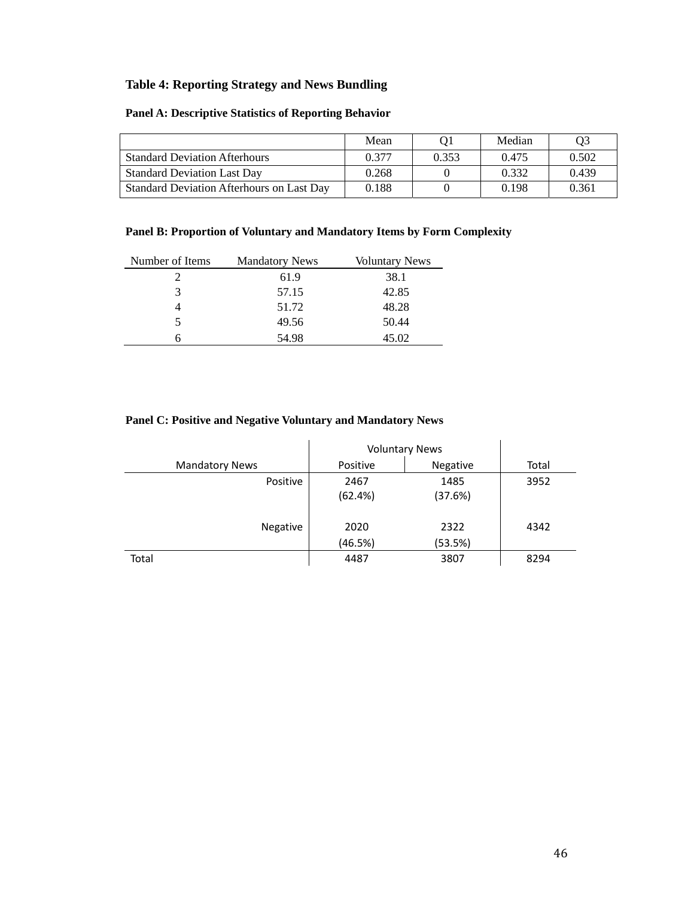# Table 4: Reporting Strategy and News Bundling

### Panel A: Descriptive Statistics of Reporting Behavior

| | Mean | Q1 | Median | Q3 |
|---|---|---|---|---|
| Standard Deviation Afterhours | 0.377 | 0.353 | 0.475 | 0.502 |
| Standard Deviation Last Day | 0.268 | 0 | 0.332 | 0.439 |
| Standard Deviation Afterhours on Last Day | 0.188 | 0 | 0.198 | 0.361 |

### Panel B: Proportion of Voluntary and Mandatory Items by Form Complexity

| Number of Items | Mandatory News | Voluntary News |
|---|---|---|
| 2 | 61.9 | 38.1 |
| 3 | 57.15 | 42.85 |
| 4 | 51.72 | 48.28 |
| 5 | 49.56 | 50.44 |
| 6 | 54.98 | 45.02 |

### Panel C: Positive and Negative Voluntary and Mandatory News

| | Voluntary News | | |
|---|---|---|---|
| Mandatory News | Positive | Negative | Total |
| Positive | 2467 (62.4%) | 1485 (37.6%) | 3952 |
| Negative | 2020 (46.5%) | 2322 (53.5%) | 4342 |
| Total | 4487 | 3807 | 8294 |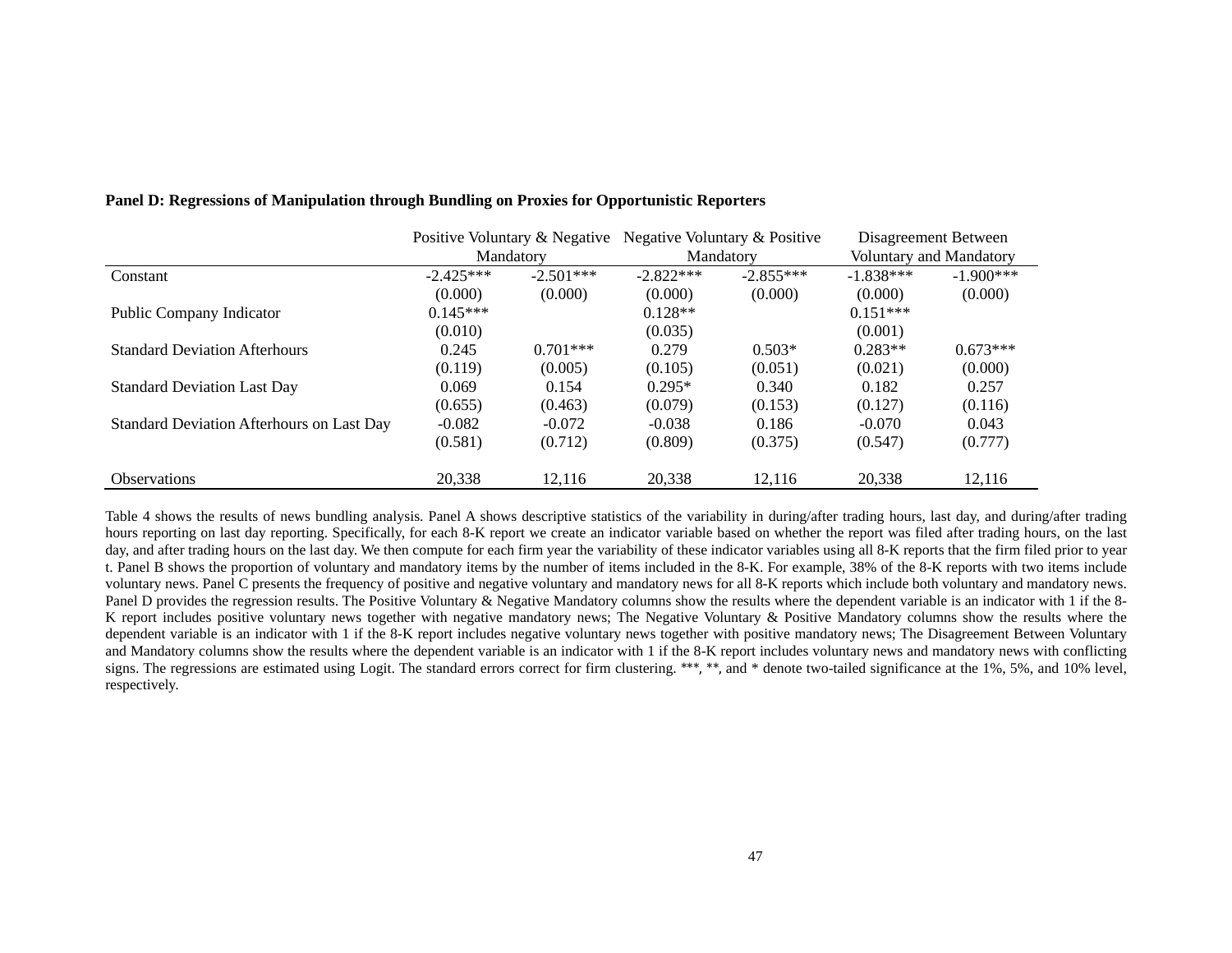**Panel D: Regressions of Manipulation through Bundling on Proxies for Opportunistic Reporters**

| | Positive Voluntary & Negative Mandatory | | Negative Voluntary & Positive Mandatory | | Disagreement Between Voluntary and Mandatory | |
|---|---|---|---|---|---|---|
| Constant | -2.425*** | -2.501*** | -2.822*** | -2.855*** | -1.838*** | -1.900*** |
| | (0.000) | (0.000) | (0.000) | (0.000) | (0.000) | (0.000) |
| Public Company Indicator | 0.145*** | | 0.128** | | 0.151*** | |
| | (0.010) | | (0.035) | | (0.001) | |
| Standard Deviation Afterhours | 0.245 | 0.701*** | 0.279 | 0.503* | 0.283** | 0.673*** |
| | (0.119) | (0.005) | (0.105) | (0.051) | (0.021) | (0.000) |
| Standard Deviation Last Day | 0.069 | 0.154 | 0.295* | 0.340 | 0.182 | 0.257 |
| | (0.655) | (0.463) | (0.079) | (0.153) | (0.127) | (0.116) |
| Standard Deviation Afterhours on Last Day | -0.082 | -0.072 | -0.038 | 0.186 | -0.070 | 0.043 |
| | (0.581) | (0.712) | (0.809) | (0.375) | (0.547) | (0.777) |
| Observations | 20,338 | 12,116 | 20,338 | 12,116 | 20,338 | 12,116 |

Table 4 shows the results of news bundling analysis. Panel A shows descriptive statistics of the variability in during/after trading hours, last day, and during/after trading hours reporting on last day reporting. Specifically, for each 8-K report we create an indicator variable based on whether the report was filed after trading hours, on the last day, and after trading hours on the last day. We then compute for each firm year the variability of these indicator variables using all 8-K reports that the firm filed prior to year t. Panel B shows the proportion of voluntary and mandatory items by the number of items included in the 8-K. For example, 38% of the 8-K reports with two items include voluntary news. Panel C presents the frequency of positive and negative voluntary and mandatory news for all 8-K reports which include both voluntary and mandatory news. Panel D provides the regression results. The Positive Voluntary & Negative Mandatory columns show the results where the dependent variable is an indicator with 1 if the 8-K report includes positive voluntary news together with negative mandatory news; The Negative Voluntary & Positive Mandatory columns show the results where the dependent variable is an indicator with 1 if the 8-K report includes negative voluntary news together with positive mandatory news; The Disagreement Between Voluntary and Mandatory columns show the results where the dependent variable is an indicator with 1 if the 8-K report includes voluntary news and mandatory news with conflicting signs. The regressions are estimated using Logit. The standard errors correct for firm clustering. ***, **, and * denote two-tailed significance at the 1%, 5%, and 10% level, respectively.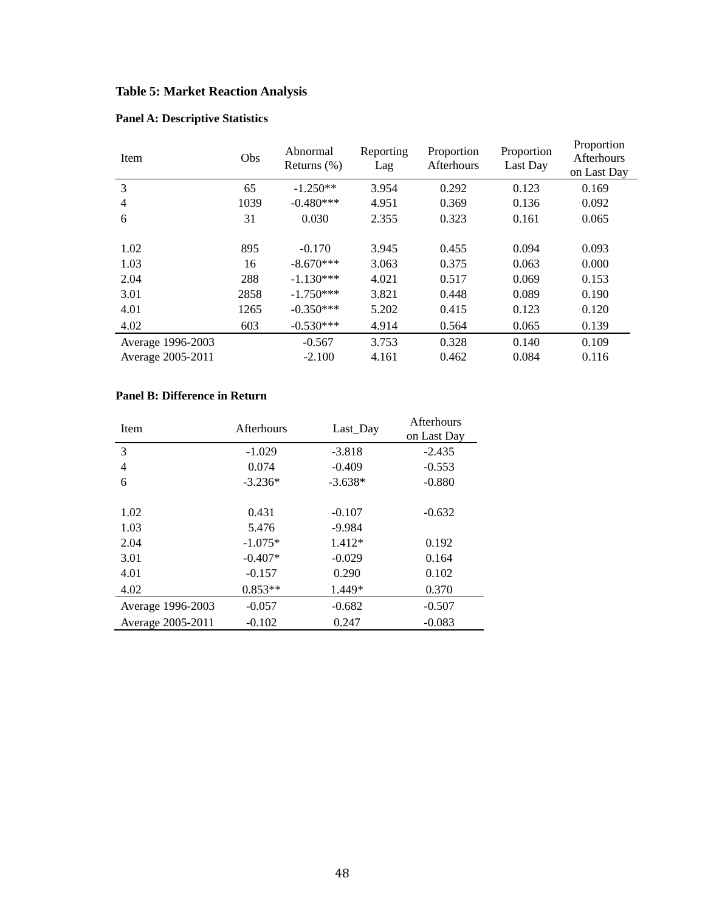**Table 5: Market Reaction Analysis**

**Panel A: Descriptive Statistics**

| Item | Obs | Abnormal Returns (%) | Reporting Lag | Proportion Afterhours | Proportion Last Day | Proportion Afterhours on Last Day |
|---|---|---|---|---|---|---|
| 3 | 65 | -1.250** | 3.954 | 0.292 | 0.123 | 0.169 |
| 4 | 1039 | -0.480*** | 4.951 | 0.369 | 0.136 | 0.092 |
| 6 | 31 | 0.030 | 2.355 | 0.323 | 0.161 | 0.065 |
| | | | | | | |
| 1.02 | 895 | -0.170 | 3.945 | 0.455 | 0.094 | 0.093 |
| 1.03 | 16 | -8.670*** | 3.063 | 0.375 | 0.063 | 0.000 |
| 2.04 | 288 | -1.130*** | 4.021 | 0.517 | 0.069 | 0.153 |
| 3.01 | 2858 | -1.750*** | 3.821 | 0.448 | 0.089 | 0.190 |
| 4.01 | 1265 | -0.350*** | 5.202 | 0.415 | 0.123 | 0.120 |
| 4.02 | 603 | -0.530*** | 4.914 | 0.564 | 0.065 | 0.139 |
| Average 1996-2003 | | -0.567 | 3.753 | 0.328 | 0.140 | 0.109 |
| Average 2005-2011 | | -2.100 | 4.161 | 0.462 | 0.084 | 0.116 |

**Panel B: Difference in Return**

| Item | Afterhours | Last_Day | Afterhours on Last Day |
|---|---|---|---|
| 3 | -1.029 | -3.818 | -2.435 |
| 4 | 0.074 | -0.409 | -0.553 |
| 6 | -3.236* | -3.638* | -0.880 |
| | | | |
| 1.02 | 0.431 | -0.107 | -0.632 |
| 1.03 | 5.476 | -9.984 | |
| 2.04 | -1.075* | 1.412* | 0.192 |
| 3.01 | -0.407* | -0.029 | 0.164 |
| 4.01 | -0.157 | 0.290 | 0.102 |
| 4.02 | 0.853** | 1.449* | 0.370 |
| Average 1996-2003 | -0.057 | -0.682 | -0.507 |
| Average 2005-2011 | -0.102 | 0.247 | -0.083 |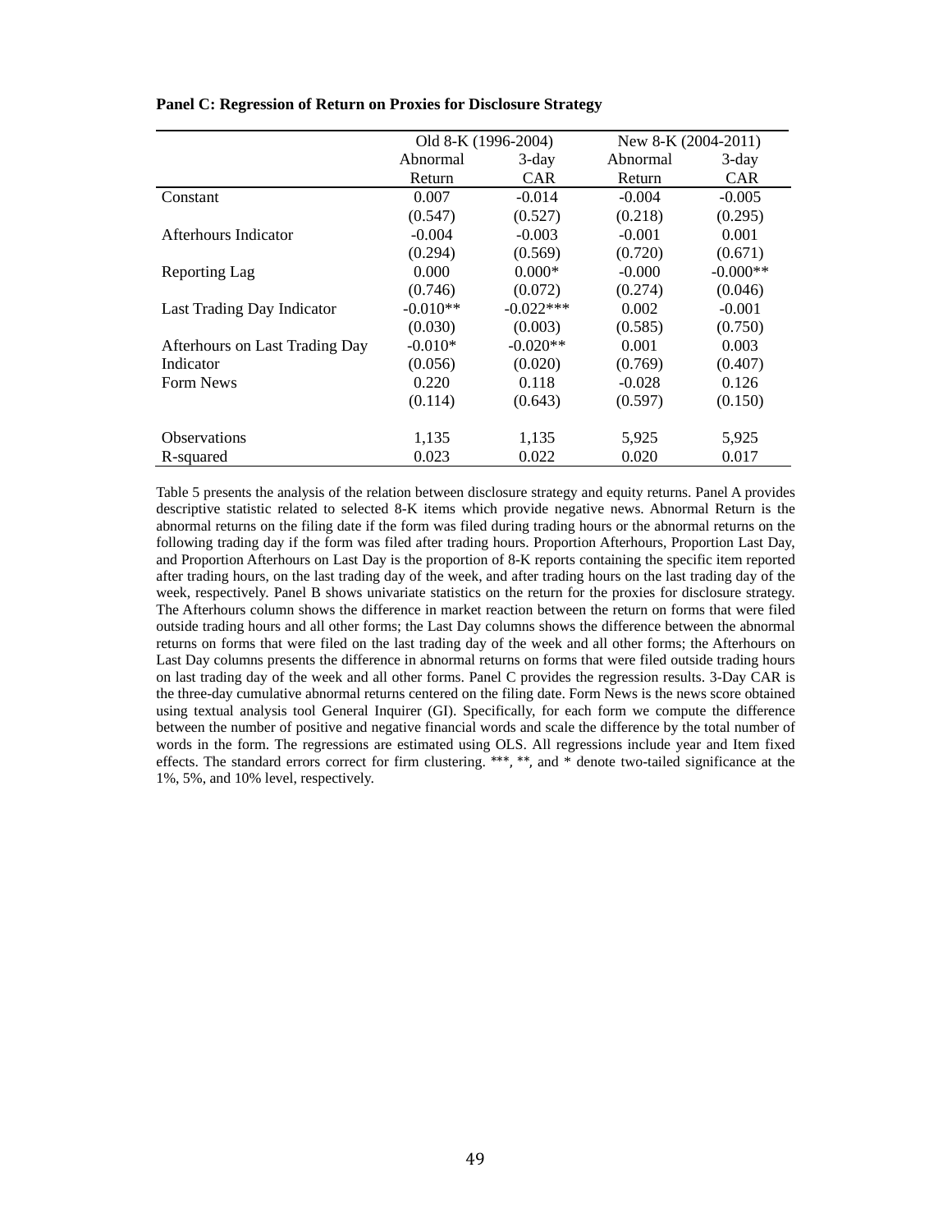**Panel C: Regression of Return on Proxies for Disclosure Strategy**

| | Old 8-K (1996-2004) | | New 8-K (2004-2011) | |
|---|---|---|---|---|
| | Abnormal Return | 3-day CAR | Abnormal Return | 3-day CAR |
| Constant | 0.007 | -0.014 | -0.004 | -0.005 |
| | (0.547) | (0.527) | (0.218) | (0.295) |
| Afterhours Indicator | -0.004 | -0.003 | -0.001 | 0.001 |
| | (0.294) | (0.569) | (0.720) | (0.671) |
| Reporting Lag | 0.000 | 0.000* | -0.000 | -0.000** |
| | (0.746) | (0.072) | (0.274) | (0.046) |
| Last Trading Day Indicator | -0.010** | -0.022*** | 0.002 | -0.001 |
| | (0.030) | (0.003) | (0.585) | (0.750) |
| Afterhours on Last Trading Day Indicator | -0.010* | -0.020** | 0.001 | 0.003 |
| | (0.056) | (0.020) | (0.769) | (0.407) |
| Form News | 0.220 | 0.118 | -0.028 | 0.126 |
| | (0.114) | (0.643) | (0.597) | (0.150) |
| Observations | 1,135 | 1,135 | 5,925 | 5,925 |
| R-squared | 0.023 | 0.022 | 0.020 | 0.017 |

Table 5 presents the analysis of the relation between disclosure strategy and equity returns. Panel A provides descriptive statistic related to selected 8-K items which provide negative news. Abnormal Return is the abnormal returns on the filing date if the form was filed during trading hours or the abnormal returns on the following trading day if the form was filed after trading hours. Proportion Afterhours, Proportion Last Day, and Proportion Afterhours on Last Day is the proportion of 8-K reports containing the specific item reported after trading hours, on the last trading day of the week, and after trading hours on the last trading day of the week, respectively. Panel B shows univariate statistics on the return for the proxies for disclosure strategy. The Afterhours column shows the difference in market reaction between the return on forms that were filed outside trading hours and all other forms; the Last Day columns shows the difference between the abnormal returns on forms that were filed on the last trading day of the week and all other forms; the Afterhours on Last Day columns presents the difference in abnormal returns on forms that were filed outside trading hours on last trading day of the week and all other forms. Panel C provides the regression results. 3-Day CAR is the three-day cumulative abnormal returns centered on the filing date. Form News is the news score obtained using textual analysis tool General Inquirer (GI). Specifically, for each form we compute the difference between the number of positive and negative financial words and scale the difference by the total number of words in the form. The regressions are estimated using OLS. All regressions include year and Item fixed effects. The standard errors correct for firm clustering. ***, **, and * denote two-tailed significance at the 1%, 5%, and 10% level, respectively.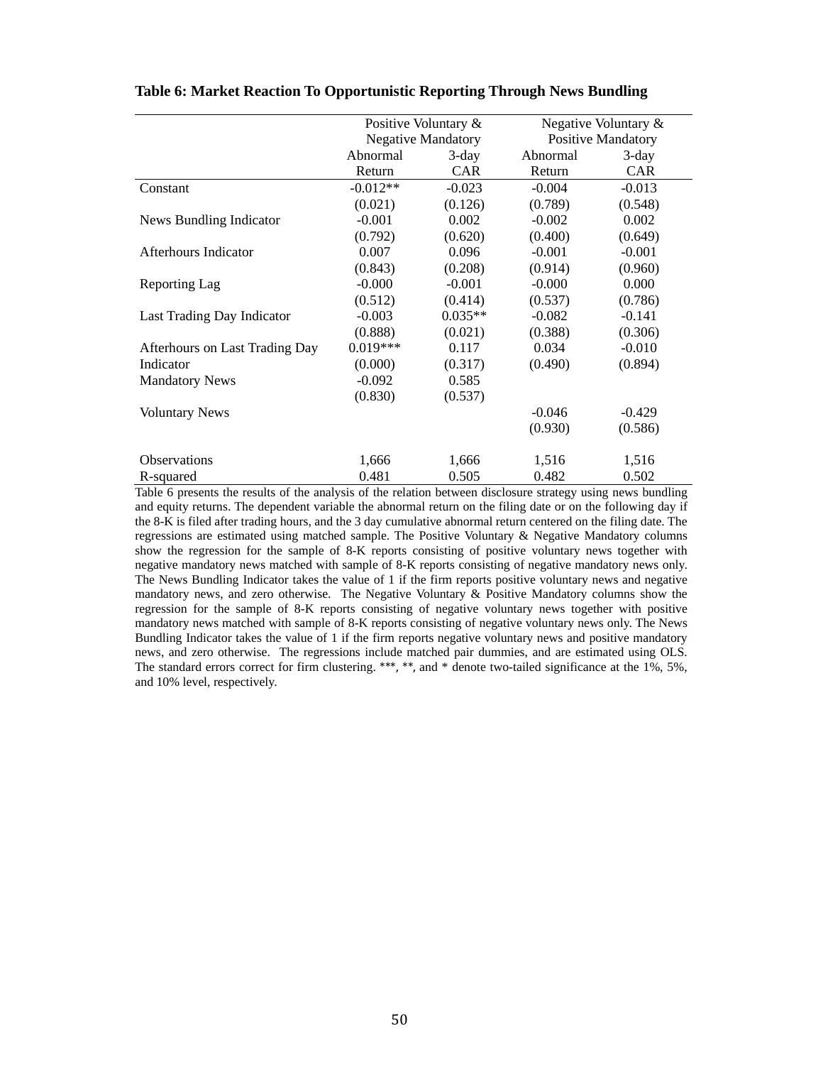**Table 6: Market Reaction To Opportunistic Reporting Through News Bundling**

| | Positive Voluntary & Negative Mandatory | | Negative Voluntary & Positive Mandatory | |
|---|---|---|---|---|
| | Abnormal Return | 3-day CAR | Abnormal Return | 3-day CAR |
| Constant | -0.012** | -0.023 | -0.004 | -0.013 |
| | (0.021) | (0.126) | (0.789) | (0.548) |
| News Bundling Indicator | -0.001 | 0.002 | -0.002 | 0.002 |
| | (0.792) | (0.620) | (0.400) | (0.649) |
| Afterhours Indicator | 0.007 | 0.096 | -0.001 | -0.001 |
| | (0.843) | (0.208) | (0.914) | (0.960) |
| Reporting Lag | -0.000 | -0.001 | -0.000 | 0.000 |
| | (0.512) | (0.414) | (0.537) | (0.786) |
| Last Trading Day Indicator | -0.003 | 0.035** | -0.082 | -0.141 |
| | (0.888) | (0.021) | (0.388) | (0.306) |
| Afterhours on Last Trading Day Indicator | 0.019*** | 0.117 | 0.034 | -0.010 |
| | (0.000) | (0.317) | (0.490) | (0.894) |
| Mandatory News | -0.092 | 0.585 | | |
| | (0.830) | (0.537) | | |
| Voluntary News | | | -0.046 | -0.429 |
| | | | (0.930) | (0.586) |
| Observations | 1,666 | 1,666 | 1,516 | 1,516 |
| R-squared | 0.481 | 0.505 | 0.482 | 0.502 |

Table 6 presents the results of the analysis of the relation between disclosure strategy using news bundling and equity returns. The dependent variable the abnormal return on the filing date or on the following day if the 8-K is filed after trading hours, and the 3 day cumulative abnormal return centered on the filing date. The regressions are estimated using matched sample. The Positive Voluntary & Negative Mandatory columns show the regression for the sample of 8-K reports consisting of positive voluntary news together with negative mandatory news matched with sample of 8-K reports consisting of negative mandatory news only. The News Bundling Indicator takes the value of 1 if the firm reports positive voluntary news and negative mandatory news, and zero otherwise. The Negative Voluntary & Positive Mandatory columns show the regression for the sample of 8-K reports consisting of negative voluntary news together with positive mandatory news matched with sample of 8-K reports consisting of negative voluntary news only. The News Bundling Indicator takes the value of 1 if the firm reports negative voluntary news and positive mandatory news, and zero otherwise. The regressions include matched pair dummies, and are estimated using OLS. The standard errors correct for firm clustering. ***, **, and * denote two-tailed significance at the 1%, 5%, and 10% level, respectively.